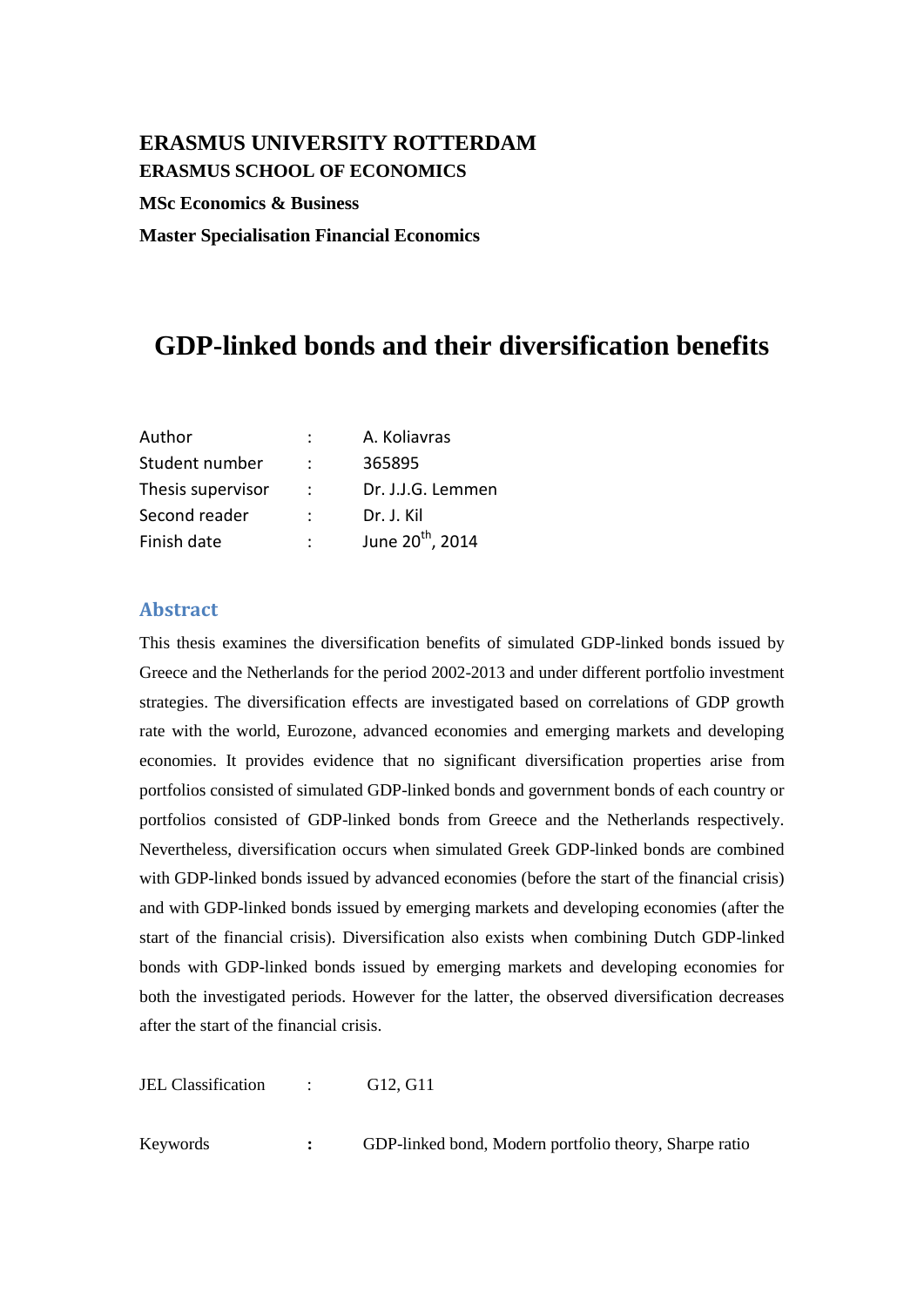**ERASMUS UNIVERSITY ROTTERDAM**

**ERASMUS SCHOOL OF ECONOMICS**

**MSc Economics & Business**

**Master Specialisation Financial Economics**

# GDP-linked bonds and their diversification benefits

| | | |
|---|---|---|
| Author | : | A. Koliavras |
| Student number | : | 365895 |
| Thesis supervisor | : | Dr. J.J.G. Lemmen |
| Second reader | : | Dr. J. Kil |
| Finish date | : | June 20th, 2014 |

## Abstract

This thesis examines the diversification benefits of simulated GDP-linked bonds issued by Greece and the Netherlands for the period 2002-2013 and under different portfolio investment strategies. The diversification effects are investigated based on correlations of GDP growth rate with the world, Eurozone, advanced economies and emerging markets and developing economies. It provides evidence that no significant diversification properties arise from portfolios consisted of simulated GDP-linked bonds and government bonds of each country or portfolios consisted of GDP-linked bonds from Greece and the Netherlands respectively. Nevertheless, diversification occurs when simulated Greek GDP-linked bonds are combined with GDP-linked bonds issued by advanced economies (before the start of the financial crisis) and with GDP-linked bonds issued by emerging markets and developing economies (after the start of the financial crisis). Diversification also exists when combining Dutch GDP-linked bonds with GDP-linked bonds issued by emerging markets and developing economies for both the investigated periods. However for the latter, the observed diversification decreases after the start of the financial crisis.

JEL Classification : G12, G11

Keywords : GDP-linked bond, Modern portfolio theory, Sharpe ratio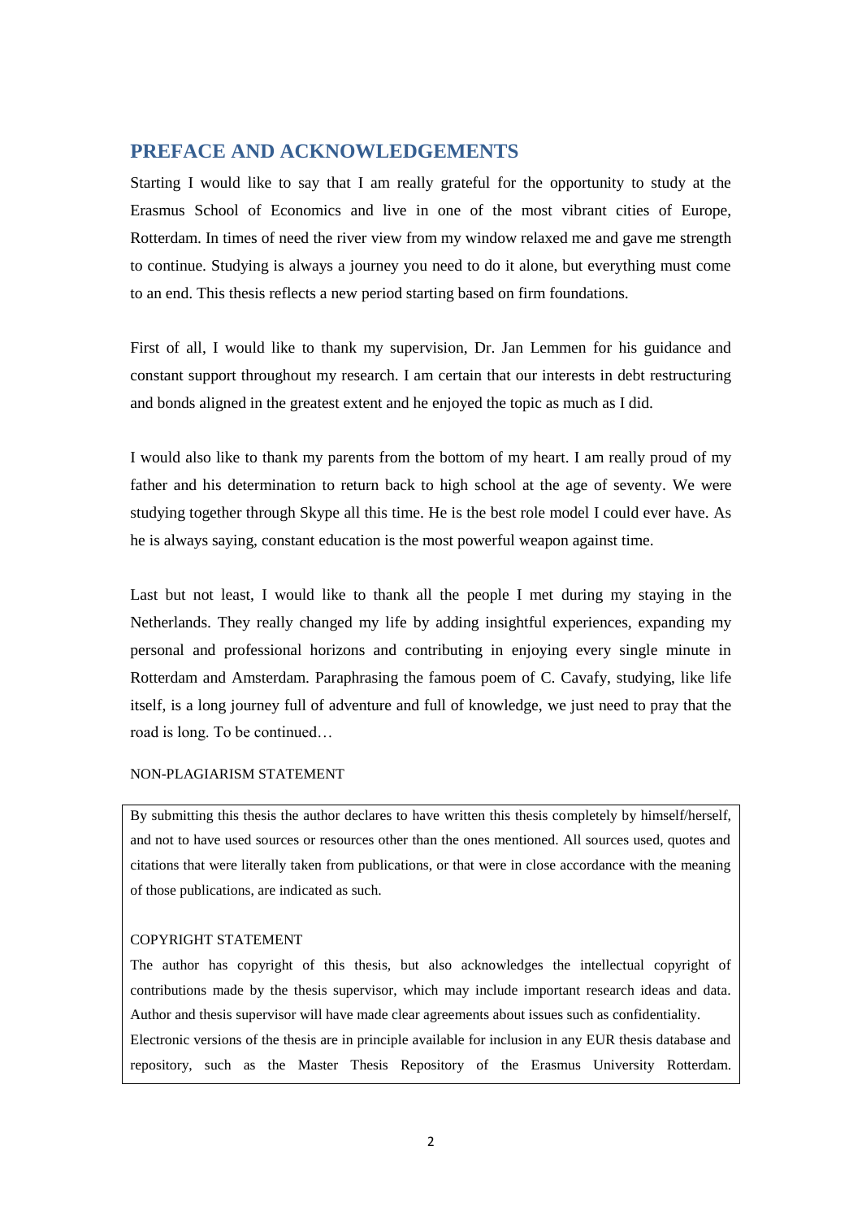## PREFACE AND ACKNOWLEDGEMENTS

Starting I would like to say that I am really grateful for the opportunity to study at the Erasmus School of Economics and live in one of the most vibrant cities of Europe, Rotterdam. In times of need the river view from my window relaxed me and gave me strength to continue. Studying is always a journey you need to do it alone, but everything must come to an end. This thesis reflects a new period starting based on firm foundations.

First of all, I would like to thank my supervision, Dr. Jan Lemmen for his guidance and constant support throughout my research. I am certain that our interests in debt restructuring and bonds aligned in the greatest extent and he enjoyed the topic as much as I did.

I would also like to thank my parents from the bottom of my heart. I am really proud of my father and his determination to return back to high school at the age of seventy. We were studying together through Skype all this time. He is the best role model I could ever have. As he is always saying, constant education is the most powerful weapon against time.

Last but not least, I would like to thank all the people I met during my staying in the Netherlands. They really changed my life by adding insightful experiences, expanding my personal and professional horizons and contributing in enjoying every single minute in Rotterdam and Amsterdam. Paraphrasing the famous poem of C. Cavafy, studying, like life itself, is a long journey full of adventure and full of knowledge, we just need to pray that the road is long. To be continued…

NON-PLAGIARISM STATEMENT

By submitting this thesis the author declares to have written this thesis completely by himself/herself, and not to have used sources or resources other than the ones mentioned. All sources used, quotes and citations that were literally taken from publications, or that were in close accordance with the meaning of those publications, are indicated as such.

COPYRIGHT STATEMENT

The author has copyright of this thesis, but also acknowledges the intellectual copyright of contributions made by the thesis supervisor, which may include important research ideas and data. Author and thesis supervisor will have made clear agreements about issues such as confidentiality.

Electronic versions of the thesis are in principle available for inclusion in any EUR thesis database and repository, such as the Master Thesis Repository of the Erasmus University Rotterdam.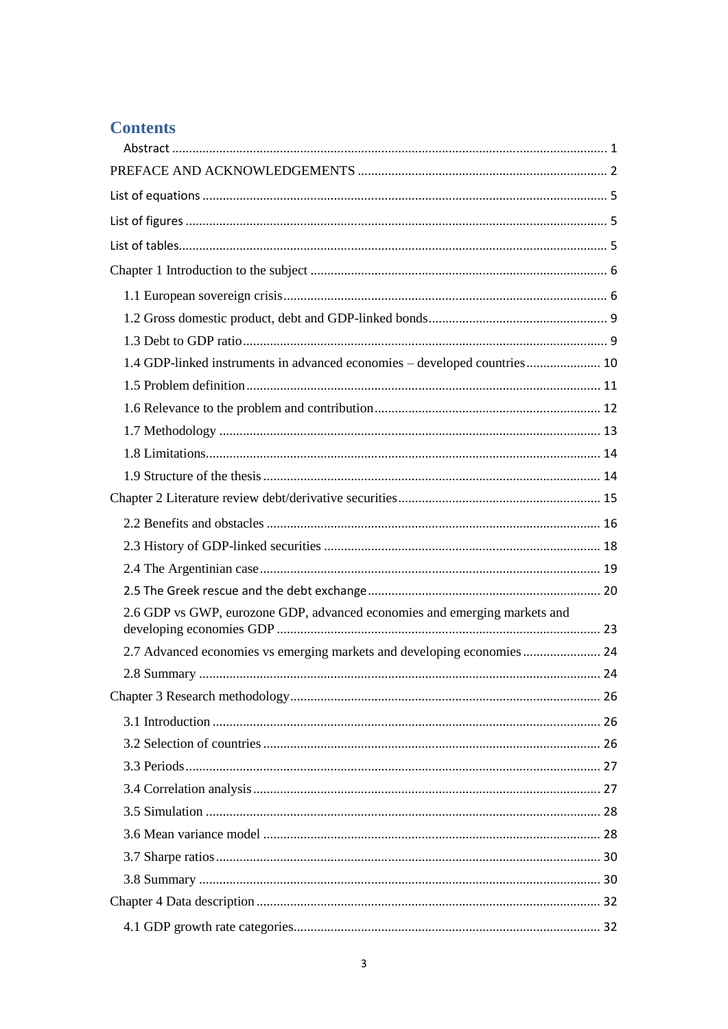# Contents

- Abstract ... 1
- PREFACE AND ACKNOWLEDGEMENTS ... 2
- List of equations ... 5
- List of figures ... 5
- List of tables ... 5
- Chapter 1 Introduction to the subject ... 6
  - 1.1 European sovereign crisis ... 6
  - 1.2 Gross domestic product, debt and GDP-linked bonds ... 9
  - 1.3 Debt to GDP ratio ... 9
  - 1.4 GDP-linked instruments in advanced economies – developed countries ... 10
  - 1.5 Problem definition ... 11
  - 1.6 Relevance to the problem and contribution ... 12
  - 1.7 Methodology ... 13
  - 1.8 Limitations ... 14
  - 1.9 Structure of the thesis ... 14
- Chapter 2 Literature review debt/derivative securities ... 15
  - 2.2 Benefits and obstacles ... 16
  - 2.3 History of GDP-linked securities ... 18
  - 2.4 The Argentinian case ... 19
  - 2.5 The Greek rescue and the debt exchange ... 20
  - 2.6 GDP vs GWP, eurozone GDP, advanced economies and emerging markets and developing economies GDP ... 23
  - 2.7 Advanced economies vs emerging markets and developing economies ... 24
  - 2.8 Summary ... 24
- Chapter 3 Research methodology ... 26
  - 3.1 Introduction ... 26
  - 3.2 Selection of countries ... 26
  - 3.3 Periods ... 27
  - 3.4 Correlation analysis ... 27
  - 3.5 Simulation ... 28
  - 3.6 Mean variance model ... 28
  - 3.7 Sharpe ratios ... 30
  - 3.8 Summary ... 30
- Chapter 4 Data description ... 32
  - 4.1 GDP growth rate categories ... 32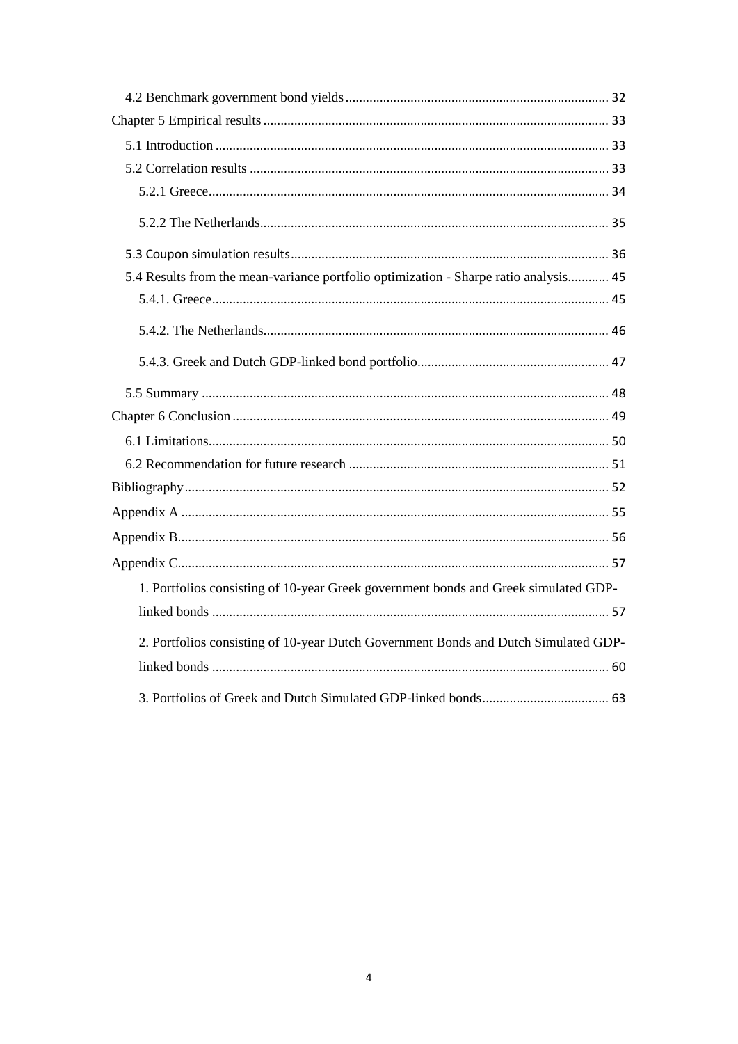4.2 Benchmark government bond yields ........................................................................... 32

Chapter 5 Empirical results .................................................................................................. 33

5.1 Introduction ................................................................................................................ 33

5.2 Correlation results ....................................................................................................... 33

5.2.1 Greece.................................................................................................................. 34

5.2.2 The Netherlands.................................................................................................... 35

5.3 Coupon simulation results ........................................................................................... 36

5.4 Results from the mean-variance portfolio optimization - Sharpe ratio analysis............ 45

5.4.1. Greece.................................................................................................................. 45

5.4.2. The Netherlands.................................................................................................... 46

5.4.3. Greek and Dutch GDP-linked bond portfolio........................................................ 47

5.5 Summary ..................................................................................................................... 48

Chapter 6 Conclusion ............................................................................................................ 49

6.1 Limitations................................................................................................................... 50

6.2 Recommendation for future research .......................................................................... 51

Bibliography.......................................................................................................................... 52

Appendix A ........................................................................................................................... 55

Appendix B............................................................................................................................ 56

Appendix C............................................................................................................................ 57

1. Portfolios consisting of 10-year Greek government bonds and Greek simulated GDP-linked bonds .................................................................................................................. 57

2. Portfolios consisting of 10-year Dutch Government Bonds and Dutch Simulated GDP-linked bonds .................................................................................................................. 60

3. Portfolios of Greek and Dutch Simulated GDP-linked bonds..................................... 63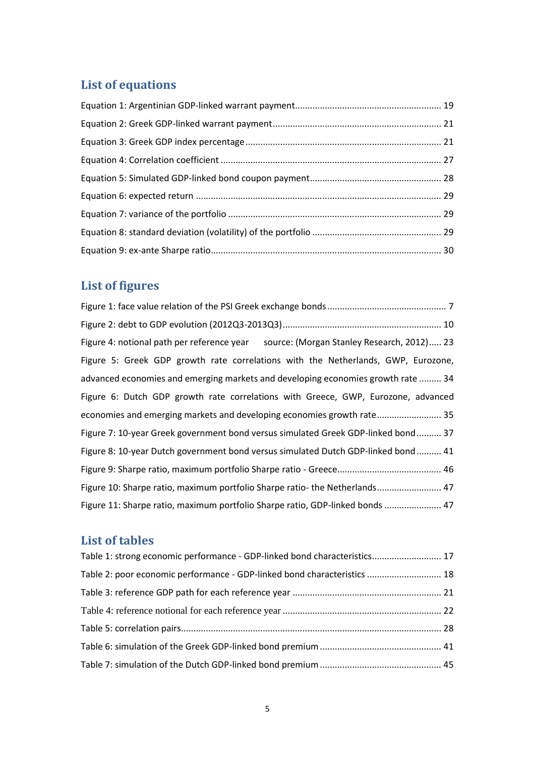## List of equations

Equation 1: Argentinian GDP-linked warrant payment........................................................ 19

Equation 2: Greek GDP-linked warrant payment.................................................................. 21

Equation 3: Greek GDP index percentage ............................................................................ 21

Equation 4: Correlation coefficient ....................................................................................... 27

Equation 5: Simulated GDP-linked bond coupon payment.................................................... 28

Equation 6: expected return ................................................................................................. 29

Equation 7: variance of the portfolio .................................................................................... 29

Equation 8: standard deviation (volatility) of the portfolio ................................................... 29

Equation 9: ex-ante Sharpe ratio........................................................................................... 30

## List of figures

Figure 1: face value relation of the PSI Greek exchange bonds ............................................... 7

Figure 2: debt to GDP evolution (2012Q3-2013Q3)............................................................... 10

Figure 4: notional path per reference year source: (Morgan Stanley Research, 2012)..... 23

Figure 5: Greek GDP growth rate correlations with the Netherlands, GWP, Eurozone, advanced economies and emerging markets and developing economies growth rate ......... 34

Figure 6: Dutch GDP growth rate correlations with Greece, GWP, Eurozone, advanced economies and emerging markets and developing economies growth rate.......................... 35

Figure 7: 10-year Greek government bond versus simulated Greek GDP-linked bond.......... 37

Figure 8: 10-year Dutch government bond versus simulated Dutch GDP-linked bond.......... 41

Figure 9: Sharpe ratio, maximum portfolio Sharpe ratio - Greece......................................... 46

Figure 10: Sharpe ratio, maximum portfolio Sharpe ratio- the Netherlands.......................... 47

Figure 11: Sharpe ratio, maximum portfolio Sharpe ratio, GDP-linked bonds ....................... 47

## List of tables

Table 1: strong economic performance - GDP-linked bond characteristics............................ 17

Table 2: poor economic performance - GDP-linked bond characteristics .............................. 18

Table 3: reference GDP path for each reference year ........................................................... 21

Table 4: reference notional for each reference year ............................................................... 22

Table 5: correlation pairs........................................................................................................ 28

Table 6: simulation of the Greek GDP-linked bond premium ................................................ 41

Table 7: simulation of the Dutch GDP-linked bond premium ................................................ 45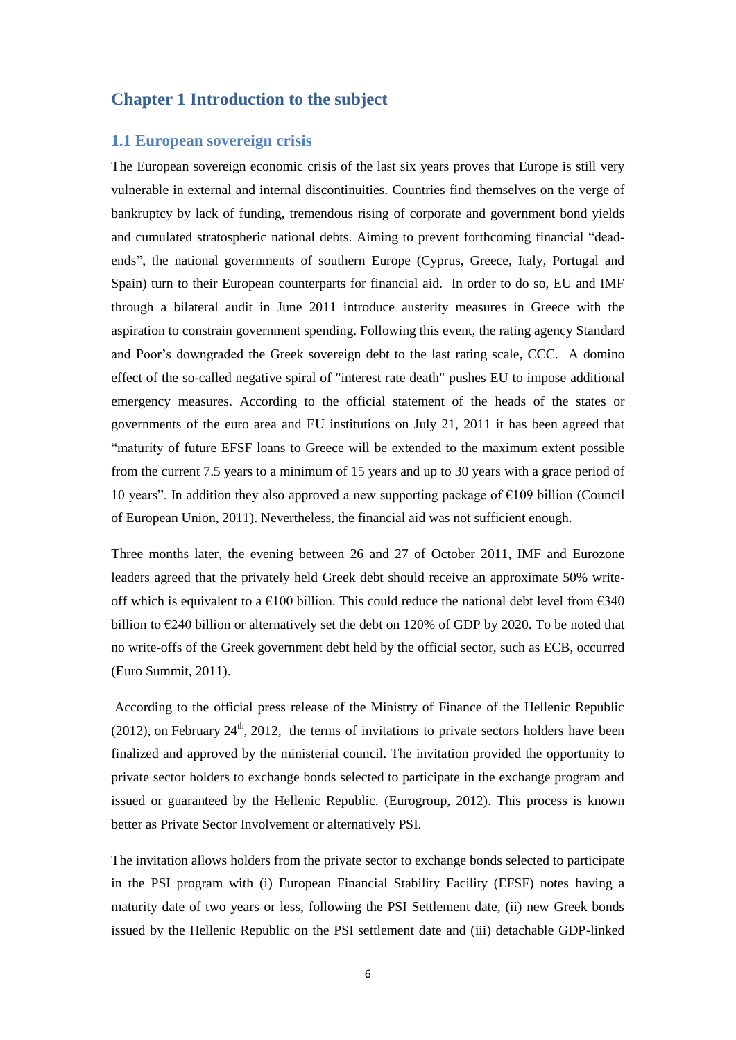# Chapter 1 Introduction to the subject

## 1.1 European sovereign crisis

The European sovereign economic crisis of the last six years proves that Europe is still very vulnerable in external and internal discontinuities. Countries find themselves on the verge of bankruptcy by lack of funding, tremendous rising of corporate and government bond yields and cumulated stratospheric national debts. Aiming to prevent forthcoming financial "dead-ends", the national governments of southern Europe (Cyprus, Greece, Italy, Portugal and Spain) turn to their European counterparts for financial aid. In order to do so, EU and IMF through a bilateral audit in June 2011 introduce austerity measures in Greece with the aspiration to constrain government spending. Following this event, the rating agency Standard and Poor's downgraded the Greek sovereign debt to the last rating scale, CCC. A domino effect of the so-called negative spiral of "interest rate death" pushes EU to impose additional emergency measures. According to the official statement of the heads of the states or governments of the euro area and EU institutions on July 21, 2011 it has been agreed that "maturity of future EFSF loans to Greece will be extended to the maximum extent possible from the current 7.5 years to a minimum of 15 years and up to 30 years with a grace period of 10 years". In addition they also approved a new supporting package of €109 billion (Council of European Union, 2011). Nevertheless, the financial aid was not sufficient enough.

Three months later, the evening between 26 and 27 of October 2011, IMF and Eurozone leaders agreed that the privately held Greek debt should receive an approximate 50% write-off which is equivalent to a €100 billion. This could reduce the national debt level from €340 billion to €240 billion or alternatively set the debt on 120% of GDP by 2020. To be noted that no write-offs of the Greek government debt held by the official sector, such as ECB, occurred (Euro Summit, 2011).

According to the official press release of the Ministry of Finance of the Hellenic Republic (2012), on February 24th, 2012, the terms of invitations to private sectors holders have been finalized and approved by the ministerial council. The invitation provided the opportunity to private sector holders to exchange bonds selected to participate in the exchange program and issued or guaranteed by the Hellenic Republic. (Eurogroup, 2012). This process is known better as Private Sector Involvement or alternatively PSI.

The invitation allows holders from the private sector to exchange bonds selected to participate in the PSI program with (i) European Financial Stability Facility (EFSF) notes having a maturity date of two years or less, following the PSI Settlement date, (ii) new Greek bonds issued by the Hellenic Republic on the PSI settlement date and (iii) detachable GDP-linked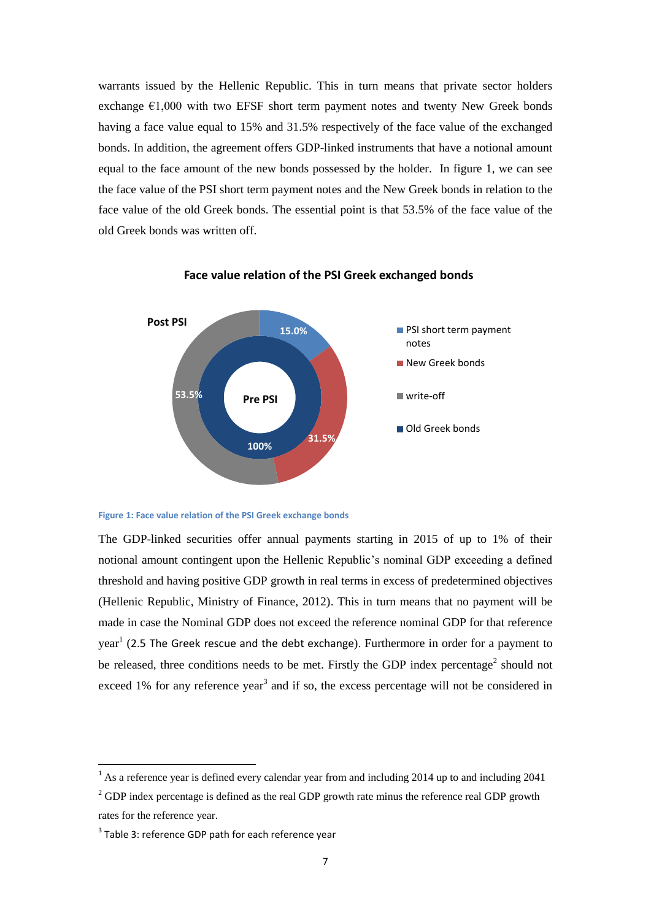warrants issued by the Hellenic Republic. This in turn means that private sector holders exchange €1,000 with two EFSF short term payment notes and twenty New Greek bonds having a face value equal to 15% and 31.5% respectively of the face value of the exchanged bonds. In addition, the agreement offers GDP-linked instruments that have a notional amount equal to the face amount of the new bonds possessed by the holder. In figure 1, we can see the face value of the PSI short term payment notes and the New Greek bonds in relation to the face value of the old Greek bonds. The essential point is that 53.5% of the face value of the old Greek bonds was written off.

**Face value relation of the PSI Greek exchanged bonds**

Post PSI

Pre PSI

- PSI short term payment notes: 15.0%
- New Greek bonds: 31.5%
- write-off: 53.5%
- Old Greek bonds: 100%

Figure 1: Face value relation of the PSI Greek exchange bonds

The GDP-linked securities offer annual payments starting in 2015 of up to 1% of their notional amount contingent upon the Hellenic Republic's nominal GDP exceeding a defined threshold and having positive GDP growth in real terms in excess of predetermined objectives (Hellenic Republic, Ministry of Finance, 2012). This in turn means that no payment will be made in case the Nominal GDP does not exceed the reference nominal GDP for that reference year[1] (2.5 The Greek rescue and the debt exchange). Furthermore in order for a payment to be released, three conditions needs to be met. Firstly the GDP index percentage[2] should not exceed 1% for any reference year[3] and if so, the excess percentage will not be considered in

---

[1] As a reference year is defined every calendar year from and including 2014 up to and including 2041

[2] GDP index percentage is defined as the real GDP growth rate minus the reference real GDP growth rates for the reference year.

[3] Table 3: reference GDP path for each reference year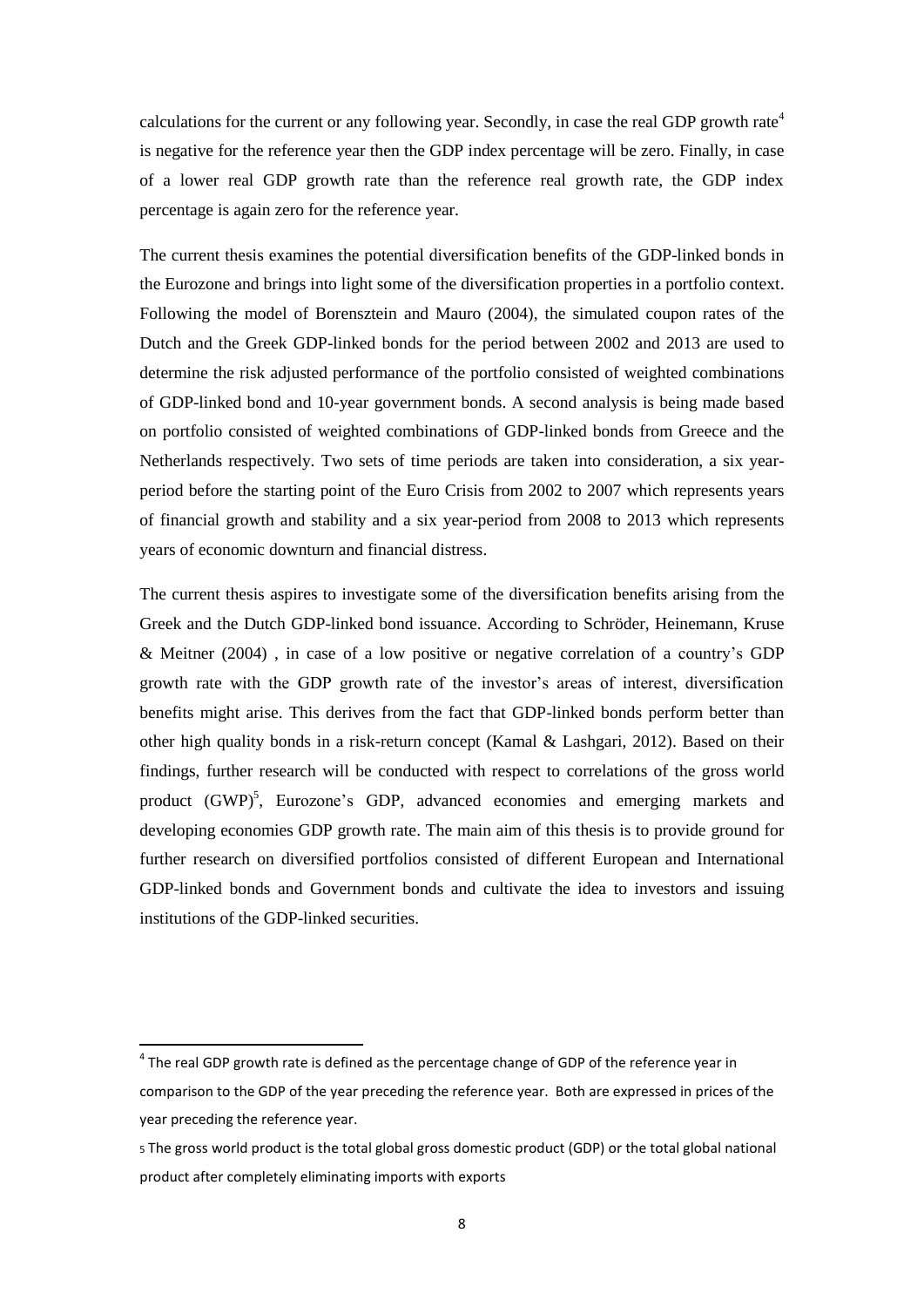calculations for the current or any following year. Secondly, in case the real GDP growth rate[4] is negative for the reference year then the GDP index percentage will be zero. Finally, in case of a lower real GDP growth rate than the reference real growth rate, the GDP index percentage is again zero for the reference year.

The current thesis examines the potential diversification benefits of the GDP-linked bonds in the Eurozone and brings into light some of the diversification properties in a portfolio context. Following the model of Borensztein and Mauro (2004), the simulated coupon rates of the Dutch and the Greek GDP-linked bonds for the period between 2002 and 2013 are used to determine the risk adjusted performance of the portfolio consisted of weighted combinations of GDP-linked bond and 10-year government bonds. A second analysis is being made based on portfolio consisted of weighted combinations of GDP-linked bonds from Greece and the Netherlands respectively. Two sets of time periods are taken into consideration, a six year-period before the starting point of the Euro Crisis from 2002 to 2007 which represents years of financial growth and stability and a six year-period from 2008 to 2013 which represents years of economic downturn and financial distress.

The current thesis aspires to investigate some of the diversification benefits arising from the Greek and the Dutch GDP-linked bond issuance. According to Schröder, Heinemann, Kruse & Meitner (2004) , in case of a low positive or negative correlation of a country's GDP growth rate with the GDP growth rate of the investor's areas of interest, diversification benefits might arise. This derives from the fact that GDP-linked bonds perform better than other high quality bonds in a risk-return concept (Kamal & Lashgari, 2012). Based on their findings, further research will be conducted with respect to correlations of the gross world product (GWP)[5], Eurozone's GDP, advanced economies and emerging markets and developing economies GDP growth rate. The main aim of this thesis is to provide ground for further research on diversified portfolios consisted of different European and International GDP-linked bonds and Government bonds and cultivate the idea to investors and issuing institutions of the GDP-linked securities.

---

[4] The real GDP growth rate is defined as the percentage change of GDP of the reference year in comparison to the GDP of the year preceding the reference year. Both are expressed in prices of the year preceding the reference year.

[5] The gross world product is the total global gross domestic product (GDP) or the total global national product after completely eliminating imports with exports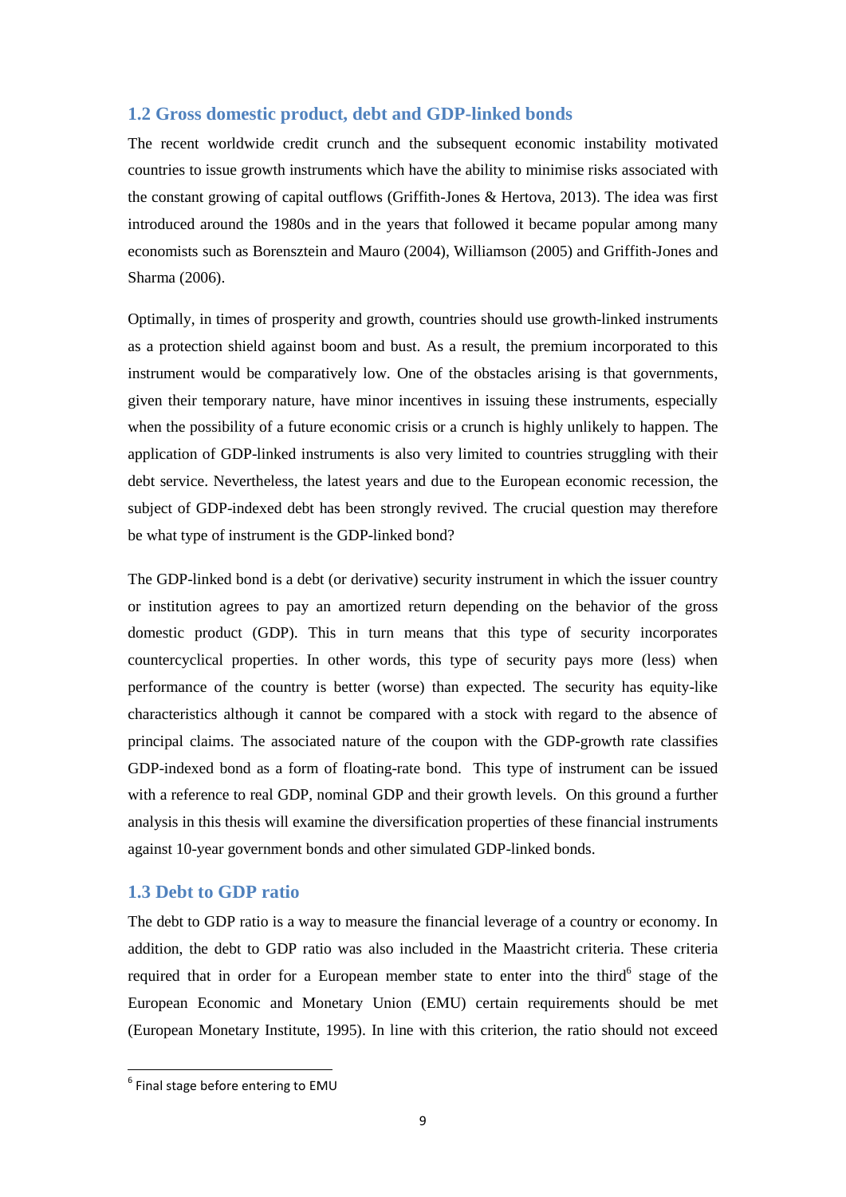## 1.2 Gross domestic product, debt and GDP-linked bonds

The recent worldwide credit crunch and the subsequent economic instability motivated countries to issue growth instruments which have the ability to minimise risks associated with the constant growing of capital outflows (Griffith-Jones & Hertova, 2013). The idea was first introduced around the 1980s and in the years that followed it became popular among many economists such as Borensztein and Mauro (2004), Williamson (2005) and Griffith-Jones and Sharma (2006).

Optimally, in times of prosperity and growth, countries should use growth-linked instruments as a protection shield against boom and bust. As a result, the premium incorporated to this instrument would be comparatively low. One of the obstacles arising is that governments, given their temporary nature, have minor incentives in issuing these instruments, especially when the possibility of a future economic crisis or a crunch is highly unlikely to happen. The application of GDP-linked instruments is also very limited to countries struggling with their debt service. Nevertheless, the latest years and due to the European economic recession, the subject of GDP-indexed debt has been strongly revived. The crucial question may therefore be what type of instrument is the GDP-linked bond?

The GDP-linked bond is a debt (or derivative) security instrument in which the issuer country or institution agrees to pay an amortized return depending on the behavior of the gross domestic product (GDP). This in turn means that this type of security incorporates countercyclical properties. In other words, this type of security pays more (less) when performance of the country is better (worse) than expected. The security has equity-like characteristics although it cannot be compared with a stock with regard to the absence of principal claims. The associated nature of the coupon with the GDP-growth rate classifies GDP-indexed bond as a form of floating-rate bond. This type of instrument can be issued with a reference to real GDP, nominal GDP and their growth levels. On this ground a further analysis in this thesis will examine the diversification properties of these financial instruments against 10-year government bonds and other simulated GDP-linked bonds.

## 1.3 Debt to GDP ratio

The debt to GDP ratio is a way to measure the financial leverage of a country or economy. In addition, the debt to GDP ratio was also included in the Maastricht criteria. These criteria required that in order for a European member state to enter into the third[6] stage of the European Economic and Monetary Union (EMU) certain requirements should be met (European Monetary Institute, 1995). In line with this criterion, the ratio should not exceed

[6] Final stage before entering to EMU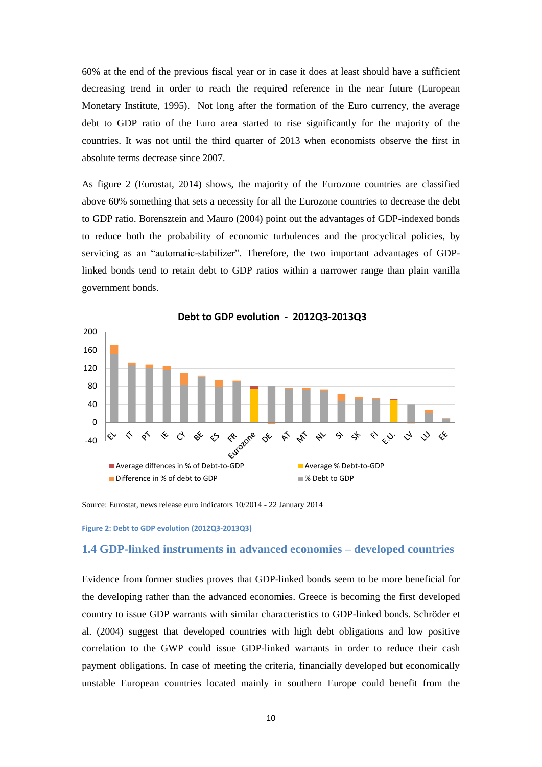60% at the end of the previous fiscal year or in case it does at least should have a sufficient decreasing trend in order to reach the required reference in the near future (European Monetary Institute, 1995). Not long after the formation of the Euro currency, the average debt to GDP ratio of the Euro area started to rise significantly for the majority of the countries. It was not until the third quarter of 2013 when economists observe the first in absolute terms decrease since 2007.

As figure 2 (Eurostat, 2014) shows, the majority of the Eurozone countries are classified above 60% something that sets a necessity for all the Eurozone countries to decrease the debt to GDP ratio. Borensztein and Mauro (2004) point out the advantages of GDP-indexed bonds to reduce both the probability of economic turbulences and the procyclical policies, by servicing as an "automatic-stabilizer". Therefore, the two important advantages of GDP-linked bonds tend to retain debt to GDP ratios within a narrower range than plain vanilla government bonds.

**Debt to GDP evolution - 2012Q3-2013Q3**

Legend: Average diffences in % of Debt-to-GDP; Difference in % of debt to GDP; Average % Debt-to-GDP; % Debt to GDP

Countries: EL, IT, PT, IE, CY, BE, ES, FR, Eurozone, DE, AT, MT, NL, SI, SK, FI, E.U., LV, LU, EE

Source: Eurostat, news release euro indicators 10/2014 - 22 January 2014

Figure 2: Debt to GDP evolution (2012Q3-2013Q3)

## 1.4 GDP-linked instruments in advanced economies – developed countries

Evidence from former studies proves that GDP-linked bonds seem to be more beneficial for the developing rather than the advanced economies. Greece is becoming the first developed country to issue GDP warrants with similar characteristics to GDP-linked bonds. Schröder et al. (2004) suggest that developed countries with high debt obligations and low positive correlation to the GWP could issue GDP-linked warrants in order to reduce their cash payment obligations. In case of meeting the criteria, financially developed but economically unstable European countries located mainly in southern Europe could benefit from the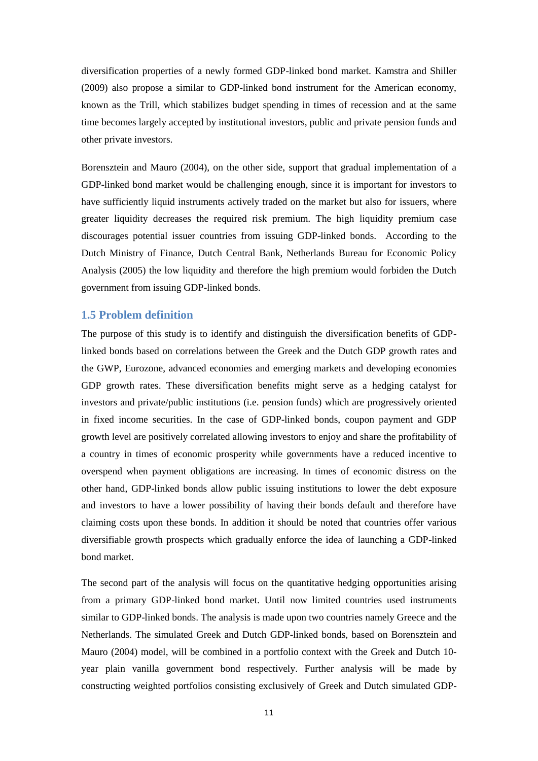diversification properties of a newly formed GDP-linked bond market. Kamstra and Shiller (2009) also propose a similar to GDP-linked bond instrument for the American economy, known as the Trill, which stabilizes budget spending in times of recession and at the same time becomes largely accepted by institutional investors, public and private pension funds and other private investors.

Borensztein and Mauro (2004), on the other side, support that gradual implementation of a GDP-linked bond market would be challenging enough, since it is important for investors to have sufficiently liquid instruments actively traded on the market but also for issuers, where greater liquidity decreases the required risk premium. The high liquidity premium case discourages potential issuer countries from issuing GDP-linked bonds. According to the Dutch Ministry of Finance, Dutch Central Bank, Netherlands Bureau for Economic Policy Analysis (2005) the low liquidity and therefore the high premium would forbiden the Dutch government from issuing GDP-linked bonds.

### 1.5 Problem definition

The purpose of this study is to identify and distinguish the diversification benefits of GDP-linked bonds based on correlations between the Greek and the Dutch GDP growth rates and the GWP, Eurozone, advanced economies and emerging markets and developing economies GDP growth rates. These diversification benefits might serve as a hedging catalyst for investors and private/public institutions (i.e. pension funds) which are progressively oriented in fixed income securities. In the case of GDP-linked bonds, coupon payment and GDP growth level are positively correlated allowing investors to enjoy and share the profitability of a country in times of economic prosperity while governments have a reduced incentive to overspend when payment obligations are increasing. In times of economic distress on the other hand, GDP-linked bonds allow public issuing institutions to lower the debt exposure and investors to have a lower possibility of having their bonds default and therefore have claiming costs upon these bonds. In addition it should be noted that countries offer various diversifiable growth prospects which gradually enforce the idea of launching a GDP-linked bond market.

The second part of the analysis will focus on the quantitative hedging opportunities arising from a primary GDP-linked bond market. Until now limited countries used instruments similar to GDP-linked bonds. The analysis is made upon two countries namely Greece and the Netherlands. The simulated Greek and Dutch GDP-linked bonds, based on Borensztein and Mauro (2004) model, will be combined in a portfolio context with the Greek and Dutch 10-year plain vanilla government bond respectively. Further analysis will be made by constructing weighted portfolios consisting exclusively of Greek and Dutch simulated GDP-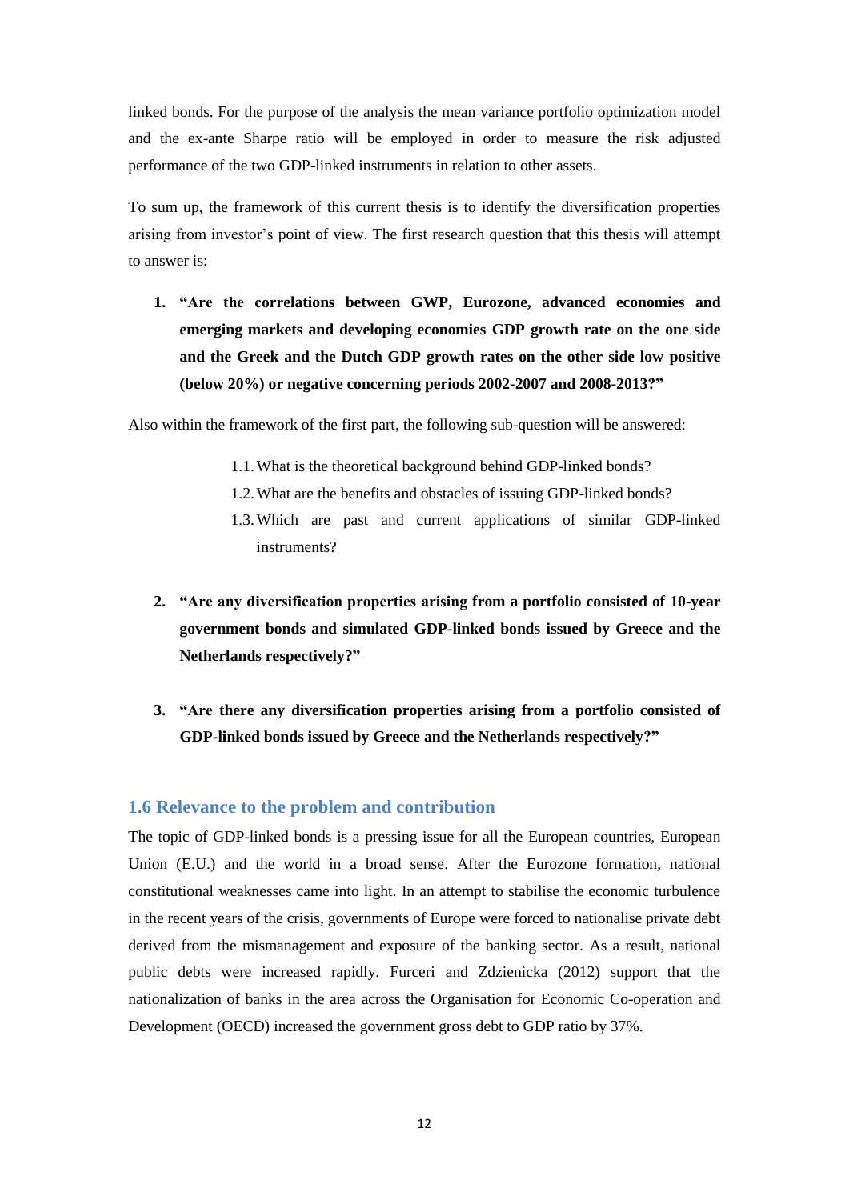linked bonds. For the purpose of the analysis the mean variance portfolio optimization model and the ex-ante Sharpe ratio will be employed in order to measure the risk adjusted performance of the two GDP-linked instruments in relation to other assets.

To sum up, the framework of this current thesis is to identify the diversification properties arising from investor's point of view. The first research question that this thesis will attempt to answer is:

1. **"Are the correlations between GWP, Eurozone, advanced economies and emerging markets and developing economies GDP growth rate on the one side and the Greek and the Dutch GDP growth rates on the other side low positive (below 20%) or negative concerning periods 2002-2007 and 2008-2013?"**

Also within the framework of the first part, the following sub-question will be answered:

- 1.1. What is the theoretical background behind GDP-linked bonds?
- 1.2. What are the benefits and obstacles of issuing GDP-linked bonds?
- 1.3. Which are past and current applications of similar GDP-linked instruments?

2. **"Are any diversification properties arising from a portfolio consisted of 10-year government bonds and simulated GDP-linked bonds issued by Greece and the Netherlands respectively?"**

3. **"Are there any diversification properties arising from a portfolio consisted of GDP-linked bonds issued by Greece and the Netherlands respectively?"**

## 1.6 Relevance to the problem and contribution

The topic of GDP-linked bonds is a pressing issue for all the European countries, European Union (E.U.) and the world in a broad sense. After the Eurozone formation, national constitutional weaknesses came into light. In an attempt to stabilise the economic turbulence in the recent years of the crisis, governments of Europe were forced to nationalise private debt derived from the mismanagement and exposure of the banking sector. As a result, national public debts were increased rapidly. Furceri and Zdzienicka (2012) support that the nationalization of banks in the area across the Organisation for Economic Co-operation and Development (OECD) increased the government gross debt to GDP ratio by 37%.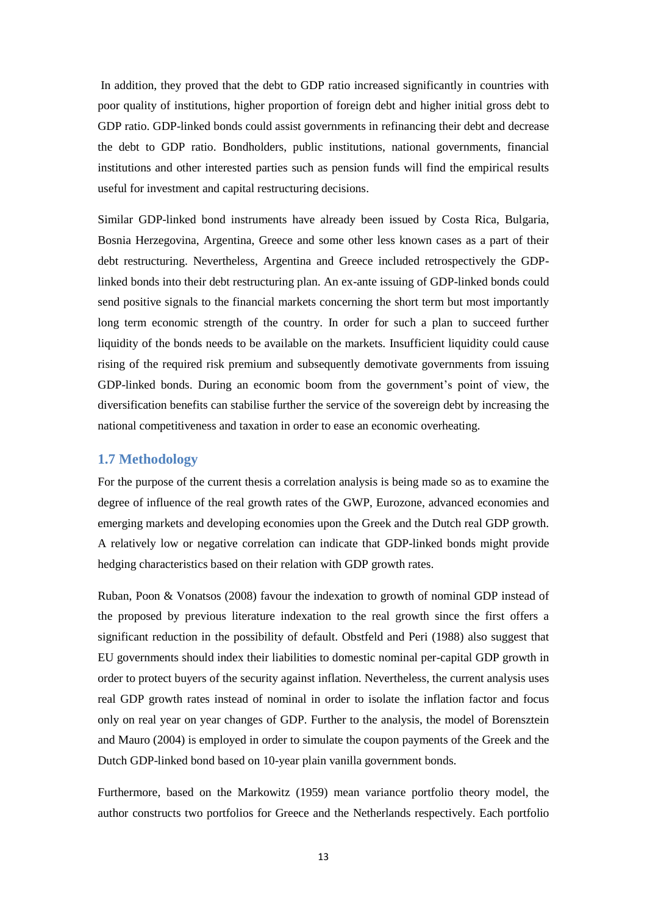In addition, they proved that the debt to GDP ratio increased significantly in countries with poor quality of institutions, higher proportion of foreign debt and higher initial gross debt to GDP ratio. GDP-linked bonds could assist governments in refinancing their debt and decrease the debt to GDP ratio. Bondholders, public institutions, national governments, financial institutions and other interested parties such as pension funds will find the empirical results useful for investment and capital restructuring decisions.

Similar GDP-linked bond instruments have already been issued by Costa Rica, Bulgaria, Bosnia Herzegovina, Argentina, Greece and some other less known cases as a part of their debt restructuring. Nevertheless, Argentina and Greece included retrospectively the GDP-linked bonds into their debt restructuring plan. An ex-ante issuing of GDP-linked bonds could send positive signals to the financial markets concerning the short term but most importantly long term economic strength of the country. In order for such a plan to succeed further liquidity of the bonds needs to be available on the markets. Insufficient liquidity could cause rising of the required risk premium and subsequently demotivate governments from issuing GDP-linked bonds. During an economic boom from the government's point of view, the diversification benefits can stabilise further the service of the sovereign debt by increasing the national competitiveness and taxation in order to ease an economic overheating.

## 1.7 Methodology

For the purpose of the current thesis a correlation analysis is being made so as to examine the degree of influence of the real growth rates of the GWP, Eurozone, advanced economies and emerging markets and developing economies upon the Greek and the Dutch real GDP growth. A relatively low or negative correlation can indicate that GDP-linked bonds might provide hedging characteristics based on their relation with GDP growth rates.

Ruban, Poon & Vonatsos (2008) favour the indexation to growth of nominal GDP instead of the proposed by previous literature indexation to the real growth since the first offers a significant reduction in the possibility of default. Obstfeld and Peri (1988) also suggest that EU governments should index their liabilities to domestic nominal per-capital GDP growth in order to protect buyers of the security against inflation. Nevertheless, the current analysis uses real GDP growth rates instead of nominal in order to isolate the inflation factor and focus only on real year on year changes of GDP. Further to the analysis, the model of Borensztein and Mauro (2004) is employed in order to simulate the coupon payments of the Greek and the Dutch GDP-linked bond based on 10-year plain vanilla government bonds.

Furthermore, based on the Markowitz (1959) mean variance portfolio theory model, the author constructs two portfolios for Greece and the Netherlands respectively. Each portfolio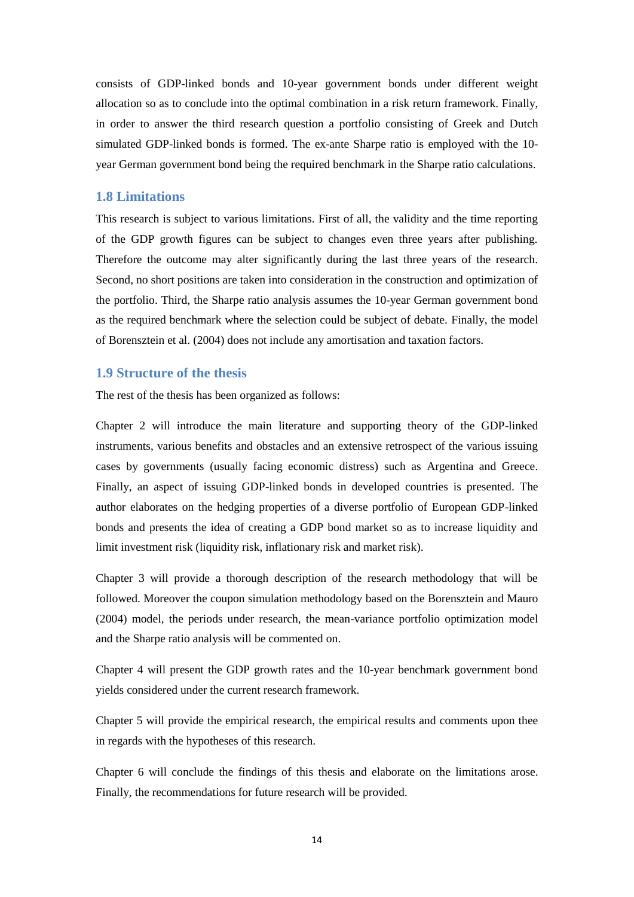consists of GDP-linked bonds and 10-year government bonds under different weight allocation so as to conclude into the optimal combination in a risk return framework. Finally, in order to answer the third research question a portfolio consisting of Greek and Dutch simulated GDP-linked bonds is formed. The ex-ante Sharpe ratio is employed with the 10-year German government bond being the required benchmark in the Sharpe ratio calculations.

## 1.8 Limitations

This research is subject to various limitations. First of all, the validity and the time reporting of the GDP growth figures can be subject to changes even three years after publishing. Therefore the outcome may alter significantly during the last three years of the research. Second, no short positions are taken into consideration in the construction and optimization of the portfolio. Third, the Sharpe ratio analysis assumes the 10-year German government bond as the required benchmark where the selection could be subject of debate. Finally, the model of Borensztein et al. (2004) does not include any amortisation and taxation factors.

## 1.9 Structure of the thesis

The rest of the thesis has been organized as follows:

Chapter 2 will introduce the main literature and supporting theory of the GDP-linked instruments, various benefits and obstacles and an extensive retrospect of the various issuing cases by governments (usually facing economic distress) such as Argentina and Greece. Finally, an aspect of issuing GDP-linked bonds in developed countries is presented. The author elaborates on the hedging properties of a diverse portfolio of European GDP-linked bonds and presents the idea of creating a GDP bond market so as to increase liquidity and limit investment risk (liquidity risk, inflationary risk and market risk).

Chapter 3 will provide a thorough description of the research methodology that will be followed. Moreover the coupon simulation methodology based on the Borensztein and Mauro (2004) model, the periods under research, the mean-variance portfolio optimization model and the Sharpe ratio analysis will be commented on.

Chapter 4 will present the GDP growth rates and the 10-year benchmark government bond yields considered under the current research framework.

Chapter 5 will provide the empirical research, the empirical results and comments upon thee in regards with the hypotheses of this research.

Chapter 6 will conclude the findings of this thesis and elaborate on the limitations arose. Finally, the recommendations for future research will be provided.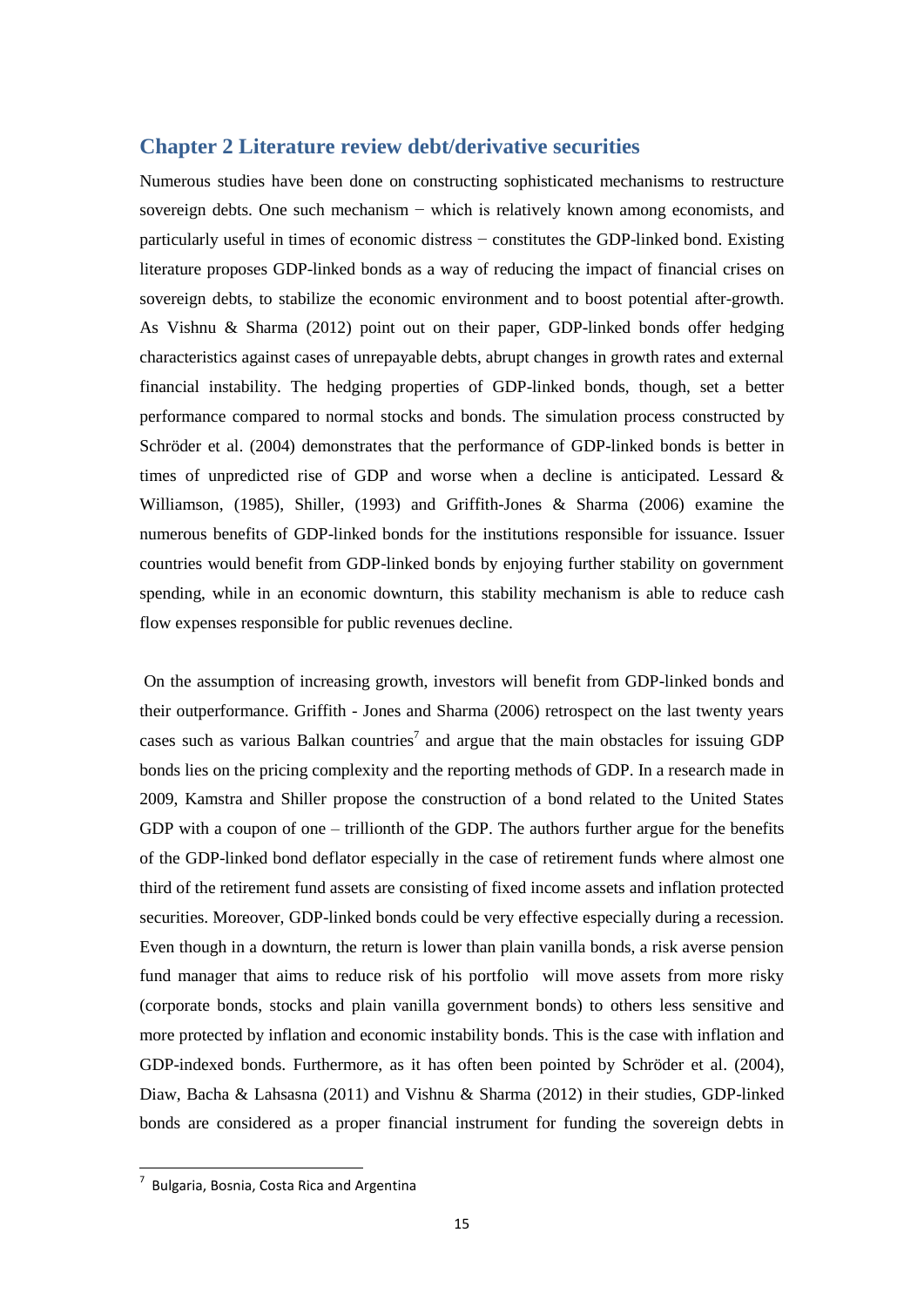## Chapter 2 Literature review debt/derivative securities

Numerous studies have been done on constructing sophisticated mechanisms to restructure sovereign debts. One such mechanism − which is relatively known among economists, and particularly useful in times of economic distress − constitutes the GDP-linked bond. Existing literature proposes GDP-linked bonds as a way of reducing the impact of financial crises on sovereign debts, to stabilize the economic environment and to boost potential after-growth. As Vishnu & Sharma (2012) point out on their paper, GDP-linked bonds offer hedging characteristics against cases of unrepayable debts, abrupt changes in growth rates and external financial instability. The hedging properties of GDP-linked bonds, though, set a better performance compared to normal stocks and bonds. The simulation process constructed by Schröder et al. (2004) demonstrates that the performance of GDP-linked bonds is better in times of unpredicted rise of GDP and worse when a decline is anticipated. Lessard & Williamson, (1985), Shiller, (1993) and Griffith-Jones & Sharma (2006) examine the numerous benefits of GDP-linked bonds for the institutions responsible for issuance. Issuer countries would benefit from GDP-linked bonds by enjoying further stability on government spending, while in an economic downturn, this stability mechanism is able to reduce cash flow expenses responsible for public revenues decline.

On the assumption of increasing growth, investors will benefit from GDP-linked bonds and their outperformance. Griffith - Jones and Sharma (2006) retrospect on the last twenty years cases such as various Balkan countries[7] and argue that the main obstacles for issuing GDP bonds lies on the pricing complexity and the reporting methods of GDP. In a research made in 2009, Kamstra and Shiller propose the construction of a bond related to the United States GDP with a coupon of one – trillionth of the GDP. The authors further argue for the benefits of the GDP-linked bond deflator especially in the case of retirement funds where almost one third of the retirement fund assets are consisting of fixed income assets and inflation protected securities. Moreover, GDP-linked bonds could be very effective especially during a recession. Even though in a downturn, the return is lower than plain vanilla bonds, a risk averse pension fund manager that aims to reduce risk of his portfolio will move assets from more risky (corporate bonds, stocks and plain vanilla government bonds) to others less sensitive and more protected by inflation and economic instability bonds. This is the case with inflation and GDP-indexed bonds. Furthermore, as it has often been pointed by Schröder et al. (2004), Diaw, Bacha & Lahsasna (2011) and Vishnu & Sharma (2012) in their studies, GDP-linked bonds are considered as a proper financial instrument for funding the sovereign debts in

[7] Bulgaria, Bosnia, Costa Rica and Argentina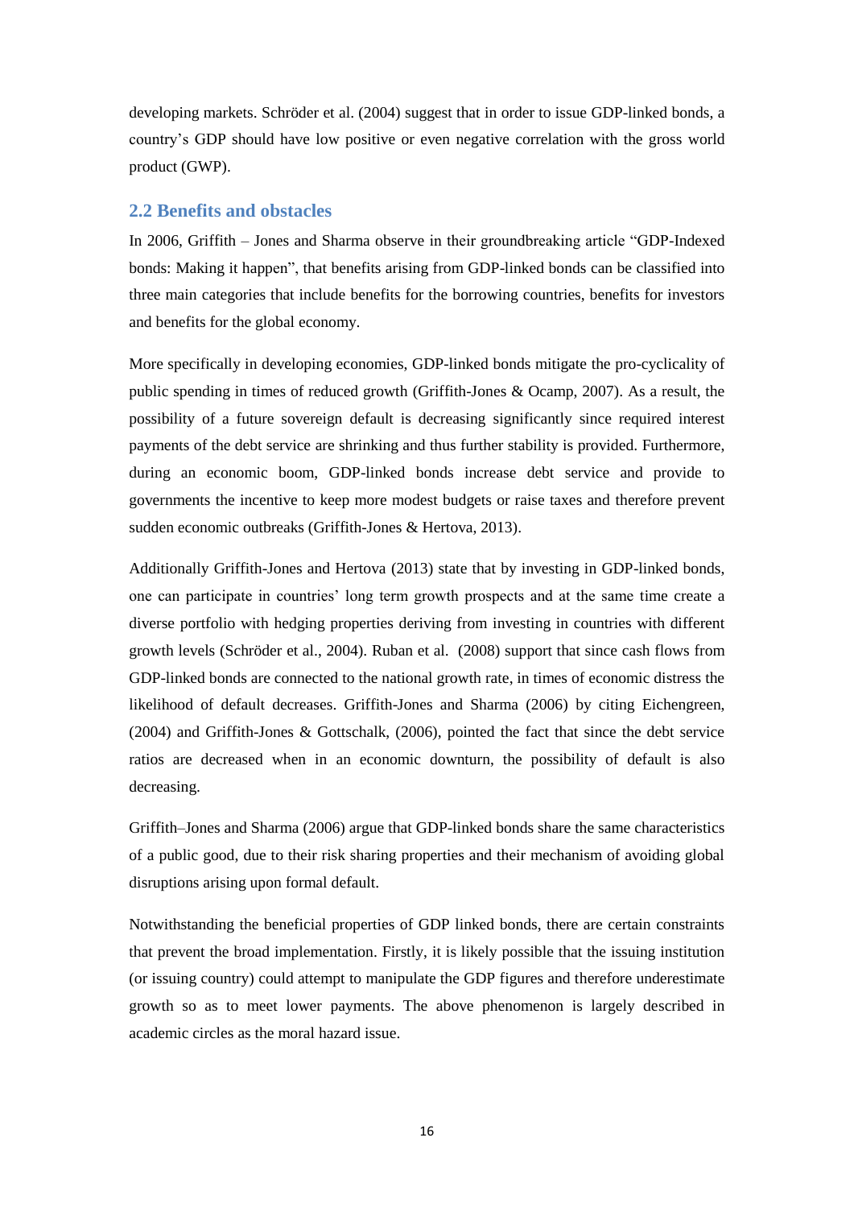developing markets. Schröder et al. (2004) suggest that in order to issue GDP-linked bonds, a country's GDP should have low positive or even negative correlation with the gross world product (GWP).

## 2.2 Benefits and obstacles

In 2006, Griffith – Jones and Sharma observe in their groundbreaking article "GDP-Indexed bonds: Making it happen", that benefits arising from GDP-linked bonds can be classified into three main categories that include benefits for the borrowing countries, benefits for investors and benefits for the global economy.

More specifically in developing economies, GDP-linked bonds mitigate the pro-cyclicality of public spending in times of reduced growth (Griffith-Jones & Ocamp, 2007). As a result, the possibility of a future sovereign default is decreasing significantly since required interest payments of the debt service are shrinking and thus further stability is provided. Furthermore, during an economic boom, GDP-linked bonds increase debt service and provide to governments the incentive to keep more modest budgets or raise taxes and therefore prevent sudden economic outbreaks (Griffith-Jones & Hertova, 2013).

Additionally Griffith-Jones and Hertova (2013) state that by investing in GDP-linked bonds, one can participate in countries' long term growth prospects and at the same time create a diverse portfolio with hedging properties deriving from investing in countries with different growth levels (Schröder et al., 2004). Ruban et al. (2008) support that since cash flows from GDP-linked bonds are connected to the national growth rate, in times of economic distress the likelihood of default decreases. Griffith-Jones and Sharma (2006) by citing Eichengreen, (2004) and Griffith-Jones & Gottschalk, (2006), pointed the fact that since the debt service ratios are decreased when in an economic downturn, the possibility of default is also decreasing.

Griffith–Jones and Sharma (2006) argue that GDP-linked bonds share the same characteristics of a public good, due to their risk sharing properties and their mechanism of avoiding global disruptions arising upon formal default.

Notwithstanding the beneficial properties of GDP linked bonds, there are certain constraints that prevent the broad implementation. Firstly, it is likely possible that the issuing institution (or issuing country) could attempt to manipulate the GDP figures and therefore underestimate growth so as to meet lower payments. The above phenomenon is largely described in academic circles as the moral hazard issue.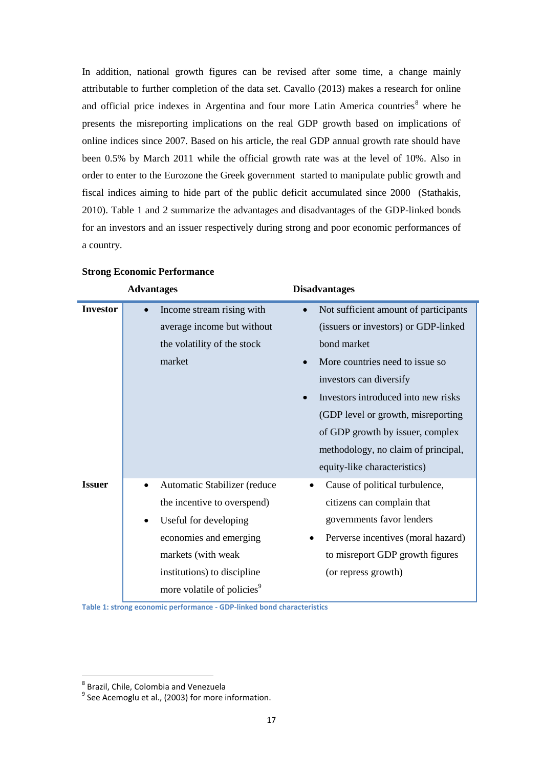In addition, national growth figures can be revised after some time, a change mainly attributable to further completion of the data set. Cavallo (2013) makes a research for online and official price indexes in Argentina and four more Latin America countries[8] where he presents the misreporting implications on the real GDP growth based on implications of online indices since 2007. Based on his article, the real GDP annual growth rate should have been 0.5% by March 2011 while the official growth rate was at the level of 10%. Also in order to enter to the Eurozone the Greek government started to manipulate public growth and fiscal indices aiming to hide part of the public deficit accumulated since 2000 (Stathakis, 2010). Table 1 and 2 summarize the advantages and disadvantages of the GDP-linked bonds for an investors and an issuer respectively during strong and poor economic performances of a country.

**Strong Economic Performance**

| | **Advantages** | **Disadvantages** |
|---|---|---|
| **Investor** | • Income stream rising with average income but without the volatility of the stock market | • Not sufficient amount of participants (issuers or investors) or GDP-linked bond market<br>• More countries need to issue so investors can diversify<br>• Investors introduced into new risks (GDP level or growth, misreporting of GDP growth by issuer, complex methodology, no claim of principal, equity-like characteristics) |
| **Issuer** | • Automatic Stabilizer (reduce the incentive to overspend)<br>• Useful for developing economies and emerging markets (with weak institutions) to discipline more volatile of policies[9] | • Cause of political turbulence, citizens can complain that governments favor lenders<br>• Perverse incentives (moral hazard) to misreport GDP growth figures (or repress growth) |

Table 1: strong economic performance - GDP-linked bond characteristics

---

[8] Brazil, Chile, Colombia and Venezuela

[9] See Acemoglu et al., (2003) for more information.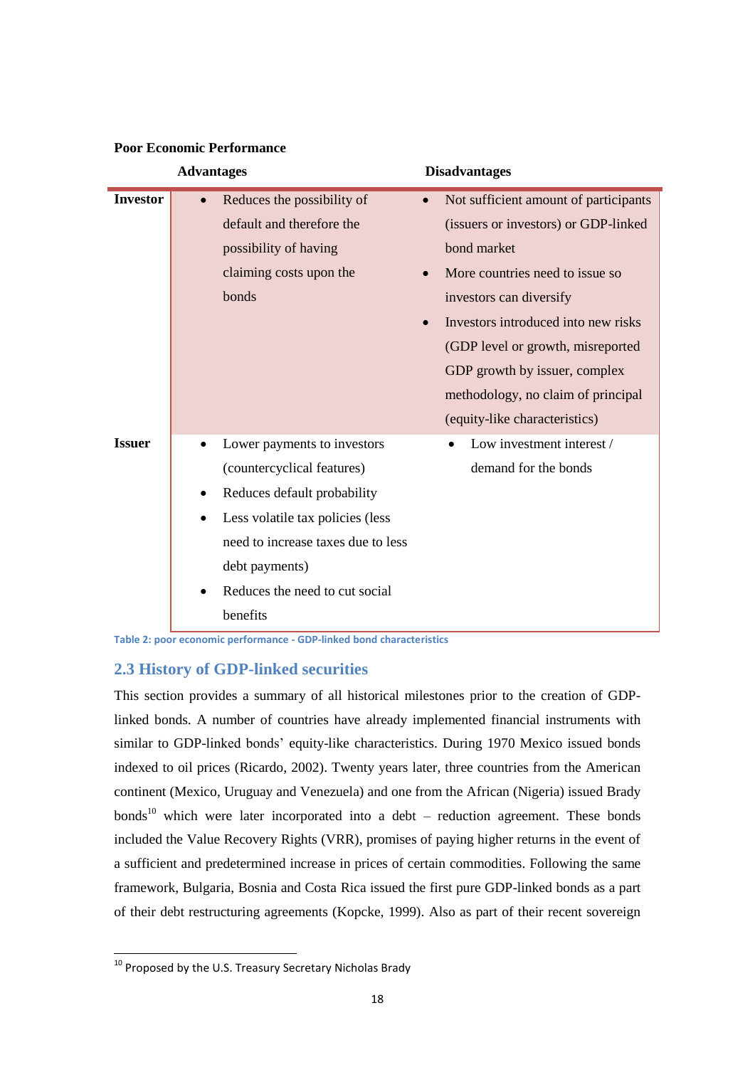**Poor Economic Performance**

| | Advantages | Disadvantages |
|---|---|---|
| **Investor** | • Reduces the possibility of default and therefore the possibility of having claiming costs upon the bonds | • Not sufficient amount of participants (issuers or investors) or GDP-linked bond market<br>• More countries need to issue so investors can diversify<br>• Investors introduced into new risks (GDP level or growth, misreported GDP growth by issuer, complex methodology, no claim of principal (equity-like characteristics) |
| **Issuer** | • Lower payments to investors (countercyclical features)<br>• Reduces default probability<br>• Less volatile tax policies (less need to increase taxes due to less debt payments)<br>• Reduces the need to cut social benefits | • Low investment interest / demand for the bonds |

Table 2: poor economic performance - GDP-linked bond characteristics

## 2.3 History of GDP-linked securities

This section provides a summary of all historical milestones prior to the creation of GDP-linked bonds. A number of countries have already implemented financial instruments with similar to GDP-linked bonds' equity-like characteristics. During 1970 Mexico issued bonds indexed to oil prices (Ricardo, 2002). Twenty years later, three countries from the American continent (Mexico, Uruguay and Venezuela) and one from the African (Nigeria) issued Brady bonds[10] which were later incorporated into a debt – reduction agreement. These bonds included the Value Recovery Rights (VRR), promises of paying higher returns in the event of a sufficient and predetermined increase in prices of certain commodities. Following the same framework, Bulgaria, Bosnia and Costa Rica issued the first pure GDP-linked bonds as a part of their debt restructuring agreements (Kopcke, 1999). Also as part of their recent sovereign

[10] Proposed by the U.S. Treasury Secretary Nicholas Brady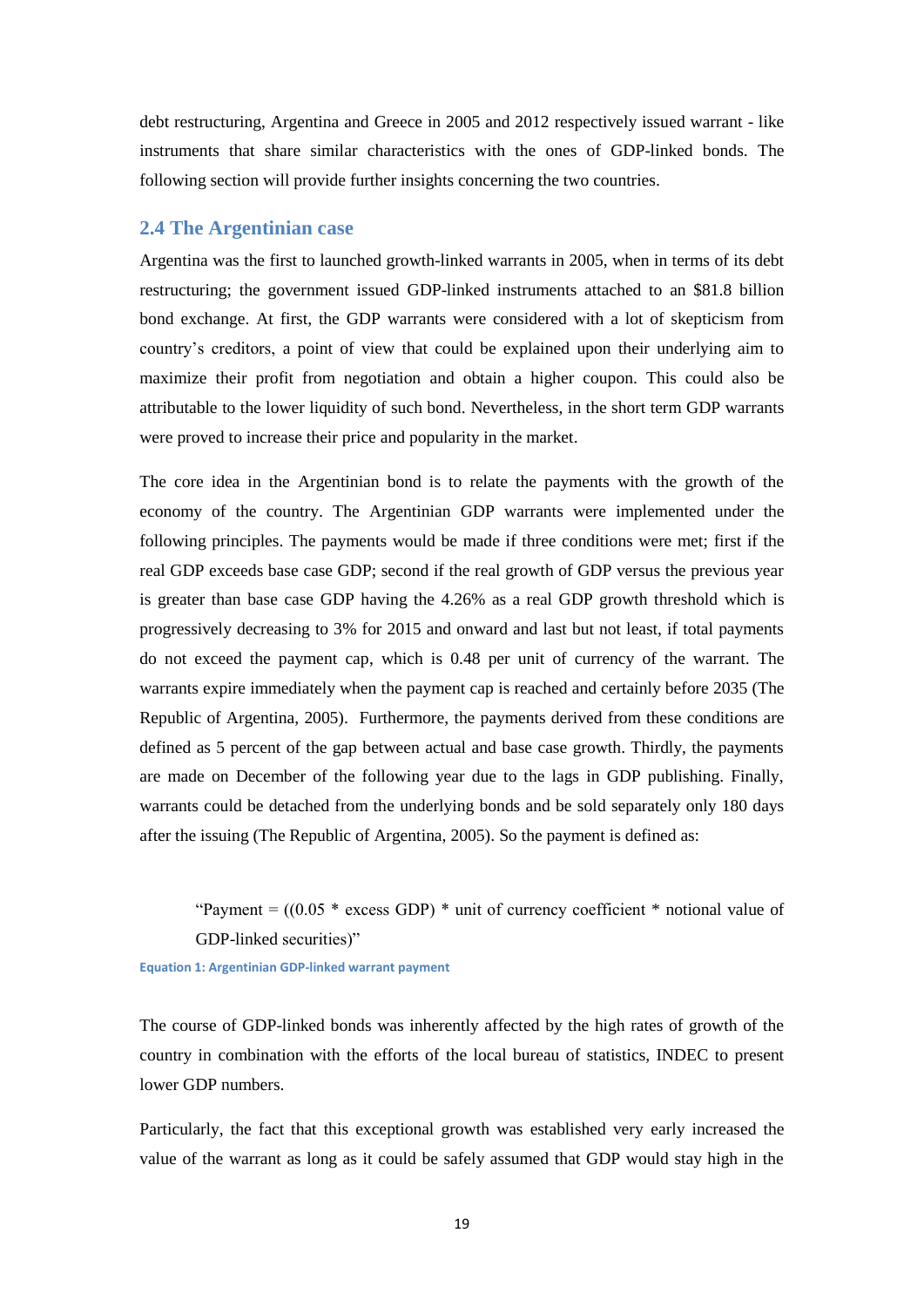debt restructuring, Argentina and Greece in 2005 and 2012 respectively issued warrant - like instruments that share similar characteristics with the ones of GDP-linked bonds. The following section will provide further insights concerning the two countries.

## 2.4 The Argentinian case

Argentina was the first to launched growth-linked warrants in 2005, when in terms of its debt restructuring; the government issued GDP-linked instruments attached to an $81.8 billion bond exchange. At first, the GDP warrants were considered with a lot of skepticism from country's creditors, a point of view that could be explained upon their underlying aim to maximize their profit from negotiation and obtain a higher coupon. This could also be attributable to the lower liquidity of such bond. Nevertheless, in the short term GDP warrants were proved to increase their price and popularity in the market.

The core idea in the Argentinian bond is to relate the payments with the growth of the economy of the country. The Argentinian GDP warrants were implemented under the following principles. The payments would be made if three conditions were met; first if the real GDP exceeds base case GDP; second if the real growth of GDP versus the previous year is greater than base case GDP having the 4.26% as a real GDP growth threshold which is progressively decreasing to 3% for 2015 and onward and last but not least, if total payments do not exceed the payment cap, which is 0.48 per unit of currency of the warrant. The warrants expire immediately when the payment cap is reached and certainly before 2035 (The Republic of Argentina, 2005). Furthermore, the payments derived from these conditions are defined as 5 percent of the gap between actual and base case growth. Thirdly, the payments are made on December of the following year due to the lags in GDP publishing. Finally, warrants could be detached from the underlying bonds and be sold separately only 180 days after the issuing (The Republic of Argentina, 2005). So the payment is defined as:

> "Payment = ((0.05 * excess GDP) * unit of currency coefficient * notional value of GDP-linked securities)"

**Equation 1: Argentinian GDP-linked warrant payment**

The course of GDP-linked bonds was inherently affected by the high rates of growth of the country in combination with the efforts of the local bureau of statistics, INDEC to present lower GDP numbers.

Particularly, the fact that this exceptional growth was established very early increased the value of the warrant as long as it could be safely assumed that GDP would stay high in the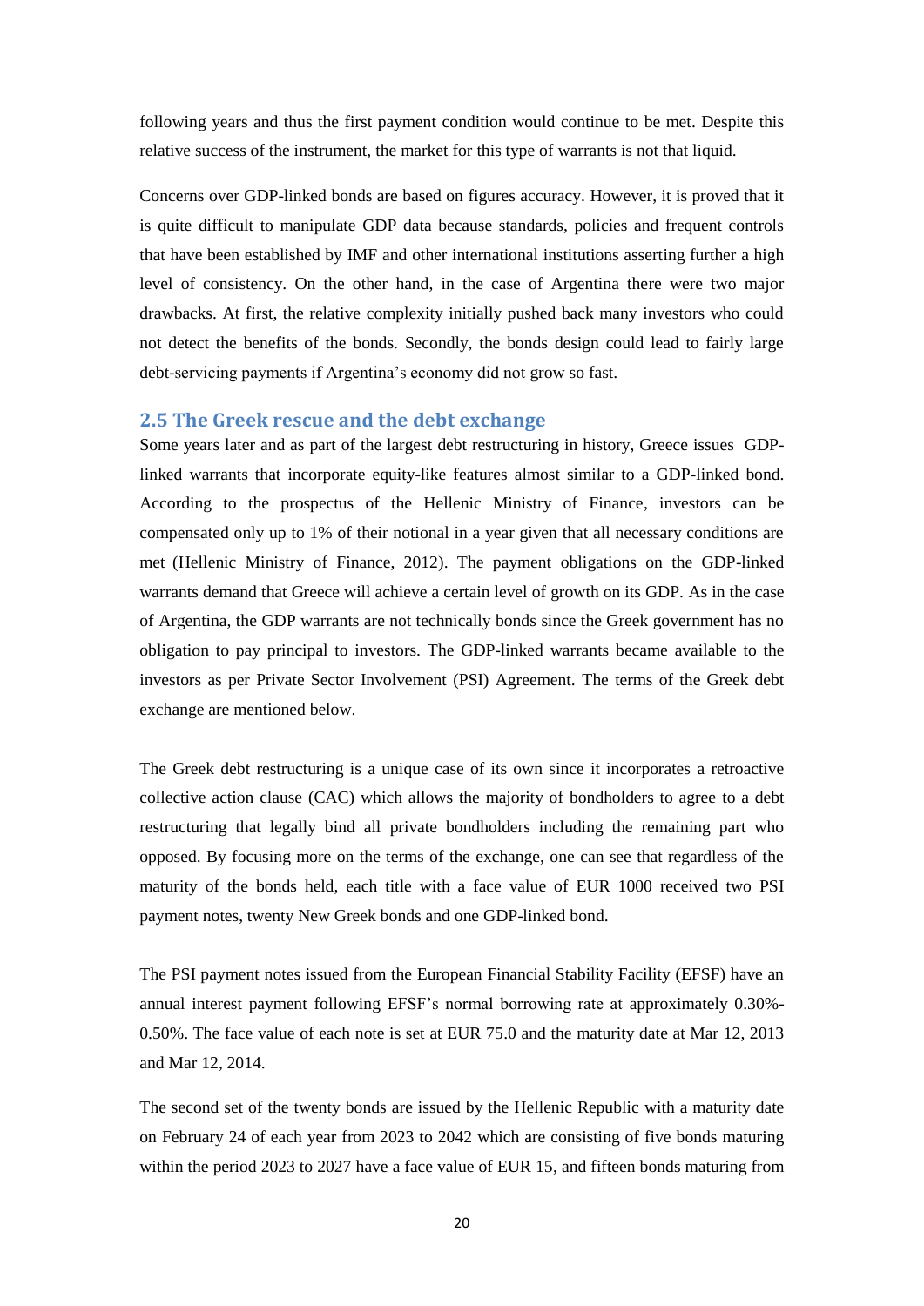following years and thus the first payment condition would continue to be met. Despite this relative success of the instrument, the market for this type of warrants is not that liquid.

Concerns over GDP-linked bonds are based on figures accuracy. However, it is proved that it is quite difficult to manipulate GDP data because standards, policies and frequent controls that have been established by IMF and other international institutions asserting further a high level of consistency. On the other hand, in the case of Argentina there were two major drawbacks. At first, the relative complexity initially pushed back many investors who could not detect the benefits of the bonds. Secondly, the bonds design could lead to fairly large debt-servicing payments if Argentina's economy did not grow so fast.

## 2.5 The Greek rescue and the debt exchange

Some years later and as part of the largest debt restructuring in history, Greece issues GDP-linked warrants that incorporate equity-like features almost similar to a GDP-linked bond. According to the prospectus of the Hellenic Ministry of Finance, investors can be compensated only up to 1% of their notional in a year given that all necessary conditions are met (Hellenic Ministry of Finance, 2012). The payment obligations on the GDP-linked warrants demand that Greece will achieve a certain level of growth on its GDP. As in the case of Argentina, the GDP warrants are not technically bonds since the Greek government has no obligation to pay principal to investors. The GDP-linked warrants became available to the investors as per Private Sector Involvement (PSI) Agreement. The terms of the Greek debt exchange are mentioned below.

The Greek debt restructuring is a unique case of its own since it incorporates a retroactive collective action clause (CAC) which allows the majority of bondholders to agree to a debt restructuring that legally bind all private bondholders including the remaining part who opposed. By focusing more on the terms of the exchange, one can see that regardless of the maturity of the bonds held, each title with a face value of EUR 1000 received two PSI payment notes, twenty New Greek bonds and one GDP-linked bond.

The PSI payment notes issued from the European Financial Stability Facility (EFSF) have an annual interest payment following EFSF's normal borrowing rate at approximately 0.30%-0.50%. The face value of each note is set at EUR 75.0 and the maturity date at Mar 12, 2013 and Mar 12, 2014.

The second set of the twenty bonds are issued by the Hellenic Republic with a maturity date on February 24 of each year from 2023 to 2042 which are consisting of five bonds maturing within the period 2023 to 2027 have a face value of EUR 15, and fifteen bonds maturing from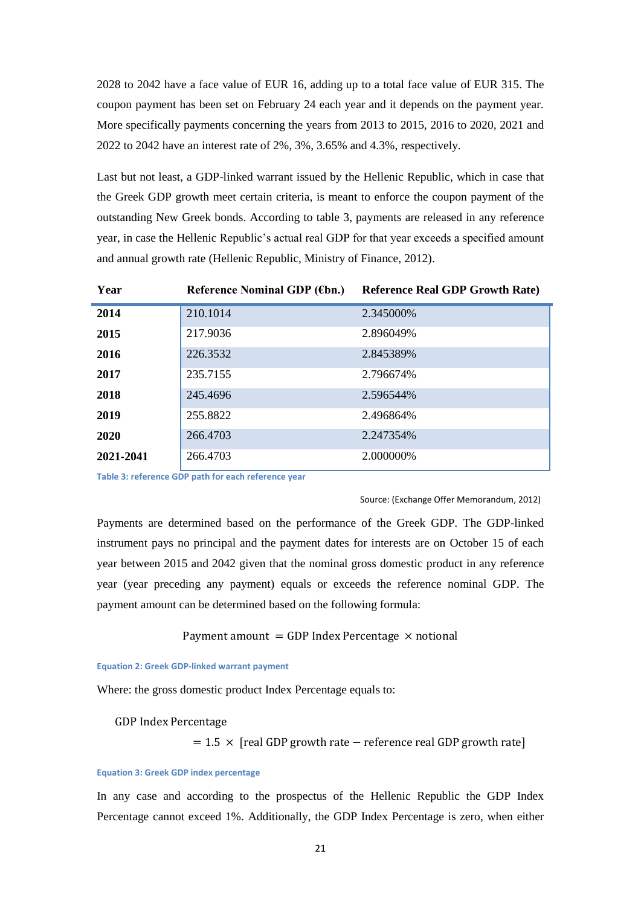2028 to 2042 have a face value of EUR 16, adding up to a total face value of EUR 315. The coupon payment has been set on February 24 each year and it depends on the payment year. More specifically payments concerning the years from 2013 to 2015, 2016 to 2020, 2021 and 2022 to 2042 have an interest rate of 2%, 3%, 3.65% and 4.3%, respectively.

Last but not least, a GDP-linked warrant issued by the Hellenic Republic, which in case that the Greek GDP growth meet certain criteria, is meant to enforce the coupon payment of the outstanding New Greek bonds. According to table 3, payments are released in any reference year, in case the Hellenic Republic's actual real GDP for that year exceeds a specified amount and annual growth rate (Hellenic Republic, Ministry of Finance, 2012).

| Year | Reference Nominal GDP (€bn.) | Reference Real GDP Growth Rate) |
|---|---|---|
| **2014** | 210.1014 | 2.345000% |
| **2015** | 217.9036 | 2.896049% |
| **2016** | 226.3532 | 2.845389% |
| **2017** | 235.7155 | 2.796674% |
| **2018** | 245.4696 | 2.596544% |
| **2019** | 255.8822 | 2.496864% |
| **2020** | 266.4703 | 2.247354% |
| **2021-2041** | 266.4703 | 2.000000% |

Table 3: reference GDP path for each reference year

Source: (Exchange Offer Memorandum, 2012)

Payments are determined based on the performance of the Greek GDP. The GDP-linked instrument pays no principal and the payment dates for interests are on October 15 of each year between 2015 and 2042 given that the nominal gross domestic product in any reference year (year preceding any payment) equals or exceeds the reference nominal GDP. The payment amount can be determined based on the following formula:

$$\text{Payment amount } = \text{GDP Index Percentage } \times \text{notional}$$

Equation 2: Greek GDP-linked warrant payment

Where: the gross domestic product Index Percentage equals to:

$$\text{GDP Index Percentage} = 1.5 \times [\text{real GDP growth rate} - \text{reference real GDP growth rate}]$$

Equation 3: Greek GDP index percentage

In any case and according to the prospectus of the Hellenic Republic the GDP Index Percentage cannot exceed 1%. Additionally, the GDP Index Percentage is zero, when either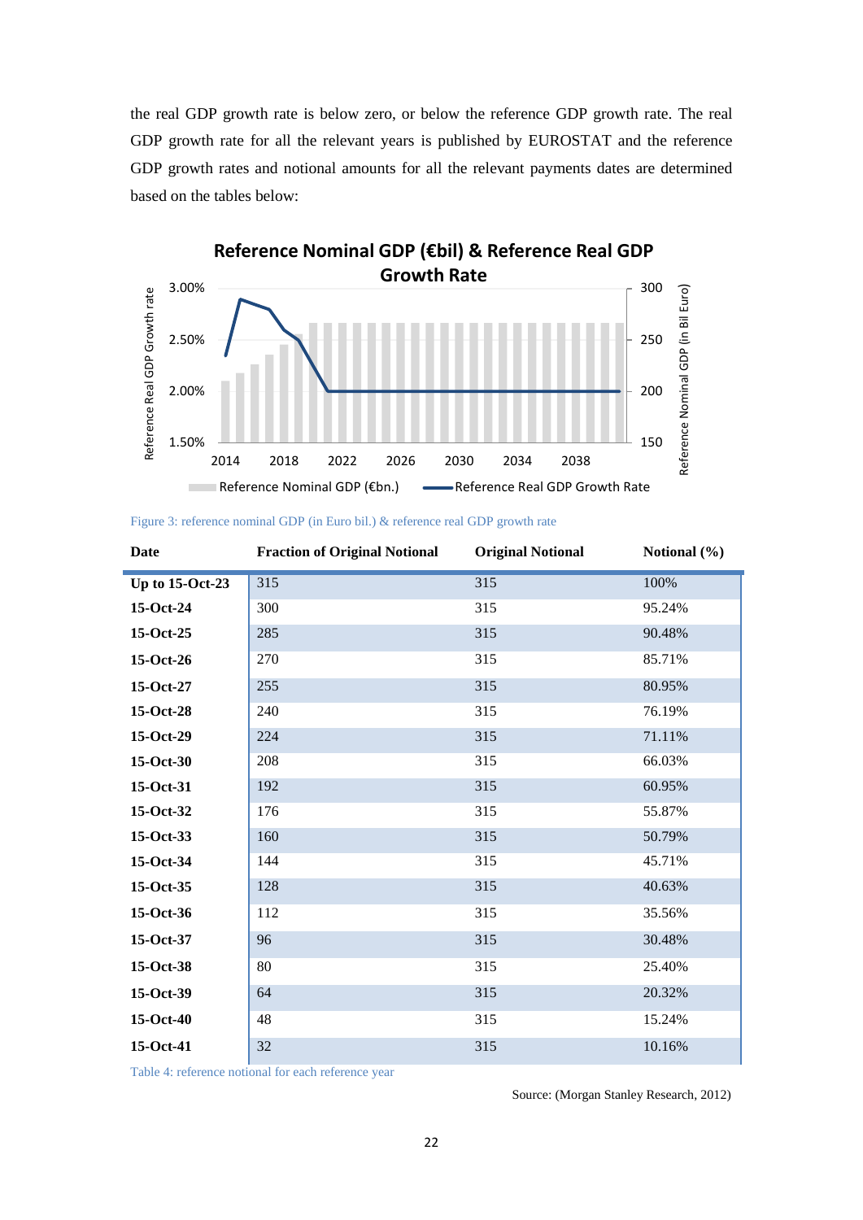the real GDP growth rate is below zero, or below the reference GDP growth rate. The real GDP growth rate for all the relevant years is published by EUROSTAT and the reference GDP growth rates and notional amounts for all the relevant payments dates are determined based on the tables below:

Figure 3: reference nominal GDP (in Euro bil.) & reference real GDP growth rate

| Date | Fraction of Original Notional | Original Notional | Notional (%) |
|---|---|---|---|
| **Up to 15-Oct-23** | 315 | 315 | 100% |
| **15-Oct-24** | 300 | 315 | 95.24% |
| **15-Oct-25** | 285 | 315 | 90.48% |
| **15-Oct-26** | 270 | 315 | 85.71% |
| **15-Oct-27** | 255 | 315 | 80.95% |
| **15-Oct-28** | 240 | 315 | 76.19% |
| **15-Oct-29** | 224 | 315 | 71.11% |
| **15-Oct-30** | 208 | 315 | 66.03% |
| **15-Oct-31** | 192 | 315 | 60.95% |
| **15-Oct-32** | 176 | 315 | 55.87% |
| **15-Oct-33** | 160 | 315 | 50.79% |
| **15-Oct-34** | 144 | 315 | 45.71% |
| **15-Oct-35** | 128 | 315 | 40.63% |
| **15-Oct-36** | 112 | 315 | 35.56% |
| **15-Oct-37** | 96 | 315 | 30.48% |
| **15-Oct-38** | 80 | 315 | 25.40% |
| **15-Oct-39** | 64 | 315 | 20.32% |
| **15-Oct-40** | 48 | 315 | 15.24% |
| **15-Oct-41** | 32 | 315 | 10.16% |

Table 4: reference notional for each reference year

Source: (Morgan Stanley Research, 2012)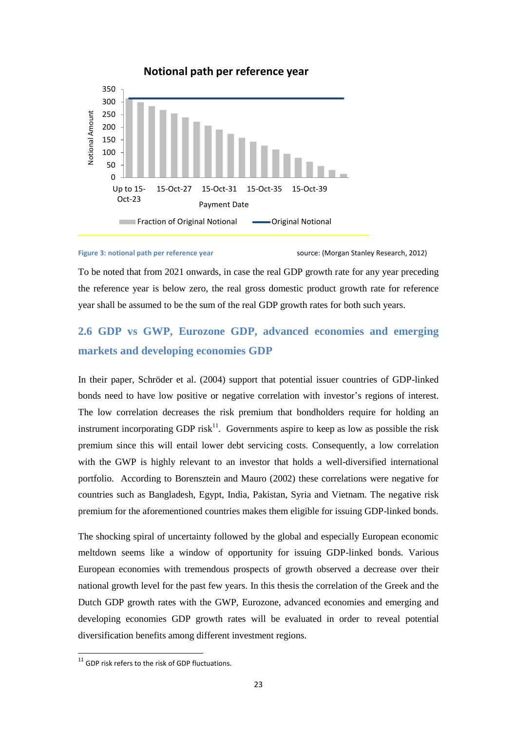Figure 3: notional path per reference year source: (Morgan Stanley Research, 2012)

To be noted that from 2021 onwards, in case the real GDP growth rate for any year preceding the reference year is below zero, the real gross domestic product growth rate for reference year shall be assumed to be the sum of the real GDP growth rates for both such years.

## 2.6 GDP vs GWP, Eurozone GDP, advanced economies and emerging markets and developing economies GDP

In their paper, Schröder et al. (2004) support that potential issuer countries of GDP-linked bonds need to have low positive or negative correlation with investor's regions of interest. The low correlation decreases the risk premium that bondholders require for holding an instrument incorporating GDP risk[11]. Governments aspire to keep as low as possible the risk premium since this will entail lower debt servicing costs. Consequently, a low correlation with the GWP is highly relevant to an investor that holds a well-diversified international portfolio. According to Borensztein and Mauro (2002) these correlations were negative for countries such as Bangladesh, Egypt, India, Pakistan, Syria and Vietnam. The negative risk premium for the aforementioned countries makes them eligible for issuing GDP-linked bonds.

The shocking spiral of uncertainty followed by the global and especially European economic meltdown seems like a window of opportunity for issuing GDP-linked bonds. Various European economies with tremendous prospects of growth observed a decrease over their national growth level for the past few years. In this thesis the correlation of the Greek and the Dutch GDP growth rates with the GWP, Eurozone, advanced economies and emerging and developing economies GDP growth rates will be evaluated in order to reveal potential diversification benefits among different investment regions.

[11] GDP risk refers to the risk of GDP fluctuations.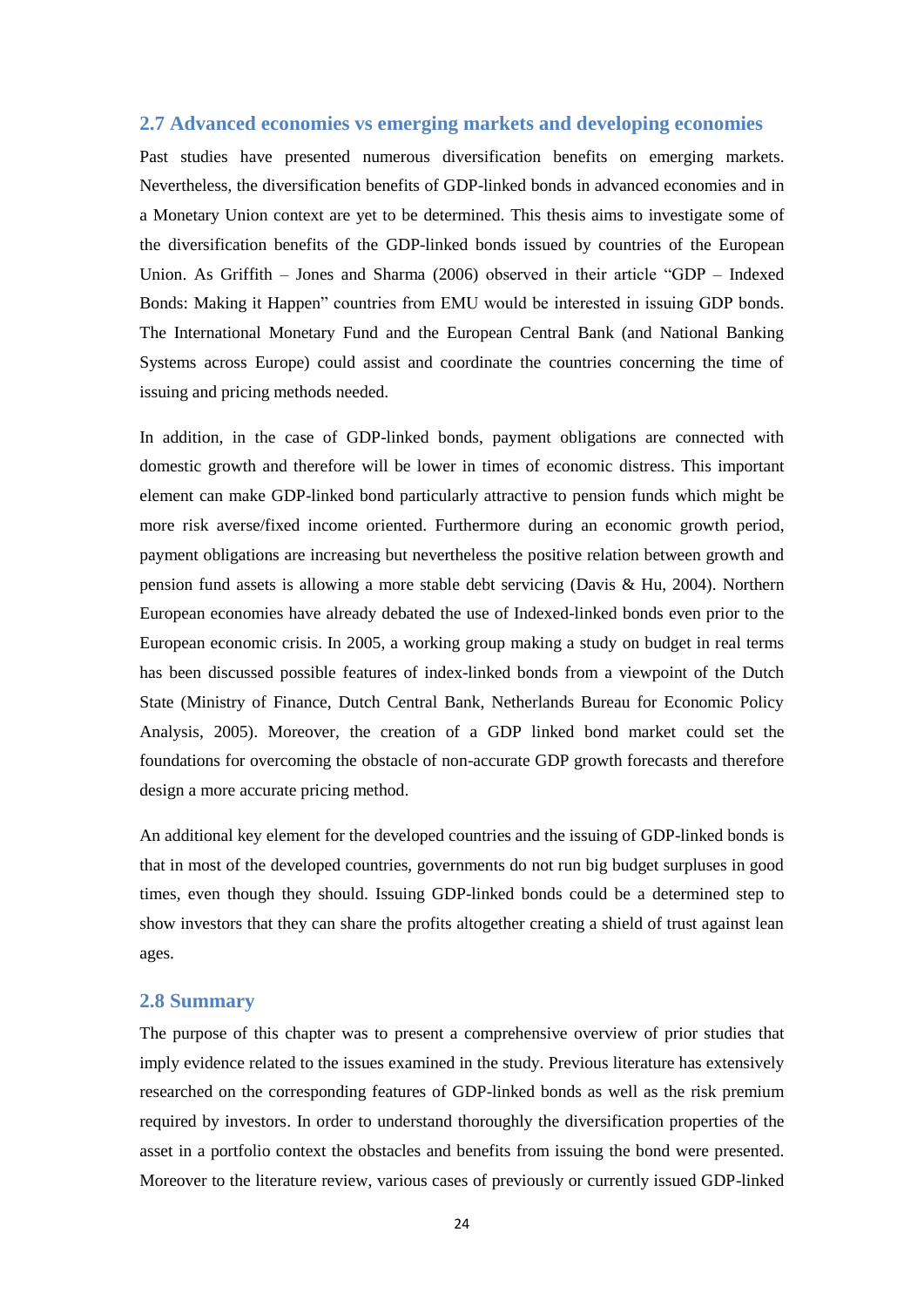## 2.7 Advanced economies vs emerging markets and developing economies

Past studies have presented numerous diversification benefits on emerging markets. Nevertheless, the diversification benefits of GDP-linked bonds in advanced economies and in a Monetary Union context are yet to be determined. This thesis aims to investigate some of the diversification benefits of the GDP-linked bonds issued by countries of the European Union. As Griffith – Jones and Sharma (2006) observed in their article "GDP – Indexed Bonds: Making it Happen" countries from EMU would be interested in issuing GDP bonds. The International Monetary Fund and the European Central Bank (and National Banking Systems across Europe) could assist and coordinate the countries concerning the time of issuing and pricing methods needed.

In addition, in the case of GDP-linked bonds, payment obligations are connected with domestic growth and therefore will be lower in times of economic distress. This important element can make GDP-linked bond particularly attractive to pension funds which might be more risk averse/fixed income oriented. Furthermore during an economic growth period, payment obligations are increasing but nevertheless the positive relation between growth and pension fund assets is allowing a more stable debt servicing (Davis & Hu, 2004). Northern European economies have already debated the use of Indexed-linked bonds even prior to the European economic crisis. In 2005, a working group making a study on budget in real terms has been discussed possible features of index-linked bonds from a viewpoint of the Dutch State (Ministry of Finance, Dutch Central Bank, Netherlands Bureau for Economic Policy Analysis, 2005). Moreover, the creation of a GDP linked bond market could set the foundations for overcoming the obstacle of non-accurate GDP growth forecasts and therefore design a more accurate pricing method.

An additional key element for the developed countries and the issuing of GDP-linked bonds is that in most of the developed countries, governments do not run big budget surpluses in good times, even though they should. Issuing GDP-linked bonds could be a determined step to show investors that they can share the profits altogether creating a shield of trust against lean ages.

## 2.8 Summary

The purpose of this chapter was to present a comprehensive overview of prior studies that imply evidence related to the issues examined in the study. Previous literature has extensively researched on the corresponding features of GDP-linked bonds as well as the risk premium required by investors. In order to understand thoroughly the diversification properties of the asset in a portfolio context the obstacles and benefits from issuing the bond were presented. Moreover to the literature review, various cases of previously or currently issued GDP-linked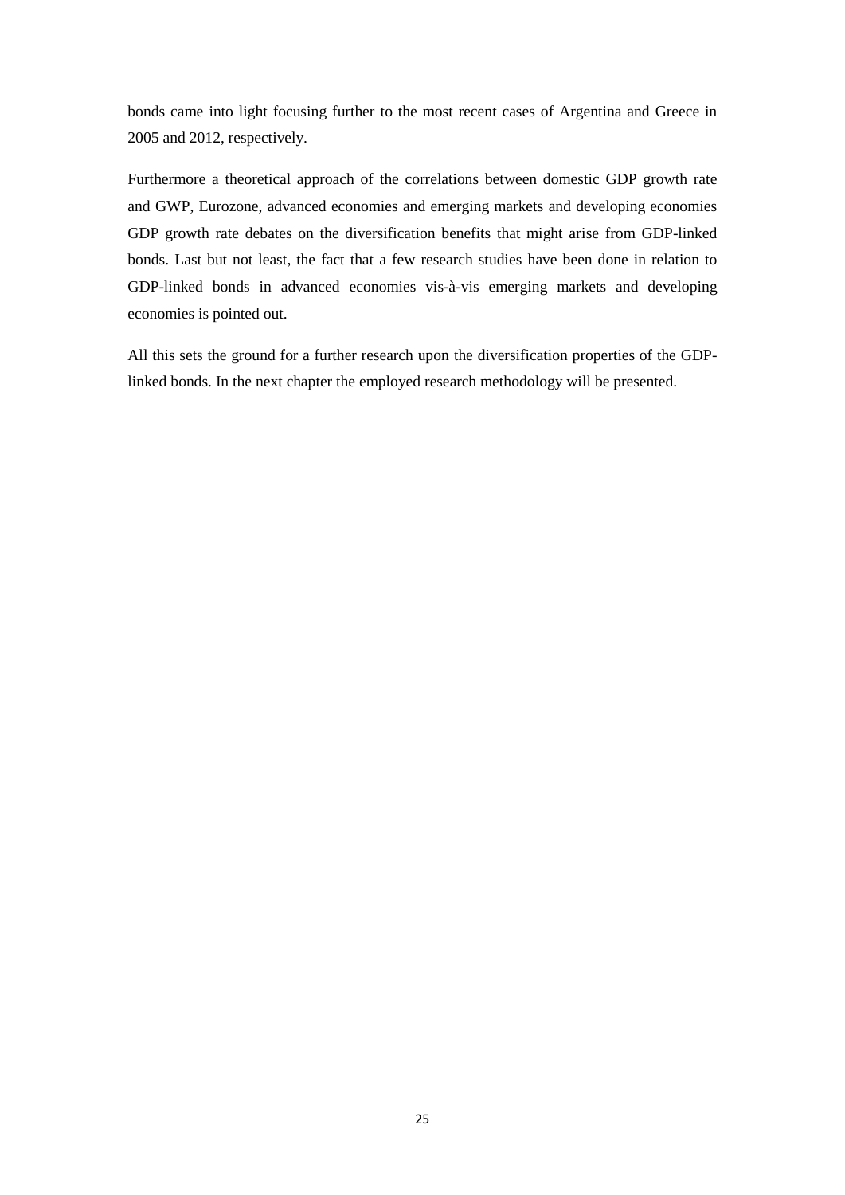bonds came into light focusing further to the most recent cases of Argentina and Greece in 2005 and 2012, respectively.

Furthermore a theoretical approach of the correlations between domestic GDP growth rate and GWP, Eurozone, advanced economies and emerging markets and developing economies GDP growth rate debates on the diversification benefits that might arise from GDP-linked bonds. Last but not least, the fact that a few research studies have been done in relation to GDP-linked bonds in advanced economies vis-à-vis emerging markets and developing economies is pointed out.

All this sets the ground for a further research upon the diversification properties of the GDP-linked bonds. In the next chapter the employed research methodology will be presented.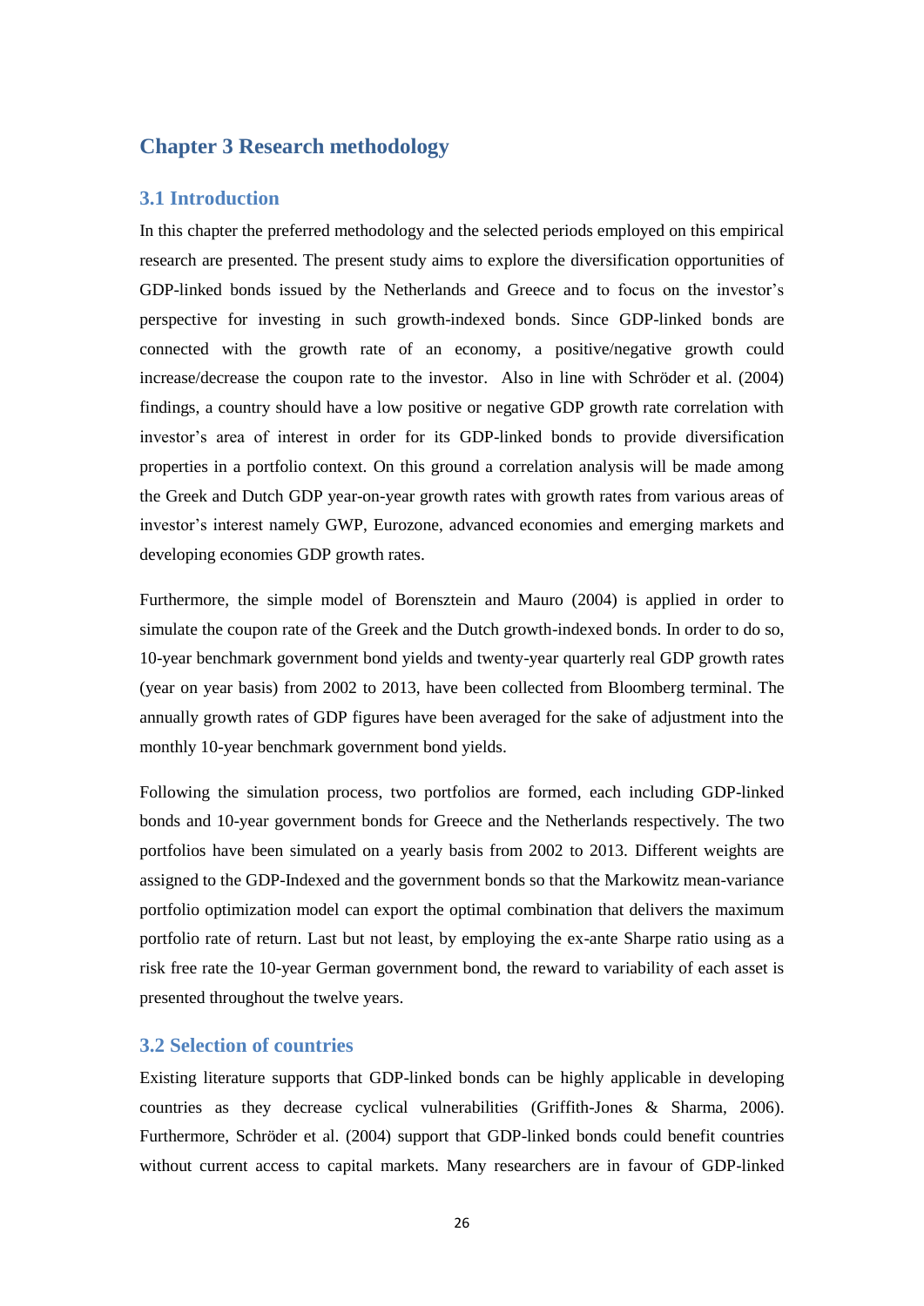# Chapter 3 Research methodology

## 3.1 Introduction

In this chapter the preferred methodology and the selected periods employed on this empirical research are presented. The present study aims to explore the diversification opportunities of GDP-linked bonds issued by the Netherlands and Greece and to focus on the investor's perspective for investing in such growth-indexed bonds. Since GDP-linked bonds are connected with the growth rate of an economy, a positive/negative growth could increase/decrease the coupon rate to the investor. Also in line with Schröder et al. (2004) findings, a country should have a low positive or negative GDP growth rate correlation with investor's area of interest in order for its GDP-linked bonds to provide diversification properties in a portfolio context. On this ground a correlation analysis will be made among the Greek and Dutch GDP year-on-year growth rates with growth rates from various areas of investor's interest namely GWP, Eurozone, advanced economies and emerging markets and developing economies GDP growth rates.

Furthermore, the simple model of Borensztein and Mauro (2004) is applied in order to simulate the coupon rate of the Greek and the Dutch growth-indexed bonds. In order to do so, 10-year benchmark government bond yields and twenty-year quarterly real GDP growth rates (year on year basis) from 2002 to 2013, have been collected from Bloomberg terminal. The annually growth rates of GDP figures have been averaged for the sake of adjustment into the monthly 10-year benchmark government bond yields.

Following the simulation process, two portfolios are formed, each including GDP-linked bonds and 10-year government bonds for Greece and the Netherlands respectively. The two portfolios have been simulated on a yearly basis from 2002 to 2013. Different weights are assigned to the GDP-Indexed and the government bonds so that the Markowitz mean-variance portfolio optimization model can export the optimal combination that delivers the maximum portfolio rate of return. Last but not least, by employing the ex-ante Sharpe ratio using as a risk free rate the 10-year German government bond, the reward to variability of each asset is presented throughout the twelve years.

## 3.2 Selection of countries

Existing literature supports that GDP-linked bonds can be highly applicable in developing countries as they decrease cyclical vulnerabilities (Griffith-Jones & Sharma, 2006). Furthermore, Schröder et al. (2004) support that GDP-linked bonds could benefit countries without current access to capital markets. Many researchers are in favour of GDP-linked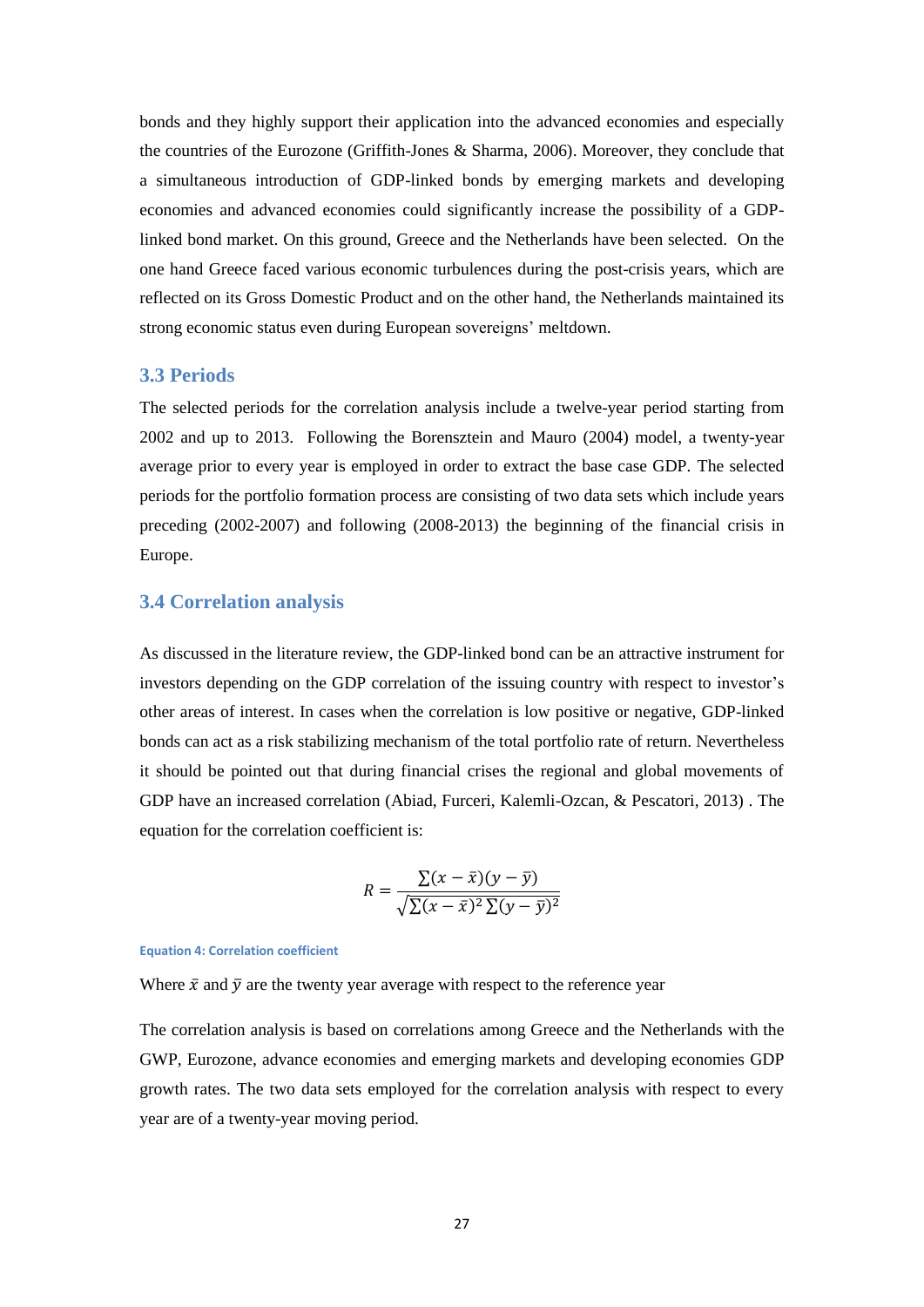bonds and they highly support their application into the advanced economies and especially the countries of the Eurozone (Griffith-Jones & Sharma, 2006). Moreover, they conclude that a simultaneous introduction of GDP-linked bonds by emerging markets and developing economies and advanced economies could significantly increase the possibility of a GDP-linked bond market. On this ground, Greece and the Netherlands have been selected. On the one hand Greece faced various economic turbulences during the post-crisis years, which are reflected on its Gross Domestic Product and on the other hand, the Netherlands maintained its strong economic status even during European sovereigns' meltdown.

## 3.3 Periods

The selected periods for the correlation analysis include a twelve-year period starting from 2002 and up to 2013. Following the Borensztein and Mauro (2004) model, a twenty-year average prior to every year is employed in order to extract the base case GDP. The selected periods for the portfolio formation process are consisting of two data sets which include years preceding (2002-2007) and following (2008-2013) the beginning of the financial crisis in Europe.

## 3.4 Correlation analysis

As discussed in the literature review, the GDP-linked bond can be an attractive instrument for investors depending on the GDP correlation of the issuing country with respect to investor's other areas of interest. In cases when the correlation is low positive or negative, GDP-linked bonds can act as a risk stabilizing mechanism of the total portfolio rate of return. Nevertheless it should be pointed out that during financial crises the regional and global movements of GDP have an increased correlation (Abiad, Furceri, Kalemli-Ozcan, & Pescatori, 2013) . The equation for the correlation coefficient is:

$$R = \frac{\sum(x - \bar{x})(y - \bar{y})}{\sqrt{\sum(x - \bar{x})^2 \sum(y - \bar{y})^2}}$$

Equation 4: Correlation coefficient

Where $\bar{x}$ and $\bar{y}$ are the twenty year average with respect to the reference year

The correlation analysis is based on correlations among Greece and the Netherlands with the GWP, Eurozone, advance economies and emerging markets and developing economies GDP growth rates. The two data sets employed for the correlation analysis with respect to every year are of a twenty-year moving period.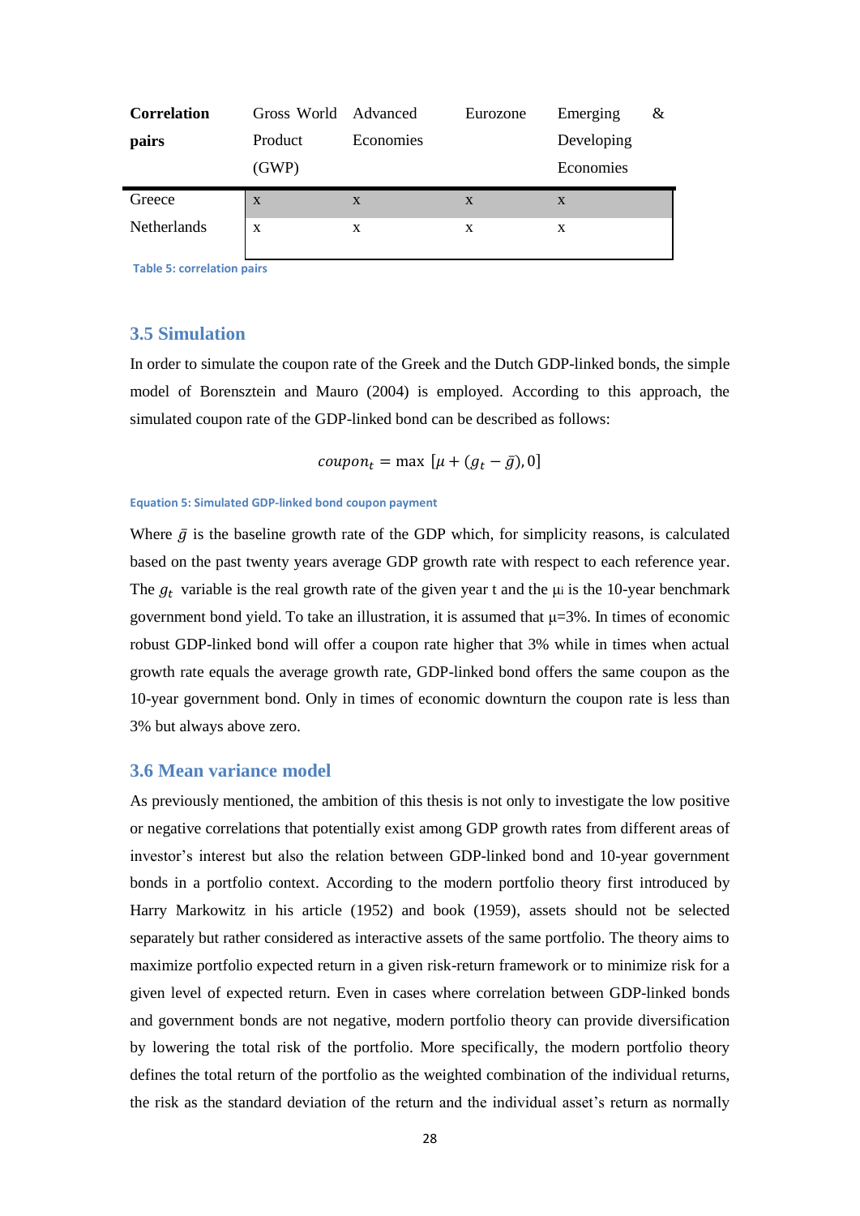| **Correlation pairs** | Gross World Product (GWP) | Advanced Economies | Eurozone | Emerging & Developing Economies |
|---|---|---|---|---|
| Greece | x | x | x | x |
| Netherlands | x | x | x | x |

Table 5: correlation pairs

## 3.5 Simulation

In order to simulate the coupon rate of the Greek and the Dutch GDP-linked bonds, the simple model of Borensztein and Mauro (2004) is employed. According to this approach, the simulated coupon rate of the GDP-linked bond can be described as follows:

$$coupon_t = \max\ [\mu + (g_t - \bar{g}), 0]$$

Equation 5: Simulated GDP-linked bond coupon payment

Where $\bar{g}$ is the baseline growth rate of the GDP which, for simplicity reasons, is calculated based on the past twenty years average GDP growth rate with respect to each reference year. The $g_t$ variable is the real growth rate of the given year t and the $\mu_i$ is the 10-year benchmark government bond yield. To take an illustration, it is assumed that $\mu$=3%. In times of economic robust GDP-linked bond will offer a coupon rate higher that 3% while in times when actual growth rate equals the average growth rate, GDP-linked bond offers the same coupon as the 10-year government bond. Only in times of economic downturn the coupon rate is less than 3% but always above zero.

## 3.6 Mean variance model

As previously mentioned, the ambition of this thesis is not only to investigate the low positive or negative correlations that potentially exist among GDP growth rates from different areas of investor's interest but also the relation between GDP-linked bond and 10-year government bonds in a portfolio context. According to the modern portfolio theory first introduced by Harry Markowitz in his article (1952) and book (1959), assets should not be selected separately but rather considered as interactive assets of the same portfolio. The theory aims to maximize portfolio expected return in a given risk-return framework or to minimize risk for a given level of expected return. Even in cases where correlation between GDP-linked bonds and government bonds are not negative, modern portfolio theory can provide diversification by lowering the total risk of the portfolio. More specifically, the modern portfolio theory defines the total return of the portfolio as the weighted combination of the individual returns, the risk as the standard deviation of the return and the individual asset's return as normally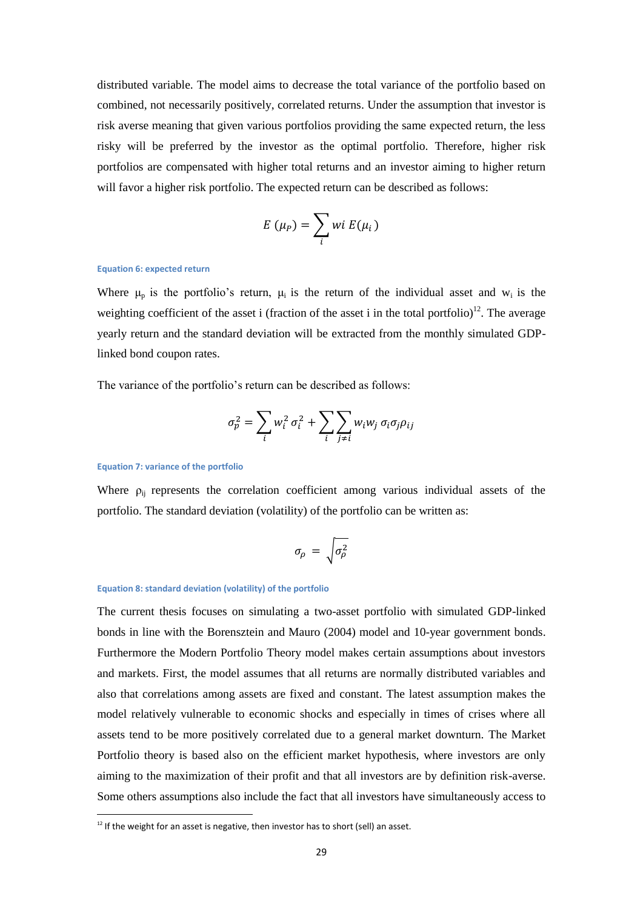distributed variable. The model aims to decrease the total variance of the portfolio based on combined, not necessarily positively, correlated returns. Under the assumption that investor is risk averse meaning that given various portfolios providing the same expected return, the less risky will be preferred by the investor as the optimal portfolio. Therefore, higher risk portfolios are compensated with higher total returns and an investor aiming to higher return will favor a higher risk portfolio. The expected return can be described as follows:

$$E\,(\mu_P) = \sum_i wi\; E(\mu_i)$$

Equation 6: expected return

Where $\mu_p$ is the portfolio's return, $\mu_i$ is the return of the individual asset and $w_i$ is the weighting coefficient of the asset i (fraction of the asset i in the total portfolio)[12]. The average yearly return and the standard deviation will be extracted from the monthly simulated GDP-linked bond coupon rates.

The variance of the portfolio's return can be described as follows:

$$\sigma_p^2 = \sum_i w_i^2\, \sigma_i^2 + \sum_i \sum_{j \neq i} w_i w_j\, \sigma_i \sigma_j \rho_{ij}$$

Equation 7: variance of the portfolio

Where $\rho_{ij}$ represents the correlation coefficient among various individual assets of the portfolio. The standard deviation (volatility) of the portfolio can be written as:

$$\sigma_\rho = \sqrt{\sigma_\rho^2}$$

Equation 8: standard deviation (volatility) of the portfolio

The current thesis focuses on simulating a two-asset portfolio with simulated GDP-linked bonds in line with the Borensztein and Mauro (2004) model and 10-year government bonds. Furthermore the Modern Portfolio Theory model makes certain assumptions about investors and markets. First, the model assumes that all returns are normally distributed variables and also that correlations among assets are fixed and constant. The latest assumption makes the model relatively vulnerable to economic shocks and especially in times of crises where all assets tend to be more positively correlated due to a general market downturn. The Market Portfolio theory is based also on the efficient market hypothesis, where investors are only aiming to the maximization of their profit and that all investors are by definition risk-averse. Some others assumptions also include the fact that all investors have simultaneously access to

[12] If the weight for an asset is negative, then investor has to short (sell) an asset.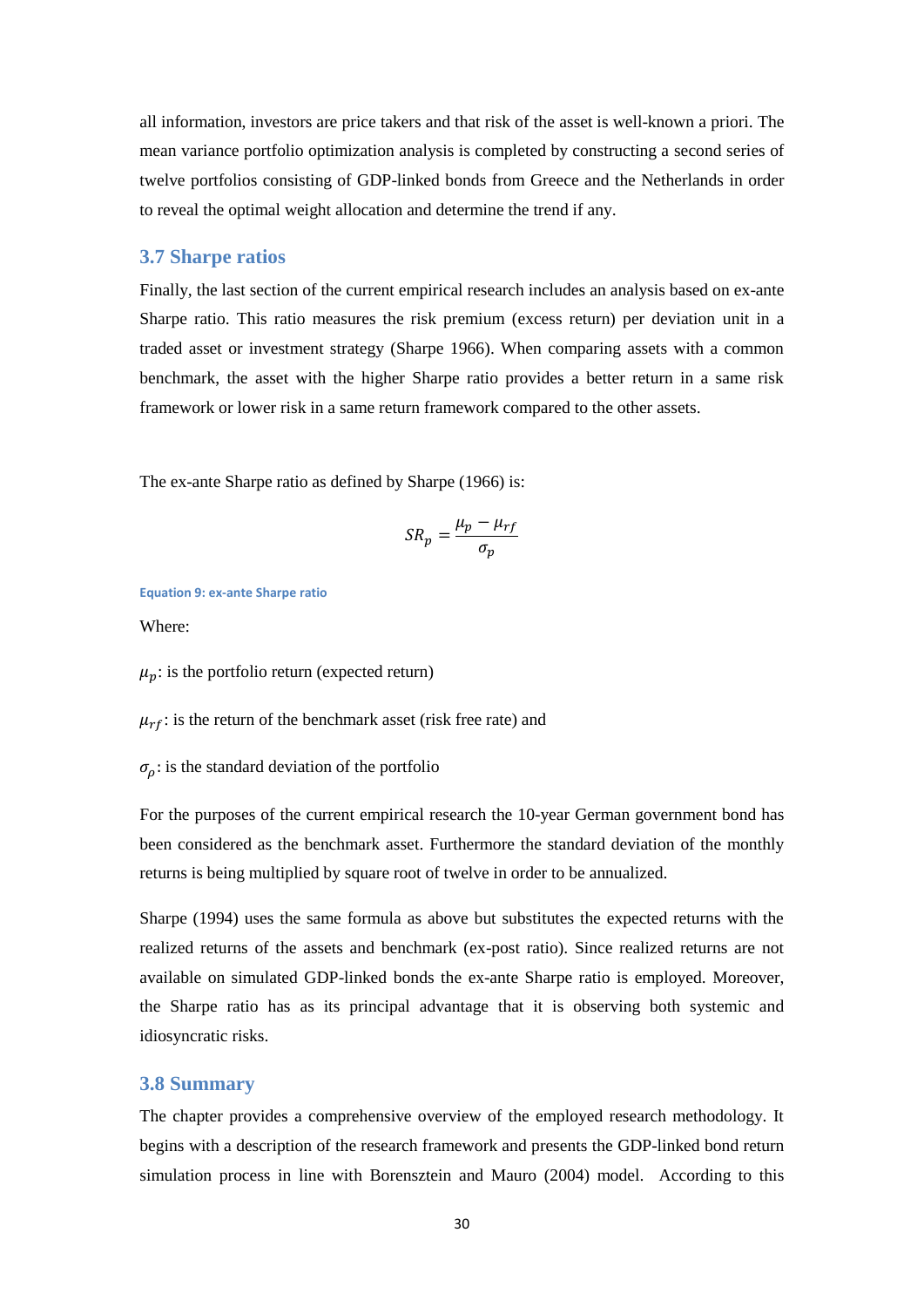all information, investors are price takers and that risk of the asset is well-known a priori. The mean variance portfolio optimization analysis is completed by constructing a second series of twelve portfolios consisting of GDP-linked bonds from Greece and the Netherlands in order to reveal the optimal weight allocation and determine the trend if any.

## 3.7 Sharpe ratios

Finally, the last section of the current empirical research includes an analysis based on ex-ante Sharpe ratio. This ratio measures the risk premium (excess return) per deviation unit in a traded asset or investment strategy (Sharpe 1966). When comparing assets with a common benchmark, the asset with the higher Sharpe ratio provides a better return in a same risk framework or lower risk in a same return framework compared to the other assets.

The ex-ante Sharpe ratio as defined by Sharpe (1966) is:

$$SR_p = \frac{\mu_p - \mu_{rf}}{\sigma_p}$$

Equation 9: ex-ante Sharpe ratio

Where:

$\mu_p$: is the portfolio return (expected return)

$\mu_{rf}$: is the return of the benchmark asset (risk free rate) and

$\sigma_\rho$: is the standard deviation of the portfolio

For the purposes of the current empirical research the 10-year German government bond has been considered as the benchmark asset. Furthermore the standard deviation of the monthly returns is being multiplied by square root of twelve in order to be annualized.

Sharpe (1994) uses the same formula as above but substitutes the expected returns with the realized returns of the assets and benchmark (ex-post ratio). Since realized returns are not available on simulated GDP-linked bonds the ex-ante Sharpe ratio is employed. Moreover, the Sharpe ratio has as its principal advantage that it is observing both systemic and idiosyncratic risks.

## 3.8 Summary

The chapter provides a comprehensive overview of the employed research methodology. It begins with a description of the research framework and presents the GDP-linked bond return simulation process in line with Borensztein and Mauro (2004) model. According to this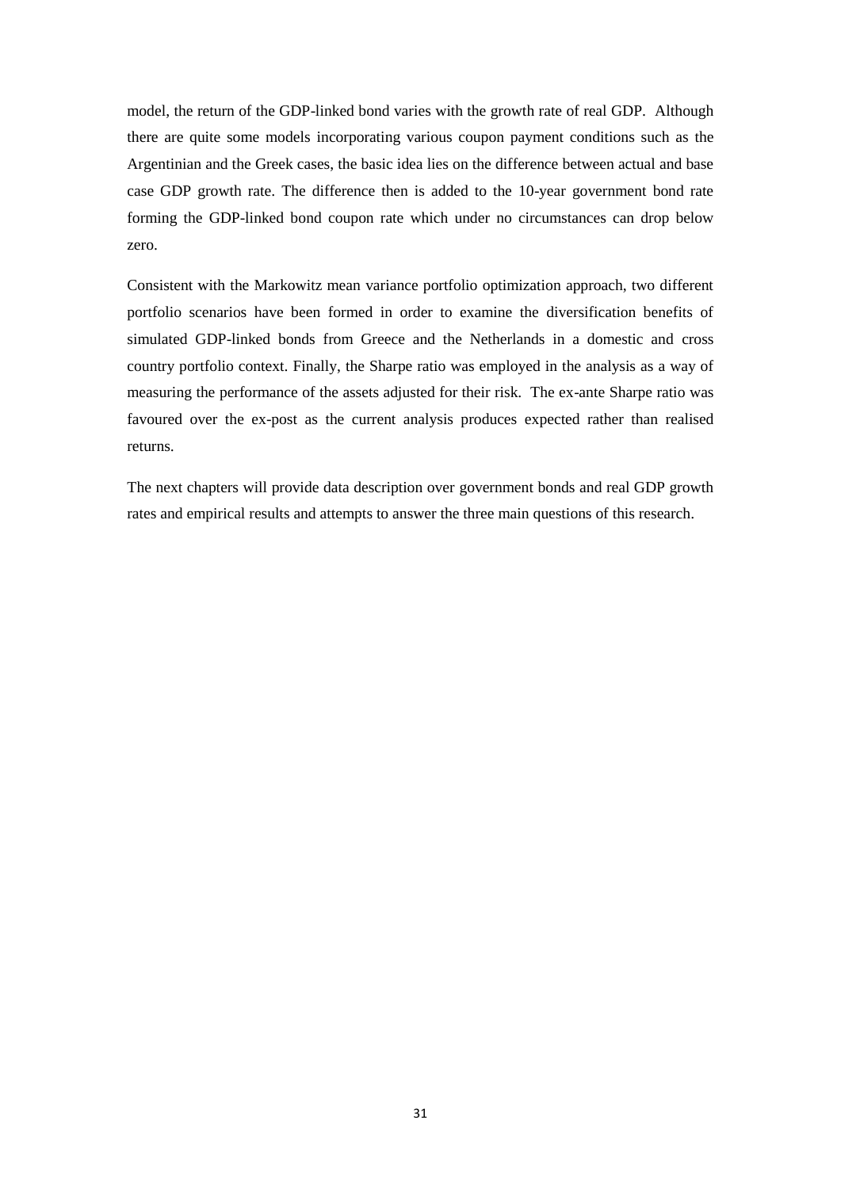model, the return of the GDP-linked bond varies with the growth rate of real GDP. Although there are quite some models incorporating various coupon payment conditions such as the Argentinian and the Greek cases, the basic idea lies on the difference between actual and base case GDP growth rate. The difference then is added to the 10-year government bond rate forming the GDP-linked bond coupon rate which under no circumstances can drop below zero.

Consistent with the Markowitz mean variance portfolio optimization approach, two different portfolio scenarios have been formed in order to examine the diversification benefits of simulated GDP-linked bonds from Greece and the Netherlands in a domestic and cross country portfolio context. Finally, the Sharpe ratio was employed in the analysis as a way of measuring the performance of the assets adjusted for their risk. The ex-ante Sharpe ratio was favoured over the ex-post as the current analysis produces expected rather than realised returns.

The next chapters will provide data description over government bonds and real GDP growth rates and empirical results and attempts to answer the three main questions of this research.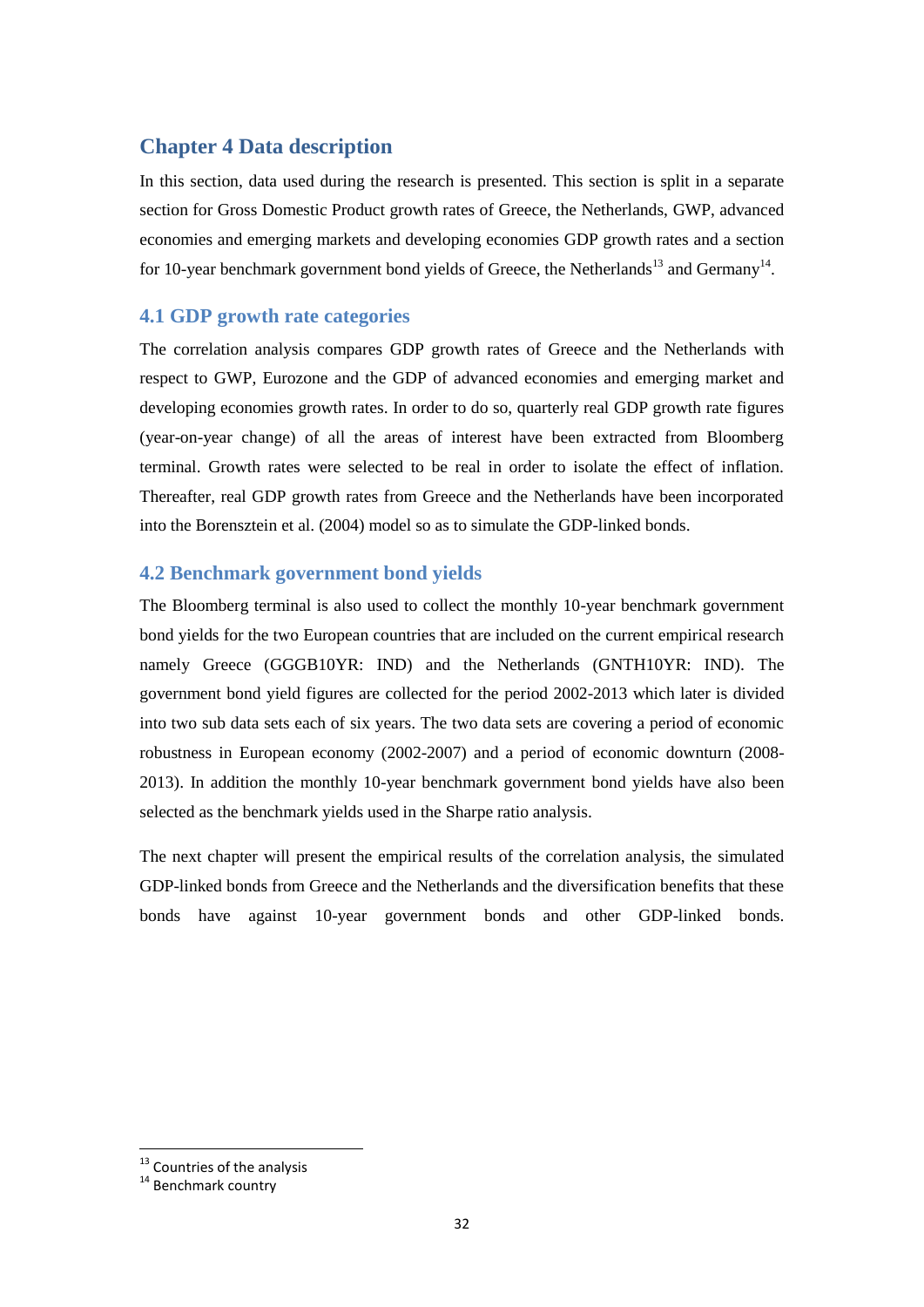# Chapter 4 Data description

In this section, data used during the research is presented. This section is split in a separate section for Gross Domestic Product growth rates of Greece, the Netherlands, GWP, advanced economies and emerging markets and developing economies GDP growth rates and a section for 10-year benchmark government bond yields of Greece, the Netherlands[13] and Germany[14].

## 4.1 GDP growth rate categories

The correlation analysis compares GDP growth rates of Greece and the Netherlands with respect to GWP, Eurozone and the GDP of advanced economies and emerging market and developing economies growth rates. In order to do so, quarterly real GDP growth rate figures (year-on-year change) of all the areas of interest have been extracted from Bloomberg terminal. Growth rates were selected to be real in order to isolate the effect of inflation. Thereafter, real GDP growth rates from Greece and the Netherlands have been incorporated into the Borensztein et al. (2004) model so as to simulate the GDP-linked bonds.

## 4.2 Benchmark government bond yields

The Bloomberg terminal is also used to collect the monthly 10-year benchmark government bond yields for the two European countries that are included on the current empirical research namely Greece (GGGB10YR: IND) and the Netherlands (GNTH10YR: IND). The government bond yield figures are collected for the period 2002-2013 which later is divided into two sub data sets each of six years. The two data sets are covering a period of economic robustness in European economy (2002-2007) and a period of economic downturn (2008-2013). In addition the monthly 10-year benchmark government bond yields have also been selected as the benchmark yields used in the Sharpe ratio analysis.

The next chapter will present the empirical results of the correlation analysis, the simulated GDP-linked bonds from Greece and the Netherlands and the diversification benefits that these bonds have against 10-year government bonds and other GDP-linked bonds.

---

[13] Countries of the analysis

[14] Benchmark country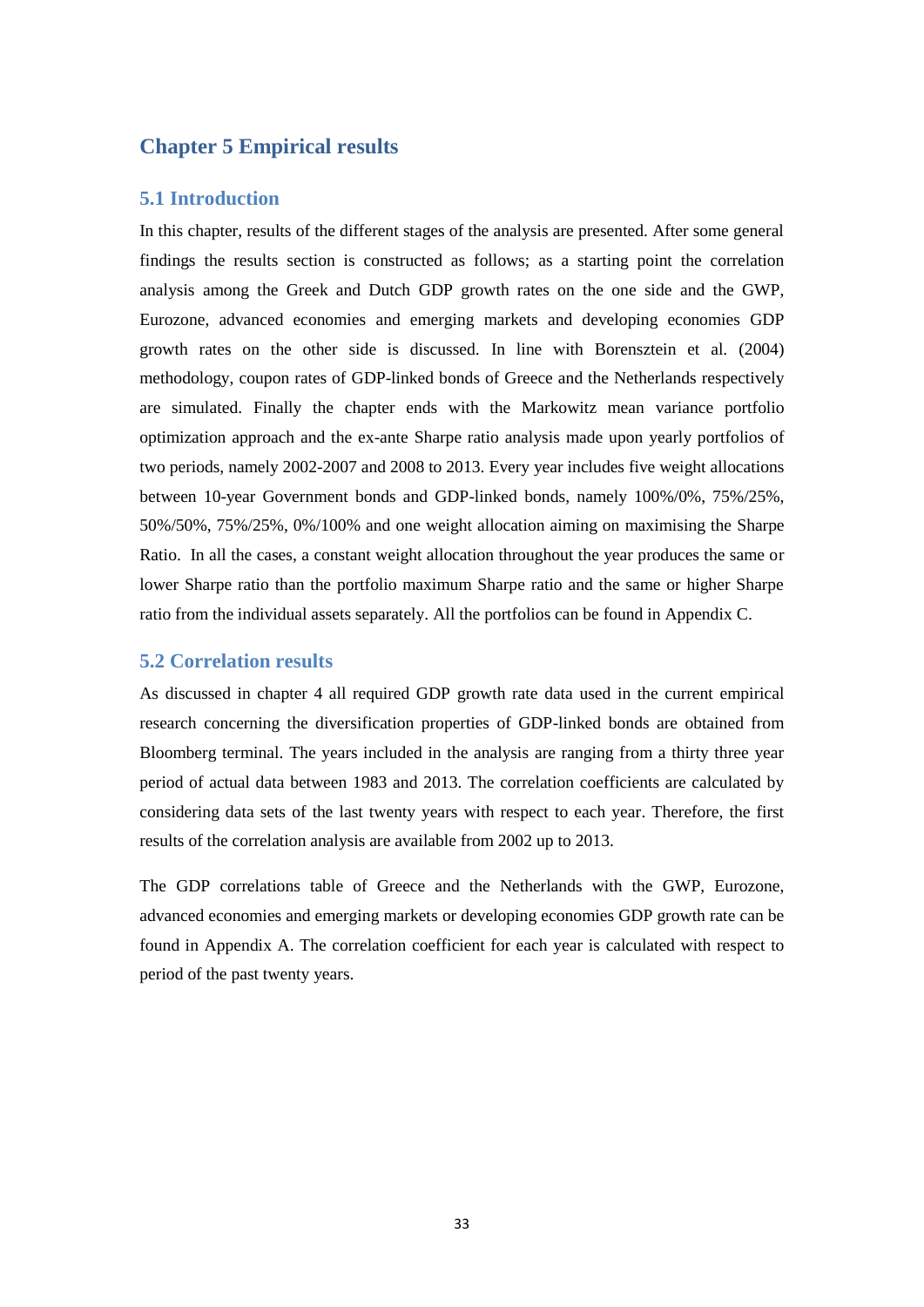# Chapter 5 Empirical results

## 5.1 Introduction

In this chapter, results of the different stages of the analysis are presented. After some general findings the results section is constructed as follows; as a starting point the correlation analysis among the Greek and Dutch GDP growth rates on the one side and the GWP, Eurozone, advanced economies and emerging markets and developing economies GDP growth rates on the other side is discussed. In line with Borensztein et al. (2004) methodology, coupon rates of GDP-linked bonds of Greece and the Netherlands respectively are simulated. Finally the chapter ends with the Markowitz mean variance portfolio optimization approach and the ex-ante Sharpe ratio analysis made upon yearly portfolios of two periods, namely 2002-2007 and 2008 to 2013. Every year includes five weight allocations between 10-year Government bonds and GDP-linked bonds, namely 100%/0%, 75%/25%, 50%/50%, 75%/25%, 0%/100% and one weight allocation aiming on maximising the Sharpe Ratio. In all the cases, a constant weight allocation throughout the year produces the same or lower Sharpe ratio than the portfolio maximum Sharpe ratio and the same or higher Sharpe ratio from the individual assets separately. All the portfolios can be found in Appendix C.

## 5.2 Correlation results

As discussed in chapter 4 all required GDP growth rate data used in the current empirical research concerning the diversification properties of GDP-linked bonds are obtained from Bloomberg terminal. The years included in the analysis are ranging from a thirty three year period of actual data between 1983 and 2013. The correlation coefficients are calculated by considering data sets of the last twenty years with respect to each year. Therefore, the first results of the correlation analysis are available from 2002 up to 2013.

The GDP correlations table of Greece and the Netherlands with the GWP, Eurozone, advanced economies and emerging markets or developing economies GDP growth rate can be found in Appendix A. The correlation coefficient for each year is calculated with respect to period of the past twenty years.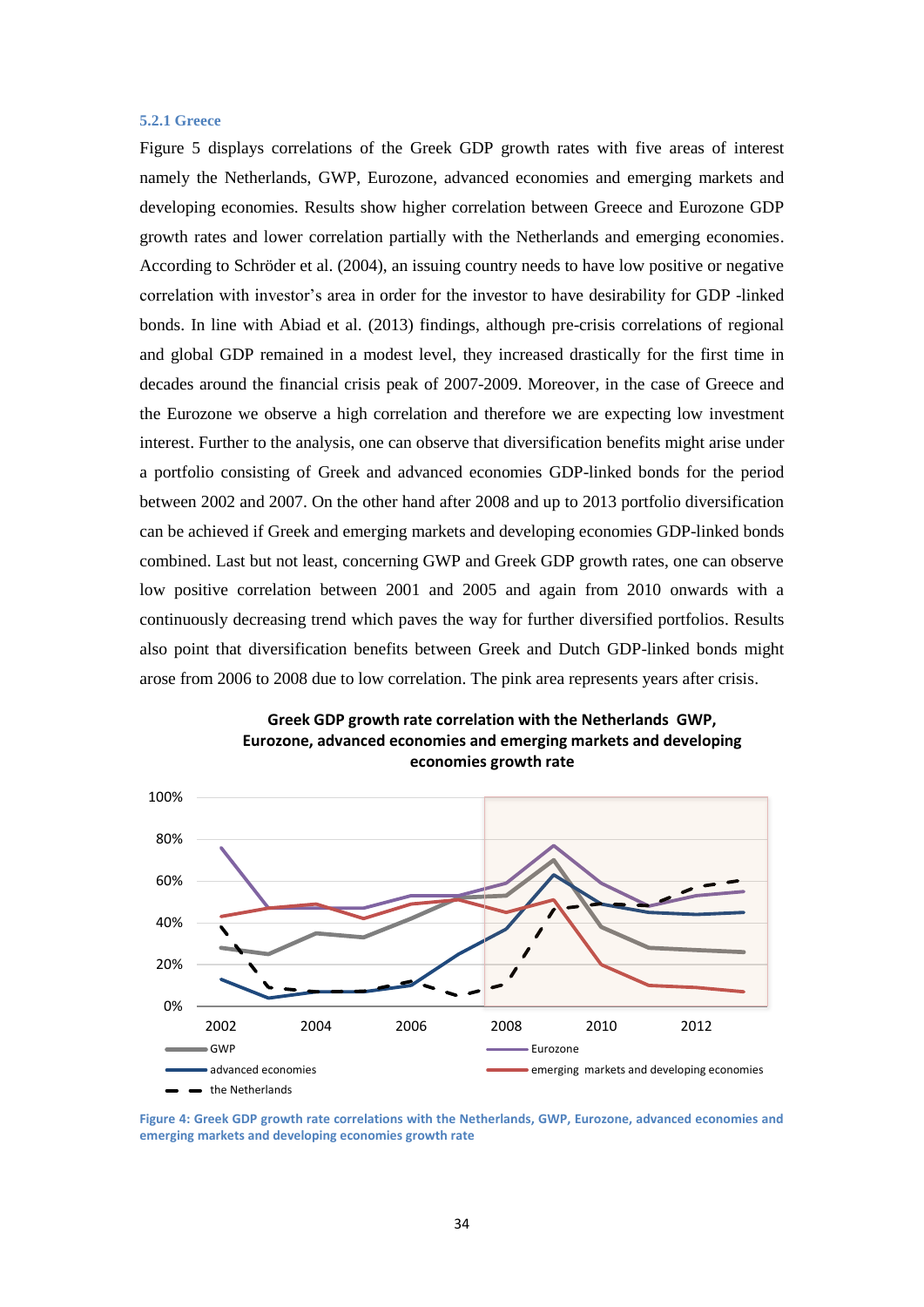### 5.2.1 Greece

Figure 5 displays correlations of the Greek GDP growth rates with five areas of interest namely the Netherlands, GWP, Eurozone, advanced economies and emerging markets and developing economies. Results show higher correlation between Greece and Eurozone GDP growth rates and lower correlation partially with the Netherlands and emerging economies. According to Schröder et al. (2004), an issuing country needs to have low positive or negative correlation with investor's area in order for the investor to have desirability for GDP -linked bonds. In line with Abiad et al. (2013) findings, although pre-crisis correlations of regional and global GDP remained in a modest level, they increased drastically for the first time in decades around the financial crisis peak of 2007-2009. Moreover, in the case of Greece and the Eurozone we observe a high correlation and therefore we are expecting low investment interest. Further to the analysis, one can observe that diversification benefits might arise under a portfolio consisting of Greek and advanced economies GDP-linked bonds for the period between 2002 and 2007. On the other hand after 2008 and up to 2013 portfolio diversification can be achieved if Greek and emerging markets and developing economies GDP-linked bonds combined. Last but not least, concerning GWP and Greek GDP growth rates, one can observe low positive correlation between 2001 and 2005 and again from 2010 onwards with a continuously decreasing trend which paves the way for further diversified portfolios. Results also point that diversification benefits between Greek and Dutch GDP-linked bonds might arose from 2006 to 2008 due to low correlation. The pink area represents years after crisis.

**Greek GDP growth rate correlation with the Netherlands GWP, Eurozone, advanced economies and emerging markets and developing economies growth rate**

Figure 4: Greek GDP growth rate correlations with the Netherlands, GWP, Eurozone, advanced economies and emerging markets and developing economies growth rate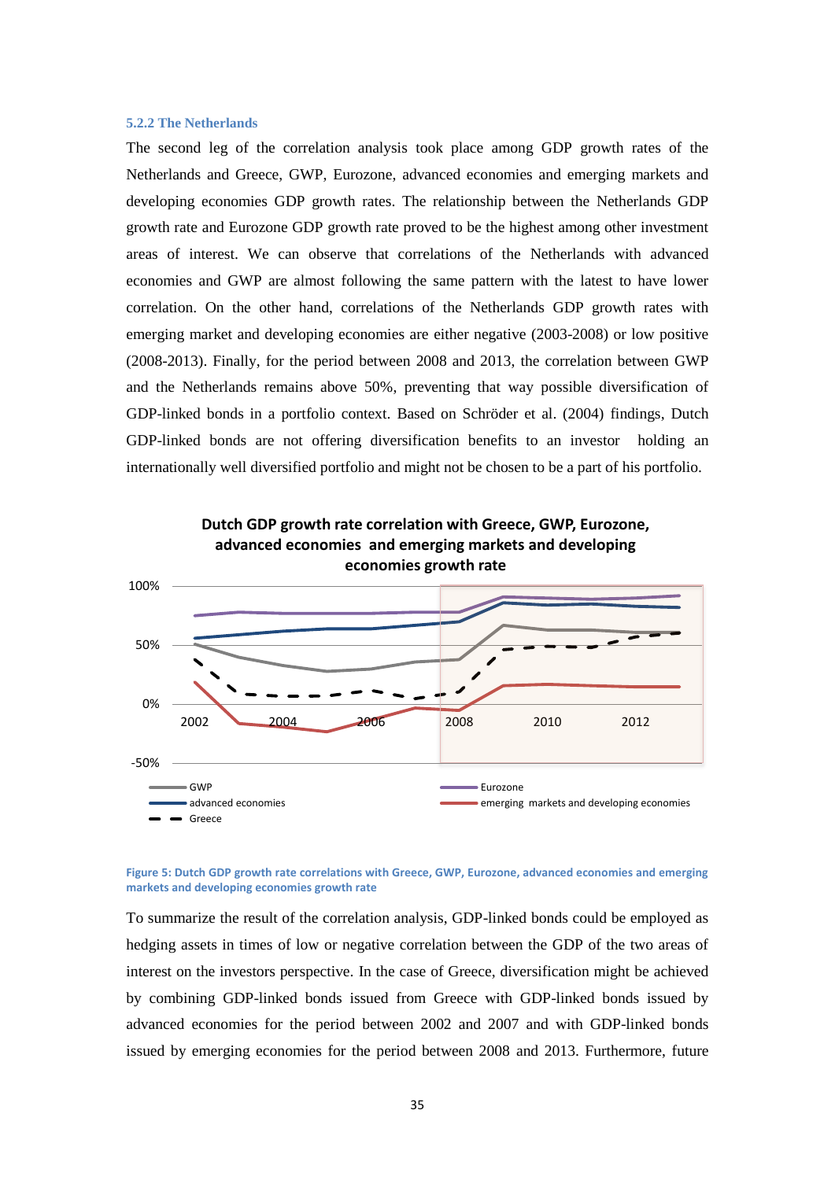### 5.2.2 The Netherlands

The second leg of the correlation analysis took place among GDP growth rates of the Netherlands and Greece, GWP, Eurozone, advanced economies and emerging markets and developing economies GDP growth rates. The relationship between the Netherlands GDP growth rate and Eurozone GDP growth rate proved to be the highest among other investment areas of interest. We can observe that correlations of the Netherlands with advanced economies and GWP are almost following the same pattern with the latest to have lower correlation. On the other hand, correlations of the Netherlands GDP growth rates with emerging market and developing economies are either negative (2003-2008) or low positive (2008-2013). Finally, for the period between 2008 and 2013, the correlation between GWP and the Netherlands remains above 50%, preventing that way possible diversification of GDP-linked bonds in a portfolio context. Based on Schröder et al. (2004) findings, Dutch GDP-linked bonds are not offering diversification benefits to an investor holding an internationally well diversified portfolio and might not be chosen to be a part of his portfolio.

**Figure 5: Dutch GDP growth rate correlations with Greece, GWP, Eurozone, advanced economies and emerging markets and developing economies growth rate**

To summarize the result of the correlation analysis, GDP-linked bonds could be employed as hedging assets in times of low or negative correlation between the GDP of the two areas of interest on the investors perspective. In the case of Greece, diversification might be achieved by combining GDP-linked bonds issued from Greece with GDP-linked bonds issued by advanced economies for the period between 2002 and 2007 and with GDP-linked bonds issued by emerging economies for the period between 2008 and 2013. Furthermore, future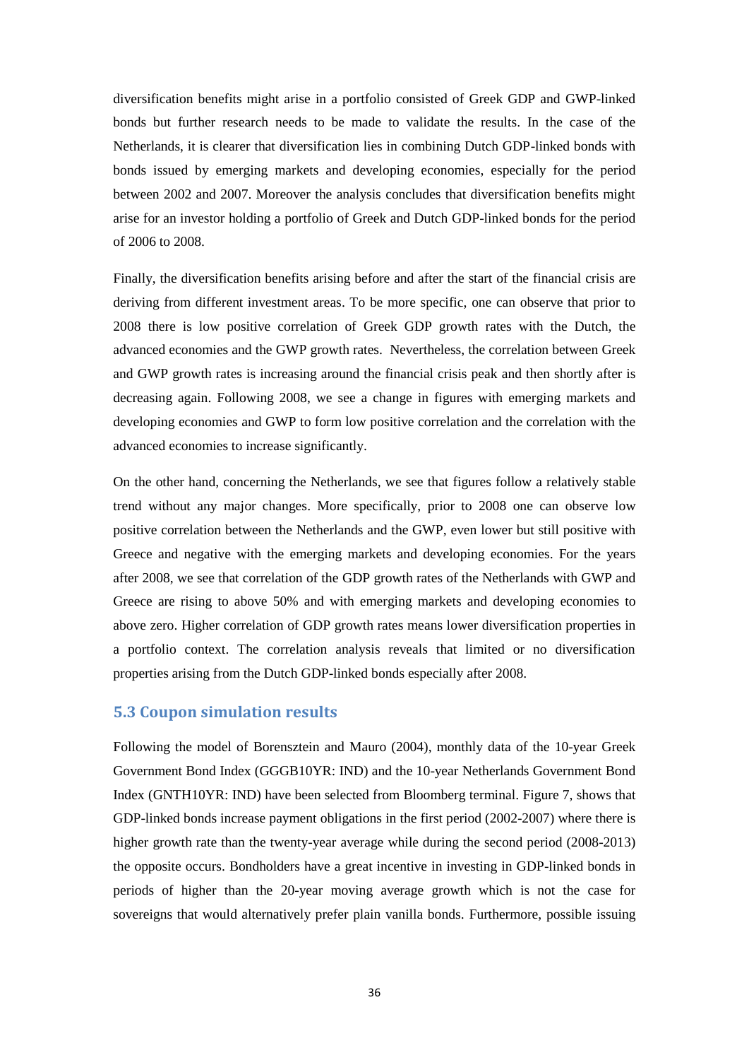diversification benefits might arise in a portfolio consisted of Greek GDP and GWP-linked bonds but further research needs to be made to validate the results. In the case of the Netherlands, it is clearer that diversification lies in combining Dutch GDP-linked bonds with bonds issued by emerging markets and developing economies, especially for the period between 2002 and 2007. Moreover the analysis concludes that diversification benefits might arise for an investor holding a portfolio of Greek and Dutch GDP-linked bonds for the period of 2006 to 2008.

Finally, the diversification benefits arising before and after the start of the financial crisis are deriving from different investment areas. To be more specific, one can observe that prior to 2008 there is low positive correlation of Greek GDP growth rates with the Dutch, the advanced economies and the GWP growth rates. Nevertheless, the correlation between Greek and GWP growth rates is increasing around the financial crisis peak and then shortly after is decreasing again. Following 2008, we see a change in figures with emerging markets and developing economies and GWP to form low positive correlation and the correlation with the advanced economies to increase significantly.

On the other hand, concerning the Netherlands, we see that figures follow a relatively stable trend without any major changes. More specifically, prior to 2008 one can observe low positive correlation between the Netherlands and the GWP, even lower but still positive with Greece and negative with the emerging markets and developing economies. For the years after 2008, we see that correlation of the GDP growth rates of the Netherlands with GWP and Greece are rising to above 50% and with emerging markets and developing economies to above zero. Higher correlation of GDP growth rates means lower diversification properties in a portfolio context. The correlation analysis reveals that limited or no diversification properties arising from the Dutch GDP-linked bonds especially after 2008.

## 5.3 Coupon simulation results

Following the model of Borensztein and Mauro (2004), monthly data of the 10-year Greek Government Bond Index (GGGB10YR: IND) and the 10-year Netherlands Government Bond Index (GNTH10YR: IND) have been selected from Bloomberg terminal. Figure 7, shows that GDP-linked bonds increase payment obligations in the first period (2002-2007) where there is higher growth rate than the twenty-year average while during the second period (2008-2013) the opposite occurs. Bondholders have a great incentive in investing in GDP-linked bonds in periods of higher than the 20-year moving average growth which is not the case for sovereigns that would alternatively prefer plain vanilla bonds. Furthermore, possible issuing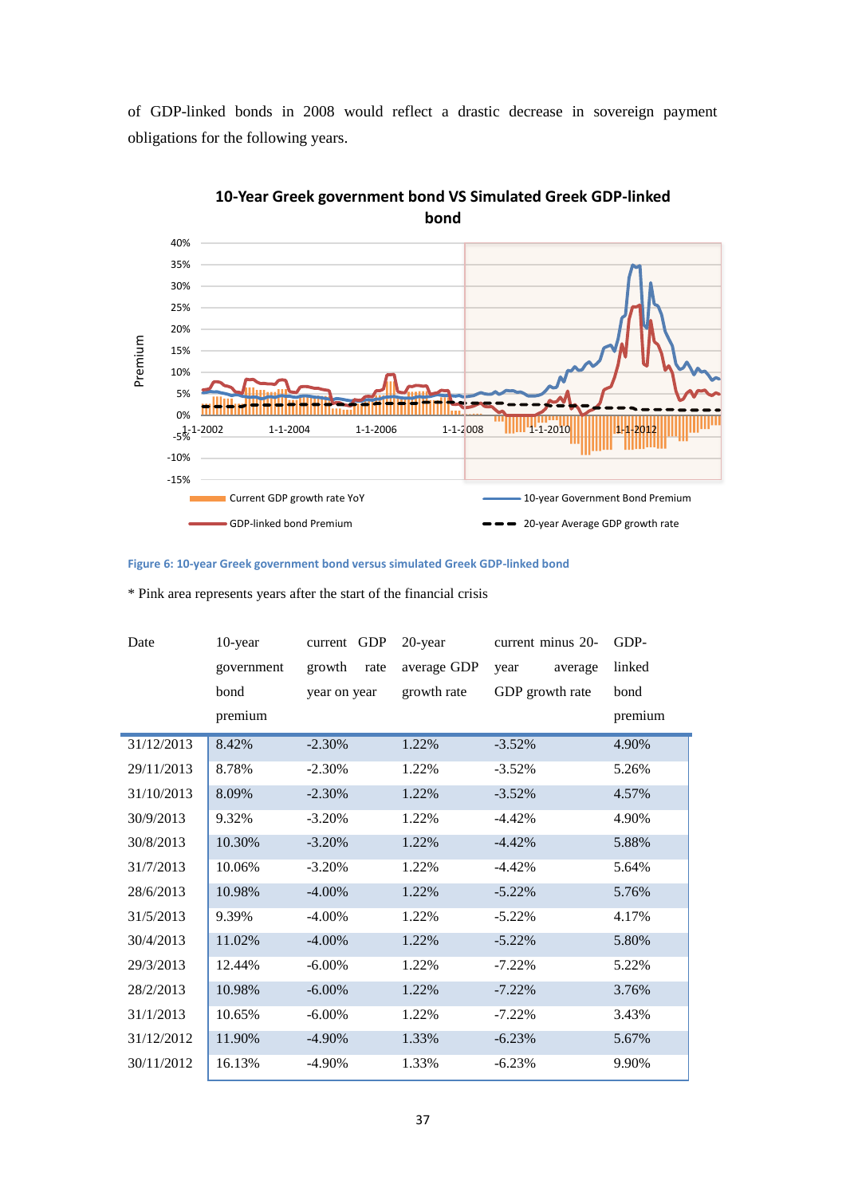of GDP-linked bonds in 2008 would reflect a drastic decrease in sovereign payment obligations for the following years.

**Figure 6: 10-year Greek government bond versus simulated Greek GDP-linked bond**

\* Pink area represents years after the start of the financial crisis

| Date | 10-year government bond premium | current GDP growth rate year on year | 20-year average GDP growth rate | current minus 20-year average GDP growth rate | GDP-linked bond premium |
|---|---|---|---|---|---|
| 31/12/2013 | 8.42% | -2.30% | 1.22% | -3.52% | 4.90% |
| 29/11/2013 | 8.78% | -2.30% | 1.22% | -3.52% | 5.26% |
| 31/10/2013 | 8.09% | -2.30% | 1.22% | -3.52% | 4.57% |
| 30/9/2013 | 9.32% | -3.20% | 1.22% | -4.42% | 4.90% |
| 30/8/2013 | 10.30% | -3.20% | 1.22% | -4.42% | 5.88% |
| 31/7/2013 | 10.06% | -3.20% | 1.22% | -4.42% | 5.64% |
| 28/6/2013 | 10.98% | -4.00% | 1.22% | -5.22% | 5.76% |
| 31/5/2013 | 9.39% | -4.00% | 1.22% | -5.22% | 4.17% |
| 30/4/2013 | 11.02% | -4.00% | 1.22% | -5.22% | 5.80% |
| 29/3/2013 | 12.44% | -6.00% | 1.22% | -7.22% | 5.22% |
| 28/2/2013 | 10.98% | -6.00% | 1.22% | -7.22% | 3.76% |
| 31/1/2013 | 10.65% | -6.00% | 1.22% | -7.22% | 3.43% |
| 31/12/2012 | 11.90% | -4.90% | 1.33% | -6.23% | 5.67% |
| 30/11/2012 | 16.13% | -4.90% | 1.33% | -6.23% | 9.90% |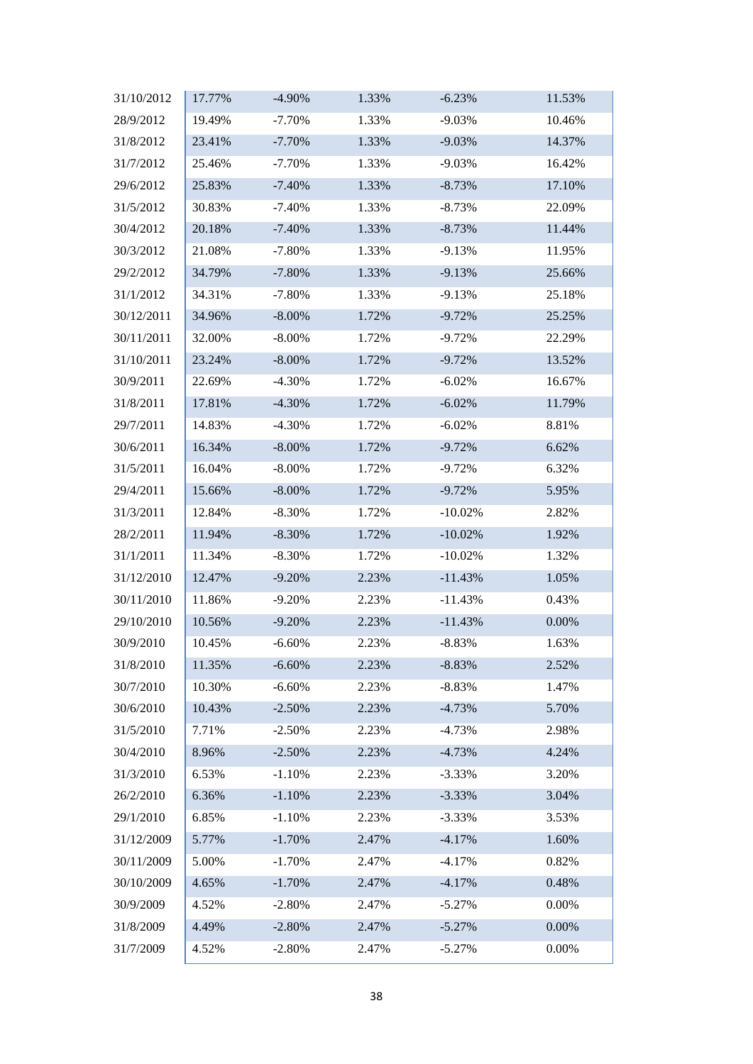| | | | | | |
|---|---|---|---|---|---|
| 31/10/2012 | 17.77% | -4.90% | 1.33% | -6.23% | 11.53% |
| 28/9/2012 | 19.49% | -7.70% | 1.33% | -9.03% | 10.46% |
| 31/8/2012 | 23.41% | -7.70% | 1.33% | -9.03% | 14.37% |
| 31/7/2012 | 25.46% | -7.70% | 1.33% | -9.03% | 16.42% |
| 29/6/2012 | 25.83% | -7.40% | 1.33% | -8.73% | 17.10% |
| 31/5/2012 | 30.83% | -7.40% | 1.33% | -8.73% | 22.09% |
| 30/4/2012 | 20.18% | -7.40% | 1.33% | -8.73% | 11.44% |
| 30/3/2012 | 21.08% | -7.80% | 1.33% | -9.13% | 11.95% |
| 29/2/2012 | 34.79% | -7.80% | 1.33% | -9.13% | 25.66% |
| 31/1/2012 | 34.31% | -7.80% | 1.33% | -9.13% | 25.18% |
| 30/12/2011 | 34.96% | -8.00% | 1.72% | -9.72% | 25.25% |
| 30/11/2011 | 32.00% | -8.00% | 1.72% | -9.72% | 22.29% |
| 31/10/2011 | 23.24% | -8.00% | 1.72% | -9.72% | 13.52% |
| 30/9/2011 | 22.69% | -4.30% | 1.72% | -6.02% | 16.67% |
| 31/8/2011 | 17.81% | -4.30% | 1.72% | -6.02% | 11.79% |
| 29/7/2011 | 14.83% | -4.30% | 1.72% | -6.02% | 8.81% |
| 30/6/2011 | 16.34% | -8.00% | 1.72% | -9.72% | 6.62% |
| 31/5/2011 | 16.04% | -8.00% | 1.72% | -9.72% | 6.32% |
| 29/4/2011 | 15.66% | -8.00% | 1.72% | -9.72% | 5.95% |
| 31/3/2011 | 12.84% | -8.30% | 1.72% | -10.02% | 2.82% |
| 28/2/2011 | 11.94% | -8.30% | 1.72% | -10.02% | 1.92% |
| 31/1/2011 | 11.34% | -8.30% | 1.72% | -10.02% | 1.32% |
| 31/12/2010 | 12.47% | -9.20% | 2.23% | -11.43% | 1.05% |
| 30/11/2010 | 11.86% | -9.20% | 2.23% | -11.43% | 0.43% |
| 29/10/2010 | 10.56% | -9.20% | 2.23% | -11.43% | 0.00% |
| 30/9/2010 | 10.45% | -6.60% | 2.23% | -8.83% | 1.63% |
| 31/8/2010 | 11.35% | -6.60% | 2.23% | -8.83% | 2.52% |
| 30/7/2010 | 10.30% | -6.60% | 2.23% | -8.83% | 1.47% |
| 30/6/2010 | 10.43% | -2.50% | 2.23% | -4.73% | 5.70% |
| 31/5/2010 | 7.71% | -2.50% | 2.23% | -4.73% | 2.98% |
| 30/4/2010 | 8.96% | -2.50% | 2.23% | -4.73% | 4.24% |
| 31/3/2010 | 6.53% | -1.10% | 2.23% | -3.33% | 3.20% |
| 26/2/2010 | 6.36% | -1.10% | 2.23% | -3.33% | 3.04% |
| 29/1/2010 | 6.85% | -1.10% | 2.23% | -3.33% | 3.53% |
| 31/12/2009 | 5.77% | -1.70% | 2.47% | -4.17% | 1.60% |
| 30/11/2009 | 5.00% | -1.70% | 2.47% | -4.17% | 0.82% |
| 30/10/2009 | 4.65% | -1.70% | 2.47% | -4.17% | 0.48% |
| 30/9/2009 | 4.52% | -2.80% | 2.47% | -5.27% | 0.00% |
| 31/8/2009 | 4.49% | -2.80% | 2.47% | -5.27% | 0.00% |
| 31/7/2009 | 4.52% | -2.80% | 2.47% | -5.27% | 0.00% |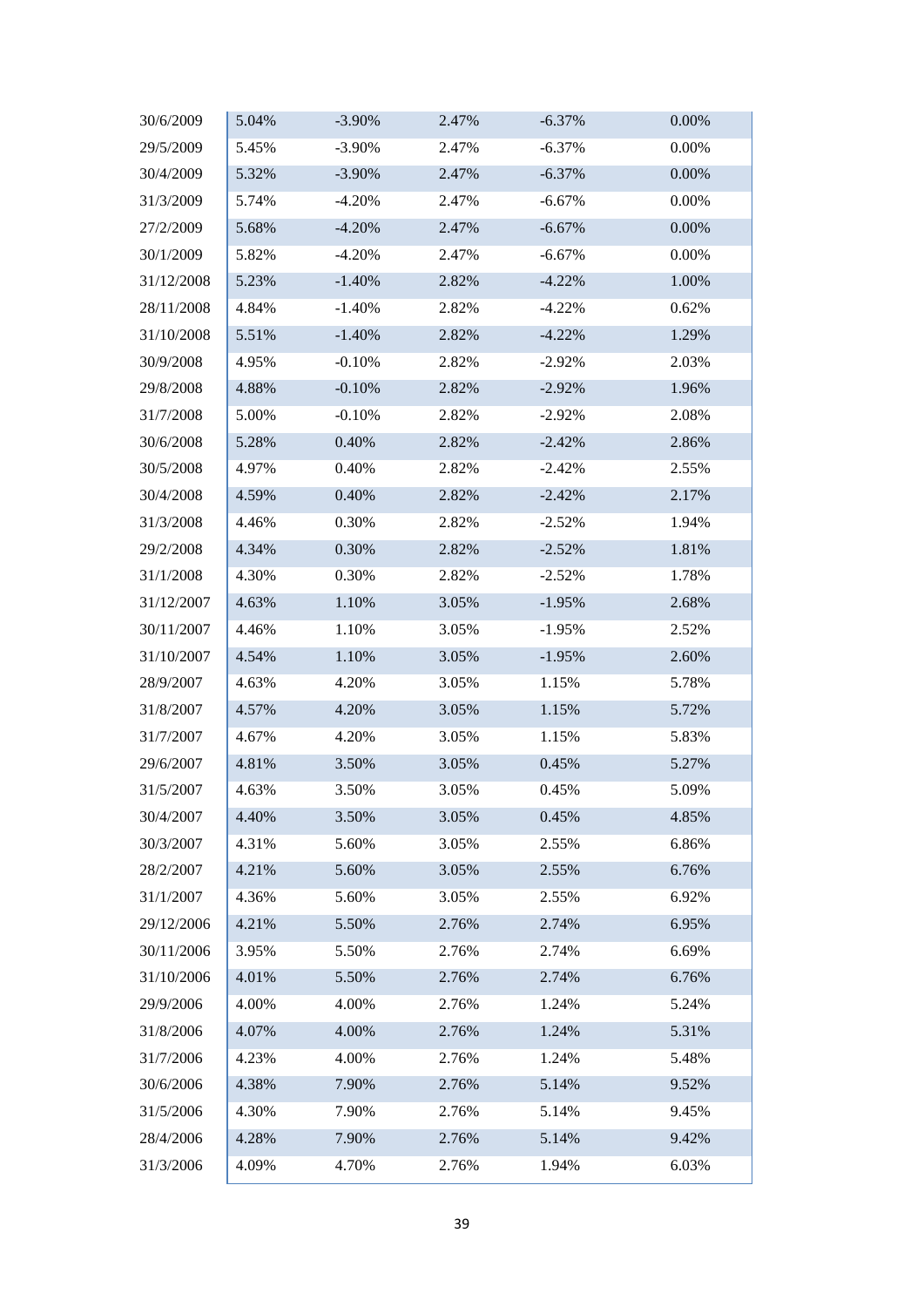| | | | | | |
|---|---|---|---|---|---|
| 30/6/2009 | 5.04% | -3.90% | 2.47% | -6.37% | 0.00% |
| 29/5/2009 | 5.45% | -3.90% | 2.47% | -6.37% | 0.00% |
| 30/4/2009 | 5.32% | -3.90% | 2.47% | -6.37% | 0.00% |
| 31/3/2009 | 5.74% | -4.20% | 2.47% | -6.67% | 0.00% |
| 27/2/2009 | 5.68% | -4.20% | 2.47% | -6.67% | 0.00% |
| 30/1/2009 | 5.82% | -4.20% | 2.47% | -6.67% | 0.00% |
| 31/12/2008 | 5.23% | -1.40% | 2.82% | -4.22% | 1.00% |
| 28/11/2008 | 4.84% | -1.40% | 2.82% | -4.22% | 0.62% |
| 31/10/2008 | 5.51% | -1.40% | 2.82% | -4.22% | 1.29% |
| 30/9/2008 | 4.95% | -0.10% | 2.82% | -2.92% | 2.03% |
| 29/8/2008 | 4.88% | -0.10% | 2.82% | -2.92% | 1.96% |
| 31/7/2008 | 5.00% | -0.10% | 2.82% | -2.92% | 2.08% |
| 30/6/2008 | 5.28% | 0.40% | 2.82% | -2.42% | 2.86% |
| 30/5/2008 | 4.97% | 0.40% | 2.82% | -2.42% | 2.55% |
| 30/4/2008 | 4.59% | 0.40% | 2.82% | -2.42% | 2.17% |
| 31/3/2008 | 4.46% | 0.30% | 2.82% | -2.52% | 1.94% |
| 29/2/2008 | 4.34% | 0.30% | 2.82% | -2.52% | 1.81% |
| 31/1/2008 | 4.30% | 0.30% | 2.82% | -2.52% | 1.78% |
| 31/12/2007 | 4.63% | 1.10% | 3.05% | -1.95% | 2.68% |
| 30/11/2007 | 4.46% | 1.10% | 3.05% | -1.95% | 2.52% |
| 31/10/2007 | 4.54% | 1.10% | 3.05% | -1.95% | 2.60% |
| 28/9/2007 | 4.63% | 4.20% | 3.05% | 1.15% | 5.78% |
| 31/8/2007 | 4.57% | 4.20% | 3.05% | 1.15% | 5.72% |
| 31/7/2007 | 4.67% | 4.20% | 3.05% | 1.15% | 5.83% |
| 29/6/2007 | 4.81% | 3.50% | 3.05% | 0.45% | 5.27% |
| 31/5/2007 | 4.63% | 3.50% | 3.05% | 0.45% | 5.09% |
| 30/4/2007 | 4.40% | 3.50% | 3.05% | 0.45% | 4.85% |
| 30/3/2007 | 4.31% | 5.60% | 3.05% | 2.55% | 6.86% |
| 28/2/2007 | 4.21% | 5.60% | 3.05% | 2.55% | 6.76% |
| 31/1/2007 | 4.36% | 5.60% | 3.05% | 2.55% | 6.92% |
| 29/12/2006 | 4.21% | 5.50% | 2.76% | 2.74% | 6.95% |
| 30/11/2006 | 3.95% | 5.50% | 2.76% | 2.74% | 6.69% |
| 31/10/2006 | 4.01% | 5.50% | 2.76% | 2.74% | 6.76% |
| 29/9/2006 | 4.00% | 4.00% | 2.76% | 1.24% | 5.24% |
| 31/8/2006 | 4.07% | 4.00% | 2.76% | 1.24% | 5.31% |
| 31/7/2006 | 4.23% | 4.00% | 2.76% | 1.24% | 5.48% |
| 30/6/2006 | 4.38% | 7.90% | 2.76% | 5.14% | 9.52% |
| 31/5/2006 | 4.30% | 7.90% | 2.76% | 5.14% | 9.45% |
| 28/4/2006 | 4.28% | 7.90% | 2.76% | 5.14% | 9.42% |
| 31/3/2006 | 4.09% | 4.70% | 2.76% | 1.94% | 6.03% |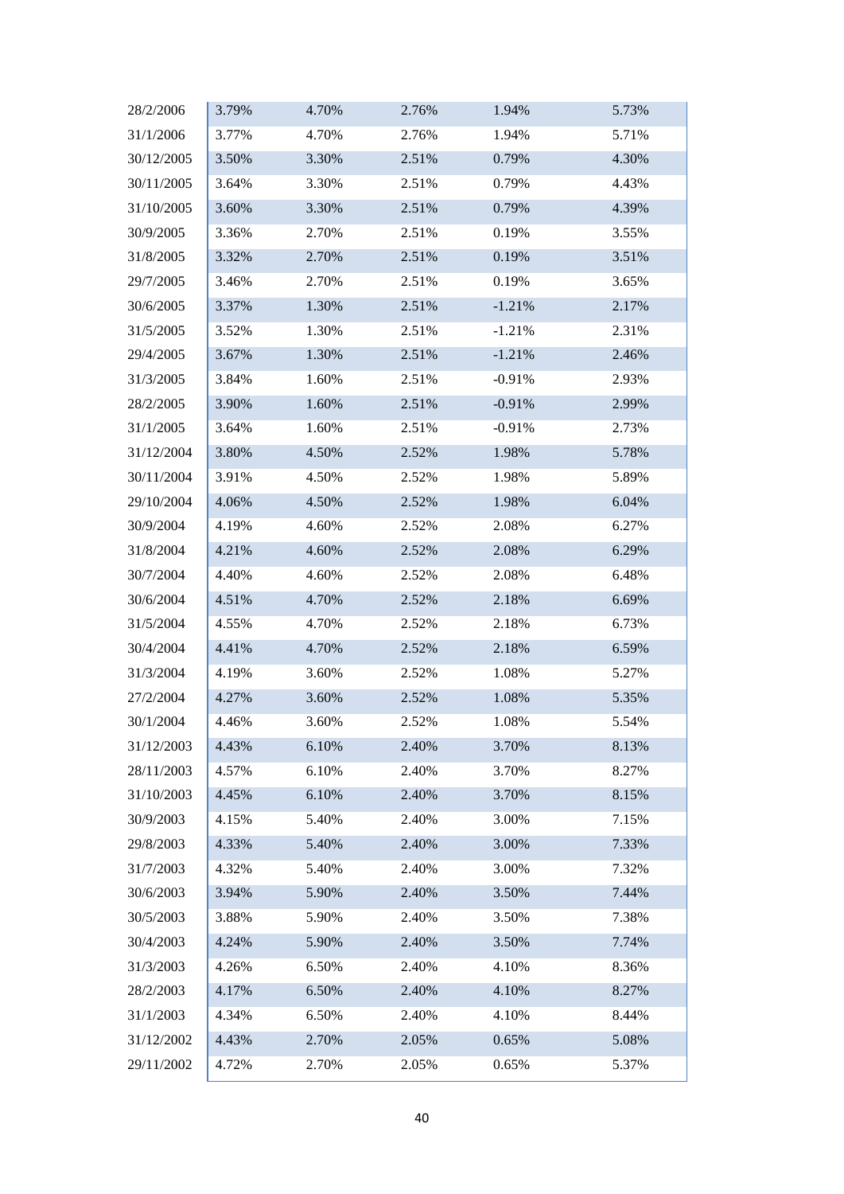| | | | | | |
|---|---|---|---|---|---|
| 28/2/2006 | 3.79% | 4.70% | 2.76% | 1.94% | 5.73% |
| 31/1/2006 | 3.77% | 4.70% | 2.76% | 1.94% | 5.71% |
| 30/12/2005 | 3.50% | 3.30% | 2.51% | 0.79% | 4.30% |
| 30/11/2005 | 3.64% | 3.30% | 2.51% | 0.79% | 4.43% |
| 31/10/2005 | 3.60% | 3.30% | 2.51% | 0.79% | 4.39% |
| 30/9/2005 | 3.36% | 2.70% | 2.51% | 0.19% | 3.55% |
| 31/8/2005 | 3.32% | 2.70% | 2.51% | 0.19% | 3.51% |
| 29/7/2005 | 3.46% | 2.70% | 2.51% | 0.19% | 3.65% |
| 30/6/2005 | 3.37% | 1.30% | 2.51% | -1.21% | 2.17% |
| 31/5/2005 | 3.52% | 1.30% | 2.51% | -1.21% | 2.31% |
| 29/4/2005 | 3.67% | 1.30% | 2.51% | -1.21% | 2.46% |
| 31/3/2005 | 3.84% | 1.60% | 2.51% | -0.91% | 2.93% |
| 28/2/2005 | 3.90% | 1.60% | 2.51% | -0.91% | 2.99% |
| 31/1/2005 | 3.64% | 1.60% | 2.51% | -0.91% | 2.73% |
| 31/12/2004 | 3.80% | 4.50% | 2.52% | 1.98% | 5.78% |
| 30/11/2004 | 3.91% | 4.50% | 2.52% | 1.98% | 5.89% |
| 29/10/2004 | 4.06% | 4.50% | 2.52% | 1.98% | 6.04% |
| 30/9/2004 | 4.19% | 4.60% | 2.52% | 2.08% | 6.27% |
| 31/8/2004 | 4.21% | 4.60% | 2.52% | 2.08% | 6.29% |
| 30/7/2004 | 4.40% | 4.60% | 2.52% | 2.08% | 6.48% |
| 30/6/2004 | 4.51% | 4.70% | 2.52% | 2.18% | 6.69% |
| 31/5/2004 | 4.55% | 4.70% | 2.52% | 2.18% | 6.73% |
| 30/4/2004 | 4.41% | 4.70% | 2.52% | 2.18% | 6.59% |
| 31/3/2004 | 4.19% | 3.60% | 2.52% | 1.08% | 5.27% |
| 27/2/2004 | 4.27% | 3.60% | 2.52% | 1.08% | 5.35% |
| 30/1/2004 | 4.46% | 3.60% | 2.52% | 1.08% | 5.54% |
| 31/12/2003 | 4.43% | 6.10% | 2.40% | 3.70% | 8.13% |
| 28/11/2003 | 4.57% | 6.10% | 2.40% | 3.70% | 8.27% |
| 31/10/2003 | 4.45% | 6.10% | 2.40% | 3.70% | 8.15% |
| 30/9/2003 | 4.15% | 5.40% | 2.40% | 3.00% | 7.15% |
| 29/8/2003 | 4.33% | 5.40% | 2.40% | 3.00% | 7.33% |
| 31/7/2003 | 4.32% | 5.40% | 2.40% | 3.00% | 7.32% |
| 30/6/2003 | 3.94% | 5.90% | 2.40% | 3.50% | 7.44% |
| 30/5/2003 | 3.88% | 5.90% | 2.40% | 3.50% | 7.38% |
| 30/4/2003 | 4.24% | 5.90% | 2.40% | 3.50% | 7.74% |
| 31/3/2003 | 4.26% | 6.50% | 2.40% | 4.10% | 8.36% |
| 28/2/2003 | 4.17% | 6.50% | 2.40% | 4.10% | 8.27% |
| 31/1/2003 | 4.34% | 6.50% | 2.40% | 4.10% | 8.44% |
| 31/12/2002 | 4.43% | 2.70% | 2.05% | 0.65% | 5.08% |
| 29/11/2002 | 4.72% | 2.70% | 2.05% | 0.65% | 5.37% |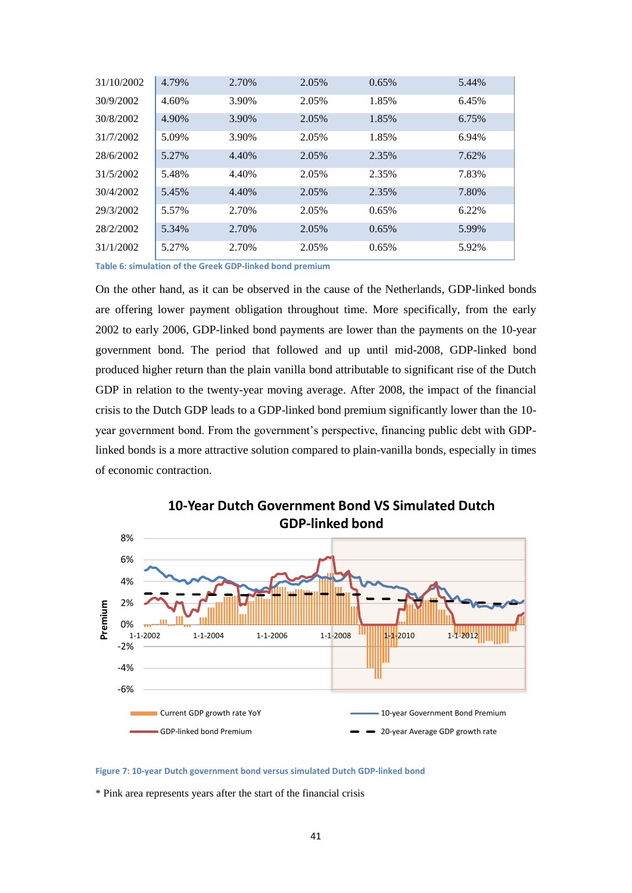| | | | | | |
|---|---|---|---|---|---|
| 31/10/2002 | 4.79% | 2.70% | 2.05% | 0.65% | 5.44% |
| 30/9/2002 | 4.60% | 3.90% | 2.05% | 1.85% | 6.45% |
| 30/8/2002 | 4.90% | 3.90% | 2.05% | 1.85% | 6.75% |
| 31/7/2002 | 5.09% | 3.90% | 2.05% | 1.85% | 6.94% |
| 28/6/2002 | 5.27% | 4.40% | 2.05% | 2.35% | 7.62% |
| 31/5/2002 | 5.48% | 4.40% | 2.05% | 2.35% | 7.83% |
| 30/4/2002 | 5.45% | 4.40% | 2.05% | 2.35% | 7.80% |
| 29/3/2002 | 5.57% | 2.70% | 2.05% | 0.65% | 6.22% |
| 28/2/2002 | 5.34% | 2.70% | 2.05% | 0.65% | 5.99% |
| 31/1/2002 | 5.27% | 2.70% | 2.05% | 0.65% | 5.92% |

Table 6: simulation of the Greek GDP-linked bond premium

On the other hand, as it can be observed in the cause of the Netherlands, GDP-linked bonds are offering lower payment obligation throughout time. More specifically, from the early 2002 to early 2006, GDP-linked bond payments are lower than the payments on the 10-year government bond. The period that followed and up until mid-2008, GDP-linked bond produced higher return than the plain vanilla bond attributable to significant rise of the Dutch GDP in relation to the twenty-year moving average. After 2008, the impact of the financial crisis to the Dutch GDP leads to a GDP-linked bond premium significantly lower than the 10-year government bond. From the government's perspective, financing public debt with GDP-linked bonds is a more attractive solution compared to plain-vanilla bonds, especially in times of economic contraction.

Figure 7: 10-year Dutch government bond versus simulated Dutch GDP-linked bond

\* Pink area represents years after the start of the financial crisis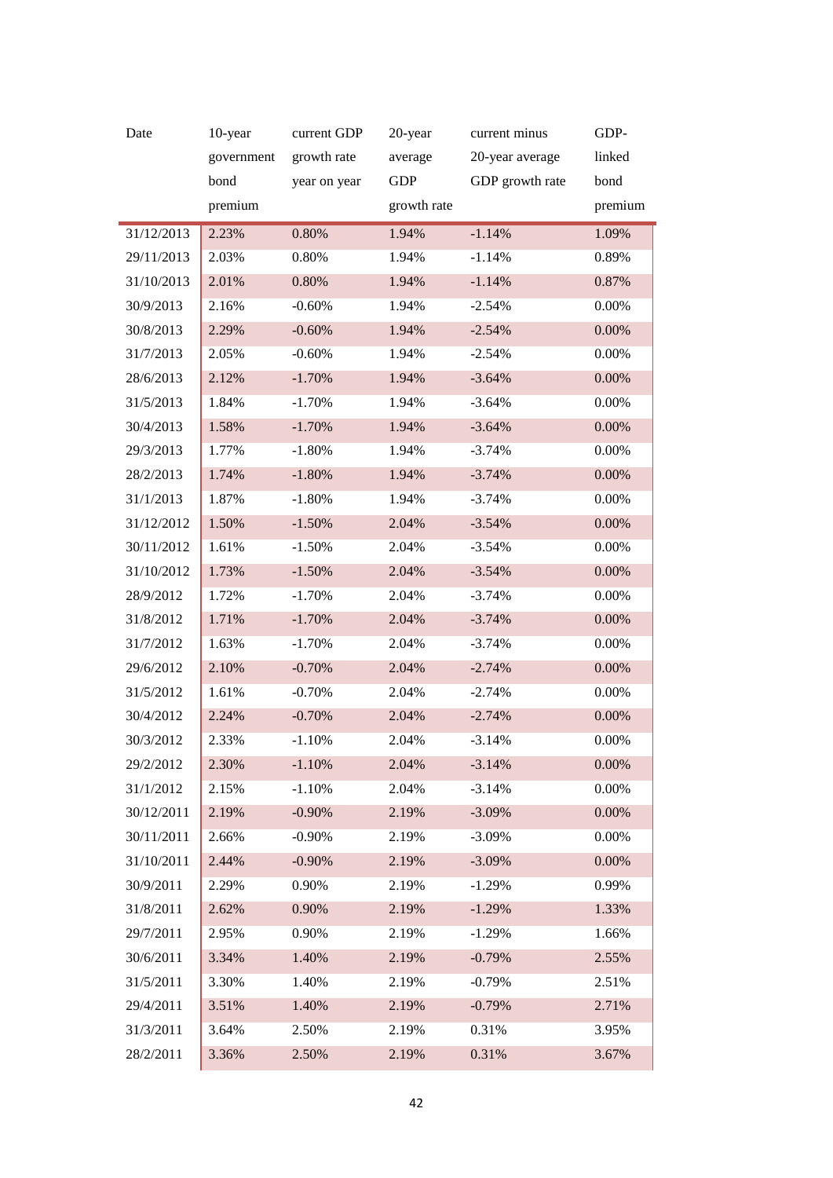| Date | 10-year government bond premium | current GDP growth rate year on year | 20-year average GDP growth rate | current minus 20-year average GDP growth rate | GDP-linked bond premium |
|---|---|---|---|---|---|
| 31/12/2013 | 2.23% | 0.80% | 1.94% | -1.14% | 1.09% |
| 29/11/2013 | 2.03% | 0.80% | 1.94% | -1.14% | 0.89% |
| 31/10/2013 | 2.01% | 0.80% | 1.94% | -1.14% | 0.87% |
| 30/9/2013 | 2.16% | -0.60% | 1.94% | -2.54% | 0.00% |
| 30/8/2013 | 2.29% | -0.60% | 1.94% | -2.54% | 0.00% |
| 31/7/2013 | 2.05% | -0.60% | 1.94% | -2.54% | 0.00% |
| 28/6/2013 | 2.12% | -1.70% | 1.94% | -3.64% | 0.00% |
| 31/5/2013 | 1.84% | -1.70% | 1.94% | -3.64% | 0.00% |
| 30/4/2013 | 1.58% | -1.70% | 1.94% | -3.64% | 0.00% |
| 29/3/2013 | 1.77% | -1.80% | 1.94% | -3.74% | 0.00% |
| 28/2/2013 | 1.74% | -1.80% | 1.94% | -3.74% | 0.00% |
| 31/1/2013 | 1.87% | -1.80% | 1.94% | -3.74% | 0.00% |
| 31/12/2012 | 1.50% | -1.50% | 2.04% | -3.54% | 0.00% |
| 30/11/2012 | 1.61% | -1.50% | 2.04% | -3.54% | 0.00% |
| 31/10/2012 | 1.73% | -1.50% | 2.04% | -3.54% | 0.00% |
| 28/9/2012 | 1.72% | -1.70% | 2.04% | -3.74% | 0.00% |
| 31/8/2012 | 1.71% | -1.70% | 2.04% | -3.74% | 0.00% |
| 31/7/2012 | 1.63% | -1.70% | 2.04% | -3.74% | 0.00% |
| 29/6/2012 | 2.10% | -0.70% | 2.04% | -2.74% | 0.00% |
| 31/5/2012 | 1.61% | -0.70% | 2.04% | -2.74% | 0.00% |
| 30/4/2012 | 2.24% | -0.70% | 2.04% | -2.74% | 0.00% |
| 30/3/2012 | 2.33% | -1.10% | 2.04% | -3.14% | 0.00% |
| 29/2/2012 | 2.30% | -1.10% | 2.04% | -3.14% | 0.00% |
| 31/1/2012 | 2.15% | -1.10% | 2.04% | -3.14% | 0.00% |
| 30/12/2011 | 2.19% | -0.90% | 2.19% | -3.09% | 0.00% |
| 30/11/2011 | 2.66% | -0.90% | 2.19% | -3.09% | 0.00% |
| 31/10/2011 | 2.44% | -0.90% | 2.19% | -3.09% | 0.00% |
| 30/9/2011 | 2.29% | 0.90% | 2.19% | -1.29% | 0.99% |
| 31/8/2011 | 2.62% | 0.90% | 2.19% | -1.29% | 1.33% |
| 29/7/2011 | 2.95% | 0.90% | 2.19% | -1.29% | 1.66% |
| 30/6/2011 | 3.34% | 1.40% | 2.19% | -0.79% | 2.55% |
| 31/5/2011 | 3.30% | 1.40% | 2.19% | -0.79% | 2.51% |
| 29/4/2011 | 3.51% | 1.40% | 2.19% | -0.79% | 2.71% |
| 31/3/2011 | 3.64% | 2.50% | 2.19% | 0.31% | 3.95% |
| 28/2/2011 | 3.36% | 2.50% | 2.19% | 0.31% | 3.67% |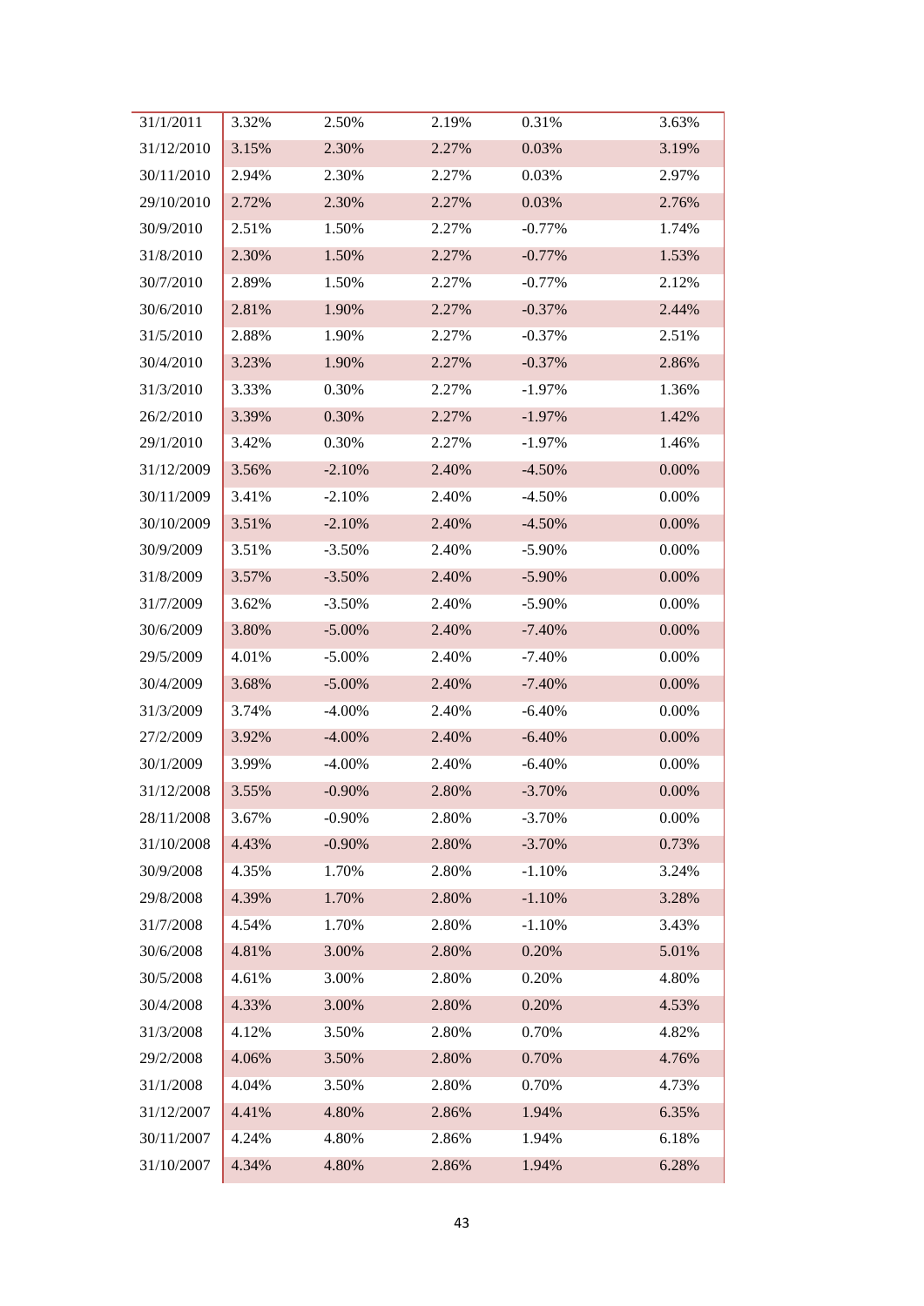| | | | | | |
|---|---|---|---|---|---|
| 31/1/2011 | 3.32% | 2.50% | 2.19% | 0.31% | 3.63% |
| 31/12/2010 | 3.15% | 2.30% | 2.27% | 0.03% | 3.19% |
| 30/11/2010 | 2.94% | 2.30% | 2.27% | 0.03% | 2.97% |
| 29/10/2010 | 2.72% | 2.30% | 2.27% | 0.03% | 2.76% |
| 30/9/2010 | 2.51% | 1.50% | 2.27% | -0.77% | 1.74% |
| 31/8/2010 | 2.30% | 1.50% | 2.27% | -0.77% | 1.53% |
| 30/7/2010 | 2.89% | 1.50% | 2.27% | -0.77% | 2.12% |
| 30/6/2010 | 2.81% | 1.90% | 2.27% | -0.37% | 2.44% |
| 31/5/2010 | 2.88% | 1.90% | 2.27% | -0.37% | 2.51% |
| 30/4/2010 | 3.23% | 1.90% | 2.27% | -0.37% | 2.86% |
| 31/3/2010 | 3.33% | 0.30% | 2.27% | -1.97% | 1.36% |
| 26/2/2010 | 3.39% | 0.30% | 2.27% | -1.97% | 1.42% |
| 29/1/2010 | 3.42% | 0.30% | 2.27% | -1.97% | 1.46% |
| 31/12/2009 | 3.56% | -2.10% | 2.40% | -4.50% | 0.00% |
| 30/11/2009 | 3.41% | -2.10% | 2.40% | -4.50% | 0.00% |
| 30/10/2009 | 3.51% | -2.10% | 2.40% | -4.50% | 0.00% |
| 30/9/2009 | 3.51% | -3.50% | 2.40% | -5.90% | 0.00% |
| 31/8/2009 | 3.57% | -3.50% | 2.40% | -5.90% | 0.00% |
| 31/7/2009 | 3.62% | -3.50% | 2.40% | -5.90% | 0.00% |
| 30/6/2009 | 3.80% | -5.00% | 2.40% | -7.40% | 0.00% |
| 29/5/2009 | 4.01% | -5.00% | 2.40% | -7.40% | 0.00% |
| 30/4/2009 | 3.68% | -5.00% | 2.40% | -7.40% | 0.00% |
| 31/3/2009 | 3.74% | -4.00% | 2.40% | -6.40% | 0.00% |
| 27/2/2009 | 3.92% | -4.00% | 2.40% | -6.40% | 0.00% |
| 30/1/2009 | 3.99% | -4.00% | 2.40% | -6.40% | 0.00% |
| 31/12/2008 | 3.55% | -0.90% | 2.80% | -3.70% | 0.00% |
| 28/11/2008 | 3.67% | -0.90% | 2.80% | -3.70% | 0.00% |
| 31/10/2008 | 4.43% | -0.90% | 2.80% | -3.70% | 0.73% |
| 30/9/2008 | 4.35% | 1.70% | 2.80% | -1.10% | 3.24% |
| 29/8/2008 | 4.39% | 1.70% | 2.80% | -1.10% | 3.28% |
| 31/7/2008 | 4.54% | 1.70% | 2.80% | -1.10% | 3.43% |
| 30/6/2008 | 4.81% | 3.00% | 2.80% | 0.20% | 5.01% |
| 30/5/2008 | 4.61% | 3.00% | 2.80% | 0.20% | 4.80% |
| 30/4/2008 | 4.33% | 3.00% | 2.80% | 0.20% | 4.53% |
| 31/3/2008 | 4.12% | 3.50% | 2.80% | 0.70% | 4.82% |
| 29/2/2008 | 4.06% | 3.50% | 2.80% | 0.70% | 4.76% |
| 31/1/2008 | 4.04% | 3.50% | 2.80% | 0.70% | 4.73% |
| 31/12/2007 | 4.41% | 4.80% | 2.86% | 1.94% | 6.35% |
| 30/11/2007 | 4.24% | 4.80% | 2.86% | 1.94% | 6.18% |
| 31/10/2007 | 4.34% | 4.80% | 2.86% | 1.94% | 6.28% |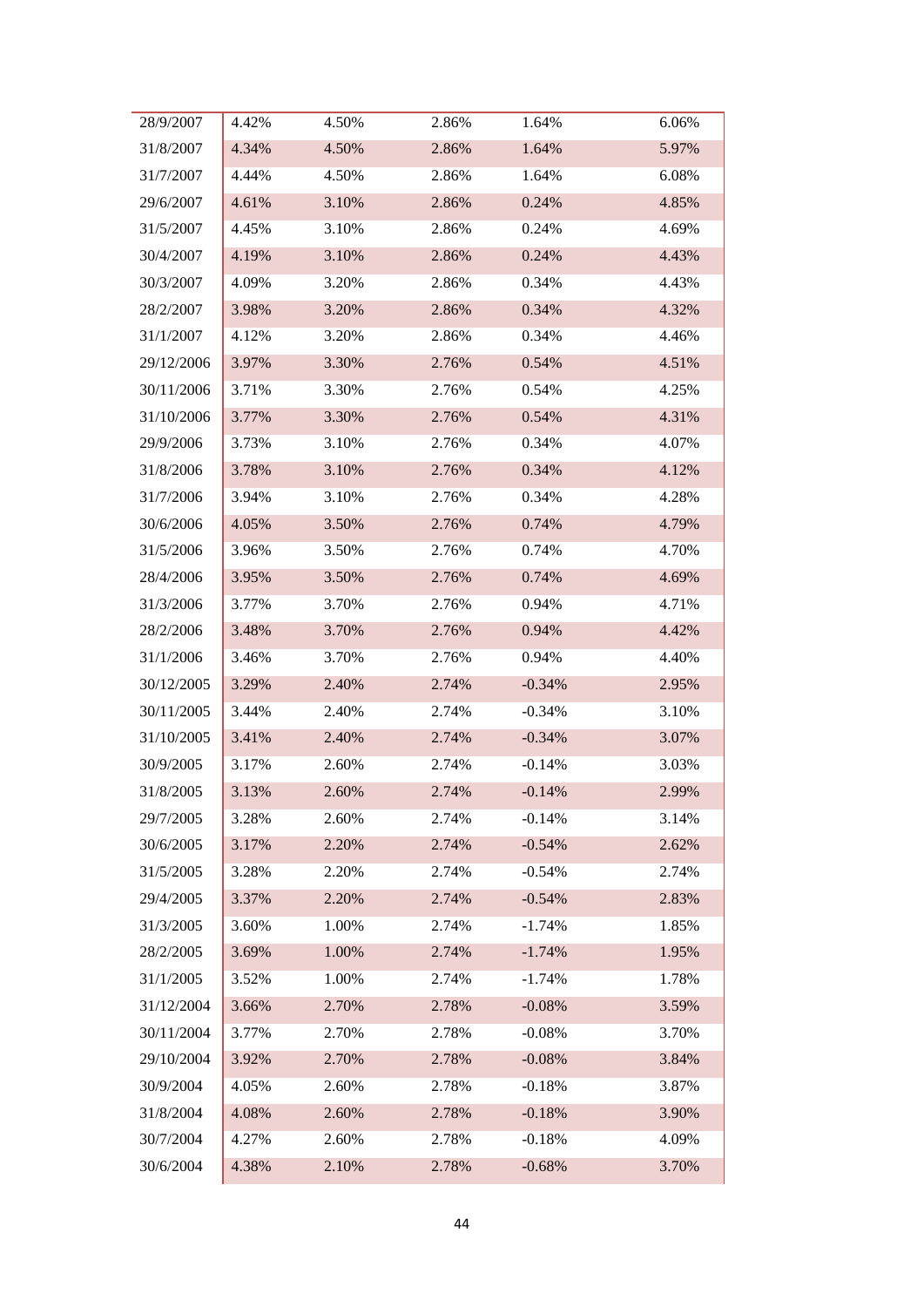| | | | | | |
|---|---|---|---|---|---|
| 28/9/2007 | 4.42% | 4.50% | 2.86% | 1.64% | 6.06% |
| 31/8/2007 | 4.34% | 4.50% | 2.86% | 1.64% | 5.97% |
| 31/7/2007 | 4.44% | 4.50% | 2.86% | 1.64% | 6.08% |
| 29/6/2007 | 4.61% | 3.10% | 2.86% | 0.24% | 4.85% |
| 31/5/2007 | 4.45% | 3.10% | 2.86% | 0.24% | 4.69% |
| 30/4/2007 | 4.19% | 3.10% | 2.86% | 0.24% | 4.43% |
| 30/3/2007 | 4.09% | 3.20% | 2.86% | 0.34% | 4.43% |
| 28/2/2007 | 3.98% | 3.20% | 2.86% | 0.34% | 4.32% |
| 31/1/2007 | 4.12% | 3.20% | 2.86% | 0.34% | 4.46% |
| 29/12/2006 | 3.97% | 3.30% | 2.76% | 0.54% | 4.51% |
| 30/11/2006 | 3.71% | 3.30% | 2.76% | 0.54% | 4.25% |
| 31/10/2006 | 3.77% | 3.30% | 2.76% | 0.54% | 4.31% |
| 29/9/2006 | 3.73% | 3.10% | 2.76% | 0.34% | 4.07% |
| 31/8/2006 | 3.78% | 3.10% | 2.76% | 0.34% | 4.12% |
| 31/7/2006 | 3.94% | 3.10% | 2.76% | 0.34% | 4.28% |
| 30/6/2006 | 4.05% | 3.50% | 2.76% | 0.74% | 4.79% |
| 31/5/2006 | 3.96% | 3.50% | 2.76% | 0.74% | 4.70% |
| 28/4/2006 | 3.95% | 3.50% | 2.76% | 0.74% | 4.69% |
| 31/3/2006 | 3.77% | 3.70% | 2.76% | 0.94% | 4.71% |
| 28/2/2006 | 3.48% | 3.70% | 2.76% | 0.94% | 4.42% |
| 31/1/2006 | 3.46% | 3.70% | 2.76% | 0.94% | 4.40% |
| 30/12/2005 | 3.29% | 2.40% | 2.74% | -0.34% | 2.95% |
| 30/11/2005 | 3.44% | 2.40% | 2.74% | -0.34% | 3.10% |
| 31/10/2005 | 3.41% | 2.40% | 2.74% | -0.34% | 3.07% |
| 30/9/2005 | 3.17% | 2.60% | 2.74% | -0.14% | 3.03% |
| 31/8/2005 | 3.13% | 2.60% | 2.74% | -0.14% | 2.99% |
| 29/7/2005 | 3.28% | 2.60% | 2.74% | -0.14% | 3.14% |
| 30/6/2005 | 3.17% | 2.20% | 2.74% | -0.54% | 2.62% |
| 31/5/2005 | 3.28% | 2.20% | 2.74% | -0.54% | 2.74% |
| 29/4/2005 | 3.37% | 2.20% | 2.74% | -0.54% | 2.83% |
| 31/3/2005 | 3.60% | 1.00% | 2.74% | -1.74% | 1.85% |
| 28/2/2005 | 3.69% | 1.00% | 2.74% | -1.74% | 1.95% |
| 31/1/2005 | 3.52% | 1.00% | 2.74% | -1.74% | 1.78% |
| 31/12/2004 | 3.66% | 2.70% | 2.78% | -0.08% | 3.59% |
| 30/11/2004 | 3.77% | 2.70% | 2.78% | -0.08% | 3.70% |
| 29/10/2004 | 3.92% | 2.70% | 2.78% | -0.08% | 3.84% |
| 30/9/2004 | 4.05% | 2.60% | 2.78% | -0.18% | 3.87% |
| 31/8/2004 | 4.08% | 2.60% | 2.78% | -0.18% | 3.90% |
| 30/7/2004 | 4.27% | 2.60% | 2.78% | -0.18% | 4.09% |
| 30/6/2004 | 4.38% | 2.10% | 2.78% | -0.68% | 3.70% |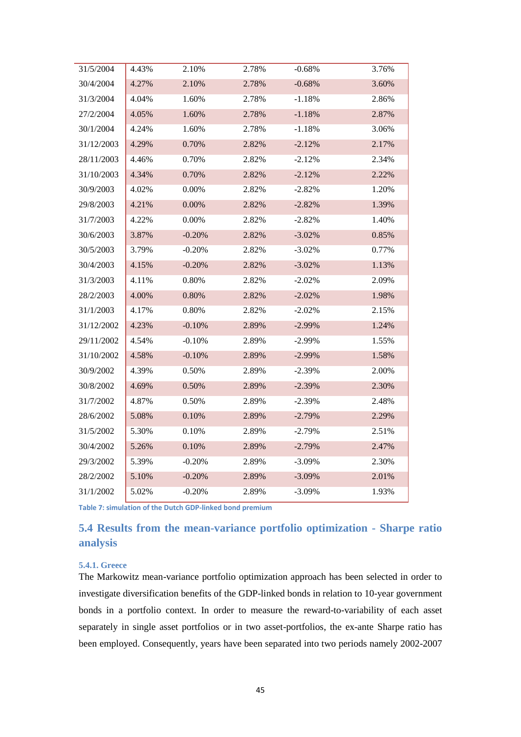| | | | | | |
|---|---|---|---|---|---|
| 31/5/2004 | 4.43% | 2.10% | 2.78% | -0.68% | 3.76% |
| 30/4/2004 | 4.27% | 2.10% | 2.78% | -0.68% | 3.60% |
| 31/3/2004 | 4.04% | 1.60% | 2.78% | -1.18% | 2.86% |
| 27/2/2004 | 4.05% | 1.60% | 2.78% | -1.18% | 2.87% |
| 30/1/2004 | 4.24% | 1.60% | 2.78% | -1.18% | 3.06% |
| 31/12/2003 | 4.29% | 0.70% | 2.82% | -2.12% | 2.17% |
| 28/11/2003 | 4.46% | 0.70% | 2.82% | -2.12% | 2.34% |
| 31/10/2003 | 4.34% | 0.70% | 2.82% | -2.12% | 2.22% |
| 30/9/2003 | 4.02% | 0.00% | 2.82% | -2.82% | 1.20% |
| 29/8/2003 | 4.21% | 0.00% | 2.82% | -2.82% | 1.39% |
| 31/7/2003 | 4.22% | 0.00% | 2.82% | -2.82% | 1.40% |
| 30/6/2003 | 3.87% | -0.20% | 2.82% | -3.02% | 0.85% |
| 30/5/2003 | 3.79% | -0.20% | 2.82% | -3.02% | 0.77% |
| 30/4/2003 | 4.15% | -0.20% | 2.82% | -3.02% | 1.13% |
| 31/3/2003 | 4.11% | 0.80% | 2.82% | -2.02% | 2.09% |
| 28/2/2003 | 4.00% | 0.80% | 2.82% | -2.02% | 1.98% |
| 31/1/2003 | 4.17% | 0.80% | 2.82% | -2.02% | 2.15% |
| 31/12/2002 | 4.23% | -0.10% | 2.89% | -2.99% | 1.24% |
| 29/11/2002 | 4.54% | -0.10% | 2.89% | -2.99% | 1.55% |
| 31/10/2002 | 4.58% | -0.10% | 2.89% | -2.99% | 1.58% |
| 30/9/2002 | 4.39% | 0.50% | 2.89% | -2.39% | 2.00% |
| 30/8/2002 | 4.69% | 0.50% | 2.89% | -2.39% | 2.30% |
| 31/7/2002 | 4.87% | 0.50% | 2.89% | -2.39% | 2.48% |
| 28/6/2002 | 5.08% | 0.10% | 2.89% | -2.79% | 2.29% |
| 31/5/2002 | 5.30% | 0.10% | 2.89% | -2.79% | 2.51% |
| 30/4/2002 | 5.26% | 0.10% | 2.89% | -2.79% | 2.47% |
| 29/3/2002 | 5.39% | -0.20% | 2.89% | -3.09% | 2.30% |
| 28/2/2002 | 5.10% | -0.20% | 2.89% | -3.09% | 2.01% |
| 31/1/2002 | 5.02% | -0.20% | 2.89% | -3.09% | 1.93% |

**Table 7: simulation of the Dutch GDP-linked bond premium**

## 5.4 Results from the mean-variance portfolio optimization - Sharpe ratio analysis

### 5.4.1. Greece

The Markowitz mean-variance portfolio optimization approach has been selected in order to investigate diversification benefits of the GDP-linked bonds in relation to 10-year government bonds in a portfolio context. In order to measure the reward-to-variability of each asset separately in single asset portfolios or in two asset-portfolios, the ex-ante Sharpe ratio has been employed. Consequently, years have been separated into two periods namely 2002-2007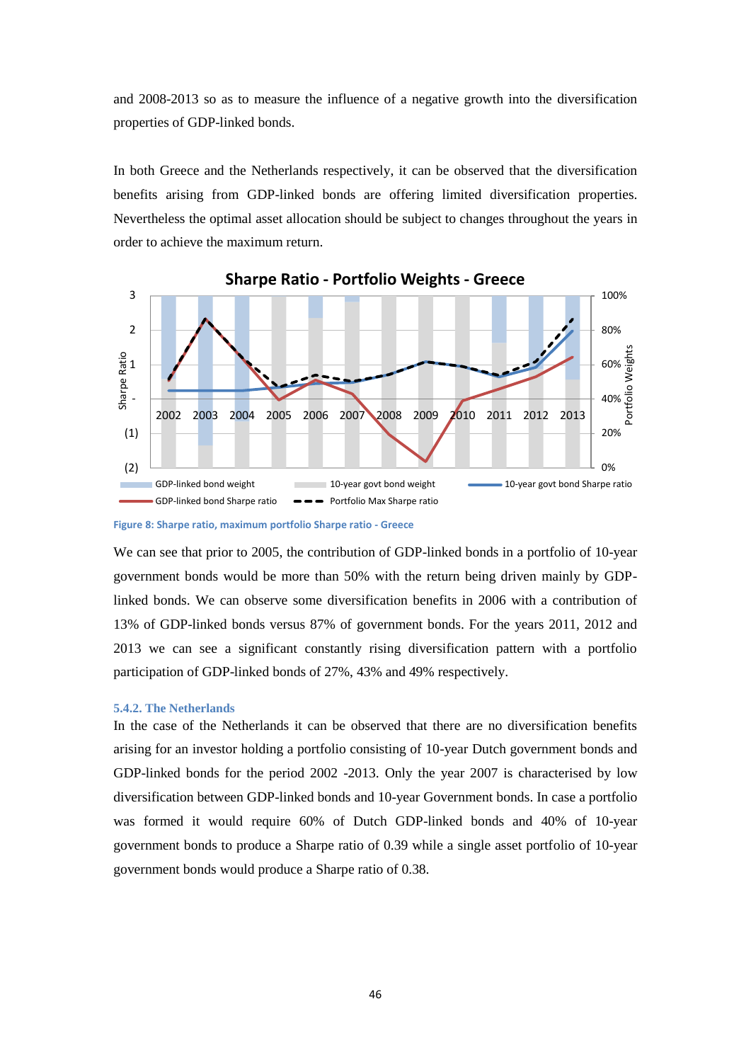and 2008-2013 so as to measure the influence of a negative growth into the diversification properties of GDP-linked bonds.

In both Greece and the Netherlands respectively, it can be observed that the diversification benefits arising from GDP-linked bonds are offering limited diversification properties. Nevertheless the optimal asset allocation should be subject to changes throughout the years in order to achieve the maximum return.

Figure 8: Sharpe ratio, maximum portfolio Sharpe ratio - Greece

We can see that prior to 2005, the contribution of GDP-linked bonds in a portfolio of 10-year government bonds would be more than 50% with the return being driven mainly by GDP-linked bonds. We can observe some diversification benefits in 2006 with a contribution of 13% of GDP-linked bonds versus 87% of government bonds. For the years 2011, 2012 and 2013 we can see a significant constantly rising diversification pattern with a portfolio participation of GDP-linked bonds of 27%, 43% and 49% respectively.

### 5.4.2. The Netherlands

In the case of the Netherlands it can be observed that there are no diversification benefits arising for an investor holding a portfolio consisting of 10-year Dutch government bonds and GDP-linked bonds for the period 2002 -2013. Only the year 2007 is characterised by low diversification between GDP-linked bonds and 10-year Government bonds. In case a portfolio was formed it would require 60% of Dutch GDP-linked bonds and 40% of 10-year government bonds to produce a Sharpe ratio of 0.39 while a single asset portfolio of 10-year government bonds would produce a Sharpe ratio of 0.38.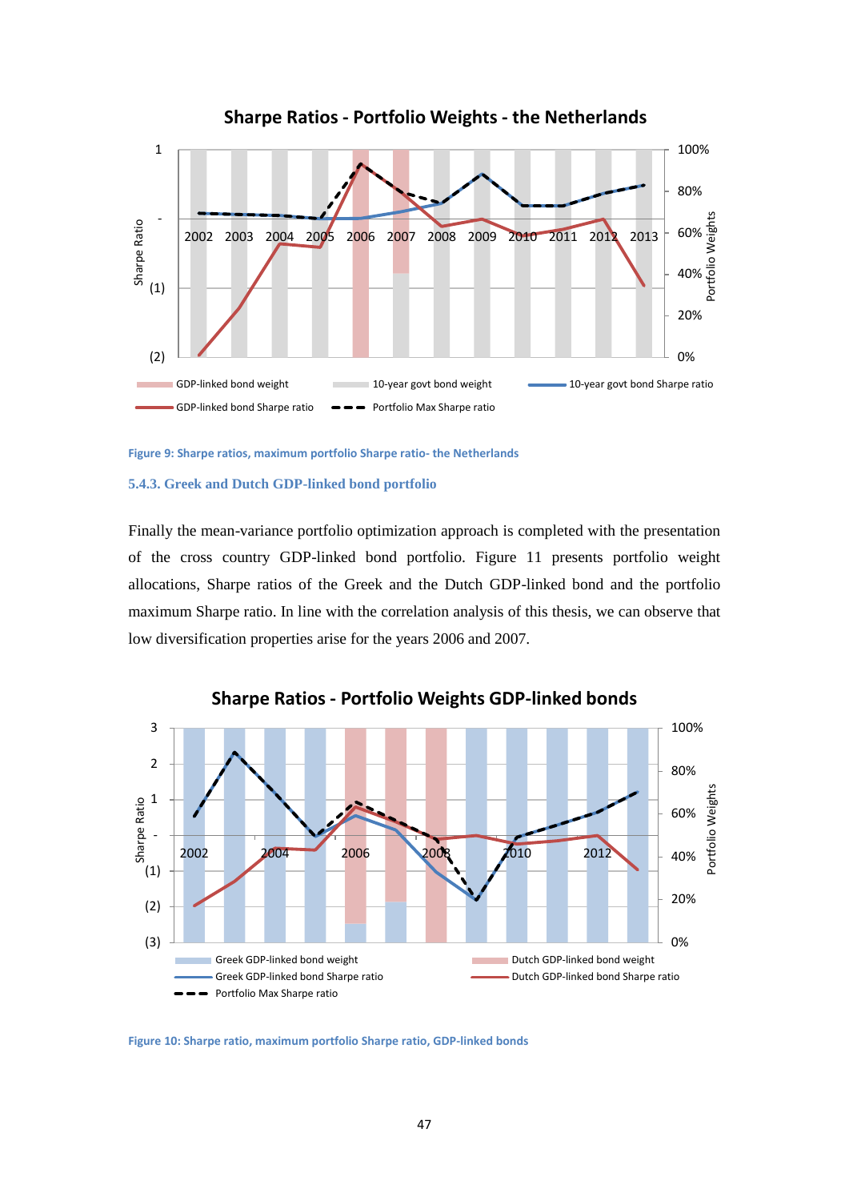Figure 9: Sharpe ratios, maximum portfolio Sharpe ratio- the Netherlands

### 5.4.3. Greek and Dutch GDP-linked bond portfolio

Finally the mean-variance portfolio optimization approach is completed with the presentation of the cross country GDP-linked bond portfolio. Figure 11 presents portfolio weight allocations, Sharpe ratios of the Greek and the Dutch GDP-linked bond and the portfolio maximum Sharpe ratio. In line with the correlation analysis of this thesis, we can observe that low diversification properties arise for the years 2006 and 2007.

Figure 10: Sharpe ratio, maximum portfolio Sharpe ratio, GDP-linked bonds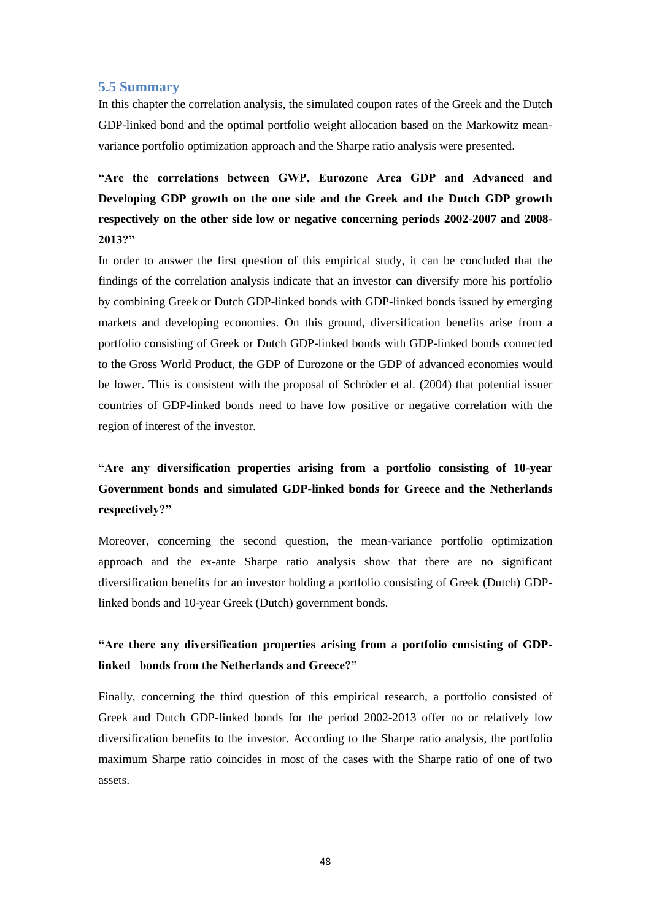## 5.5 Summary

In this chapter the correlation analysis, the simulated coupon rates of the Greek and the Dutch GDP-linked bond and the optimal portfolio weight allocation based on the Markowitz mean-variance portfolio optimization approach and the Sharpe ratio analysis were presented.

**"Are the correlations between GWP, Eurozone Area GDP and Advanced and Developing GDP growth on the one side and the Greek and the Dutch GDP growth respectively on the other side low or negative concerning periods 2002-2007 and 2008-2013?"**

In order to answer the first question of this empirical study, it can be concluded that the findings of the correlation analysis indicate that an investor can diversify more his portfolio by combining Greek or Dutch GDP-linked bonds with GDP-linked bonds issued by emerging markets and developing economies. On this ground, diversification benefits arise from a portfolio consisting of Greek or Dutch GDP-linked bonds with GDP-linked bonds connected to the Gross World Product, the GDP of Eurozone or the GDP of advanced economies would be lower. This is consistent with the proposal of Schröder et al. (2004) that potential issuer countries of GDP-linked bonds need to have low positive or negative correlation with the region of interest of the investor.

**"Are any diversification properties arising from a portfolio consisting of 10-year Government bonds and simulated GDP-linked bonds for Greece and the Netherlands respectively?"**

Moreover, concerning the second question, the mean-variance portfolio optimization approach and the ex-ante Sharpe ratio analysis show that there are no significant diversification benefits for an investor holding a portfolio consisting of Greek (Dutch) GDP-linked bonds and 10-year Greek (Dutch) government bonds.

**"Are there any diversification properties arising from a portfolio consisting of GDP-linked bonds from the Netherlands and Greece?"**

Finally, concerning the third question of this empirical research, a portfolio consisted of Greek and Dutch GDP-linked bonds for the period 2002-2013 offer no or relatively low diversification benefits to the investor. According to the Sharpe ratio analysis, the portfolio maximum Sharpe ratio coincides in most of the cases with the Sharpe ratio of one of two assets.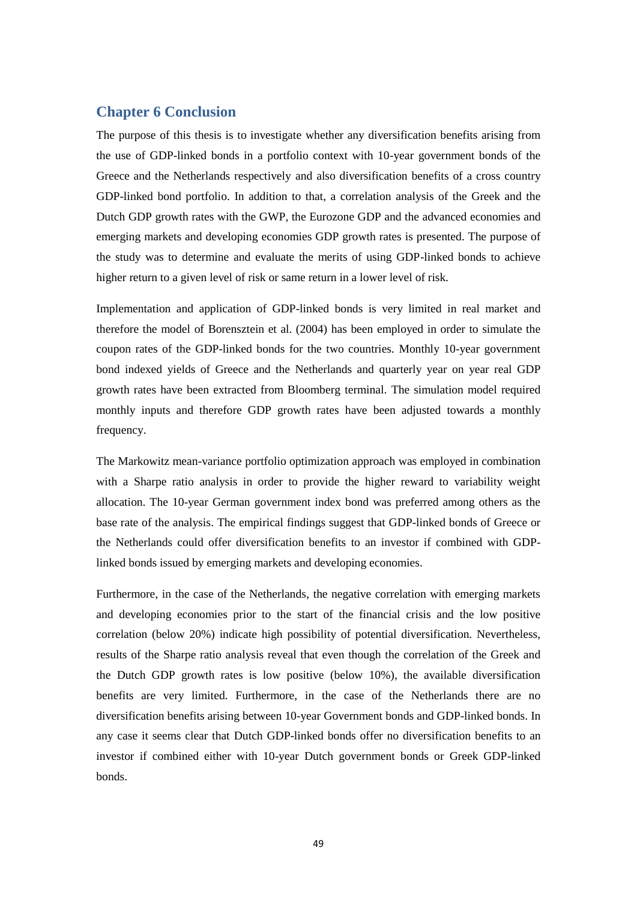# Chapter 6 Conclusion

The purpose of this thesis is to investigate whether any diversification benefits arising from the use of GDP-linked bonds in a portfolio context with 10-year government bonds of the Greece and the Netherlands respectively and also diversification benefits of a cross country GDP-linked bond portfolio. In addition to that, a correlation analysis of the Greek and the Dutch GDP growth rates with the GWP, the Eurozone GDP and the advanced economies and emerging markets and developing economies GDP growth rates is presented. The purpose of the study was to determine and evaluate the merits of using GDP-linked bonds to achieve higher return to a given level of risk or same return in a lower level of risk.

Implementation and application of GDP-linked bonds is very limited in real market and therefore the model of Borensztein et al. (2004) has been employed in order to simulate the coupon rates of the GDP-linked bonds for the two countries. Monthly 10-year government bond indexed yields of Greece and the Netherlands and quarterly year on year real GDP growth rates have been extracted from Bloomberg terminal. The simulation model required monthly inputs and therefore GDP growth rates have been adjusted towards a monthly frequency.

The Markowitz mean-variance portfolio optimization approach was employed in combination with a Sharpe ratio analysis in order to provide the higher reward to variability weight allocation. The 10-year German government index bond was preferred among others as the base rate of the analysis. The empirical findings suggest that GDP-linked bonds of Greece or the Netherlands could offer diversification benefits to an investor if combined with GDP-linked bonds issued by emerging markets and developing economies.

Furthermore, in the case of the Netherlands, the negative correlation with emerging markets and developing economies prior to the start of the financial crisis and the low positive correlation (below 20%) indicate high possibility of potential diversification. Nevertheless, results of the Sharpe ratio analysis reveal that even though the correlation of the Greek and the Dutch GDP growth rates is low positive (below 10%), the available diversification benefits are very limited. Furthermore, in the case of the Netherlands there are no diversification benefits arising between 10-year Government bonds and GDP-linked bonds. In any case it seems clear that Dutch GDP-linked bonds offer no diversification benefits to an investor if combined either with 10-year Dutch government bonds or Greek GDP-linked bonds.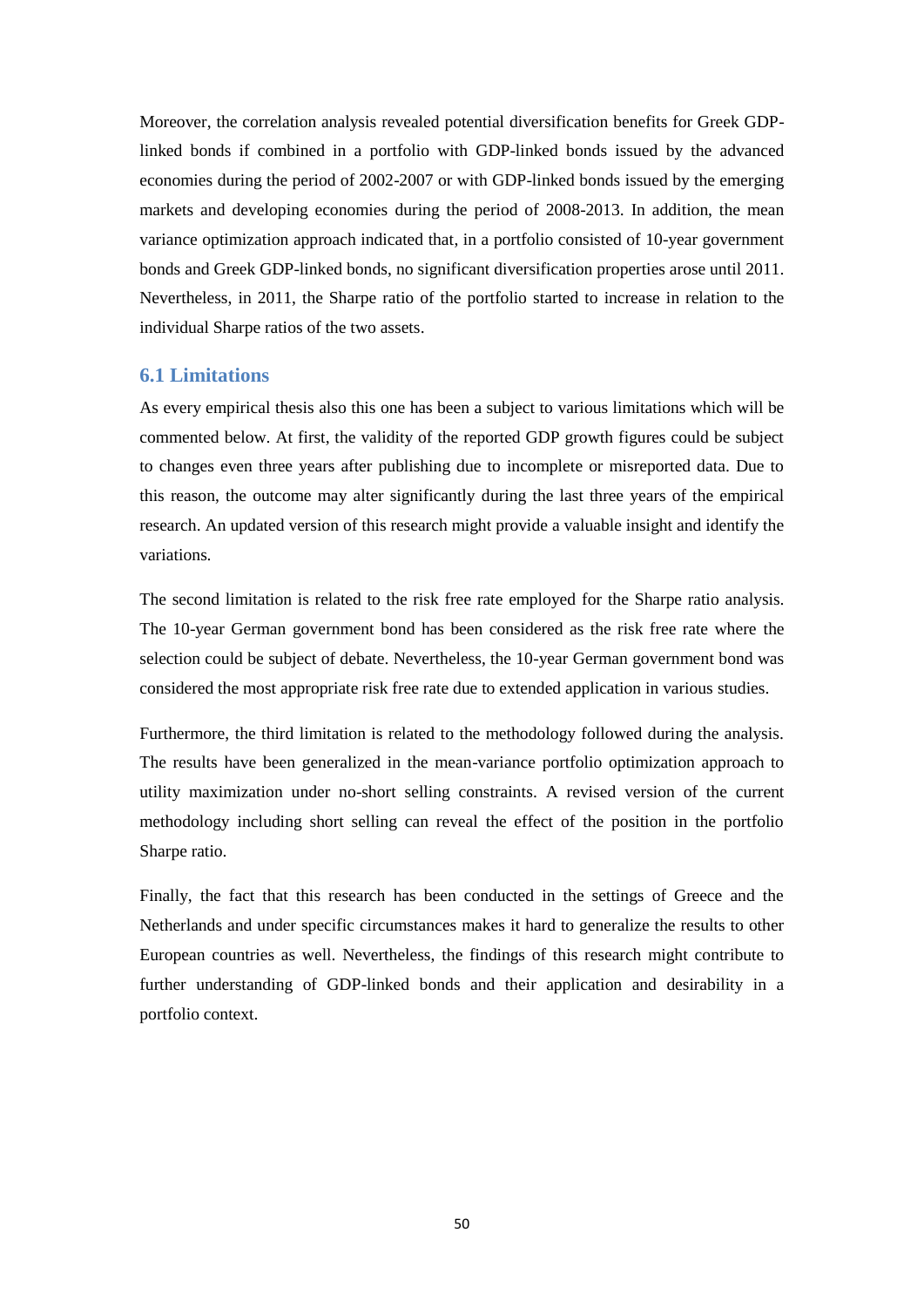Moreover, the correlation analysis revealed potential diversification benefits for Greek GDP-linked bonds if combined in a portfolio with GDP-linked bonds issued by the advanced economies during the period of 2002-2007 or with GDP-linked bonds issued by the emerging markets and developing economies during the period of 2008-2013. In addition, the mean variance optimization approach indicated that, in a portfolio consisted of 10-year government bonds and Greek GDP-linked bonds, no significant diversification properties arose until 2011. Nevertheless, in 2011, the Sharpe ratio of the portfolio started to increase in relation to the individual Sharpe ratios of the two assets.

## 6.1 Limitations

As every empirical thesis also this one has been a subject to various limitations which will be commented below. At first, the validity of the reported GDP growth figures could be subject to changes even three years after publishing due to incomplete or misreported data. Due to this reason, the outcome may alter significantly during the last three years of the empirical research. An updated version of this research might provide a valuable insight and identify the variations.

The second limitation is related to the risk free rate employed for the Sharpe ratio analysis. The 10-year German government bond has been considered as the risk free rate where the selection could be subject of debate. Nevertheless, the 10-year German government bond was considered the most appropriate risk free rate due to extended application in various studies.

Furthermore, the third limitation is related to the methodology followed during the analysis. The results have been generalized in the mean-variance portfolio optimization approach to utility maximization under no-short selling constraints. A revised version of the current methodology including short selling can reveal the effect of the position in the portfolio Sharpe ratio.

Finally, the fact that this research has been conducted in the settings of Greece and the Netherlands and under specific circumstances makes it hard to generalize the results to other European countries as well. Nevertheless, the findings of this research might contribute to further understanding of GDP-linked bonds and their application and desirability in a portfolio context.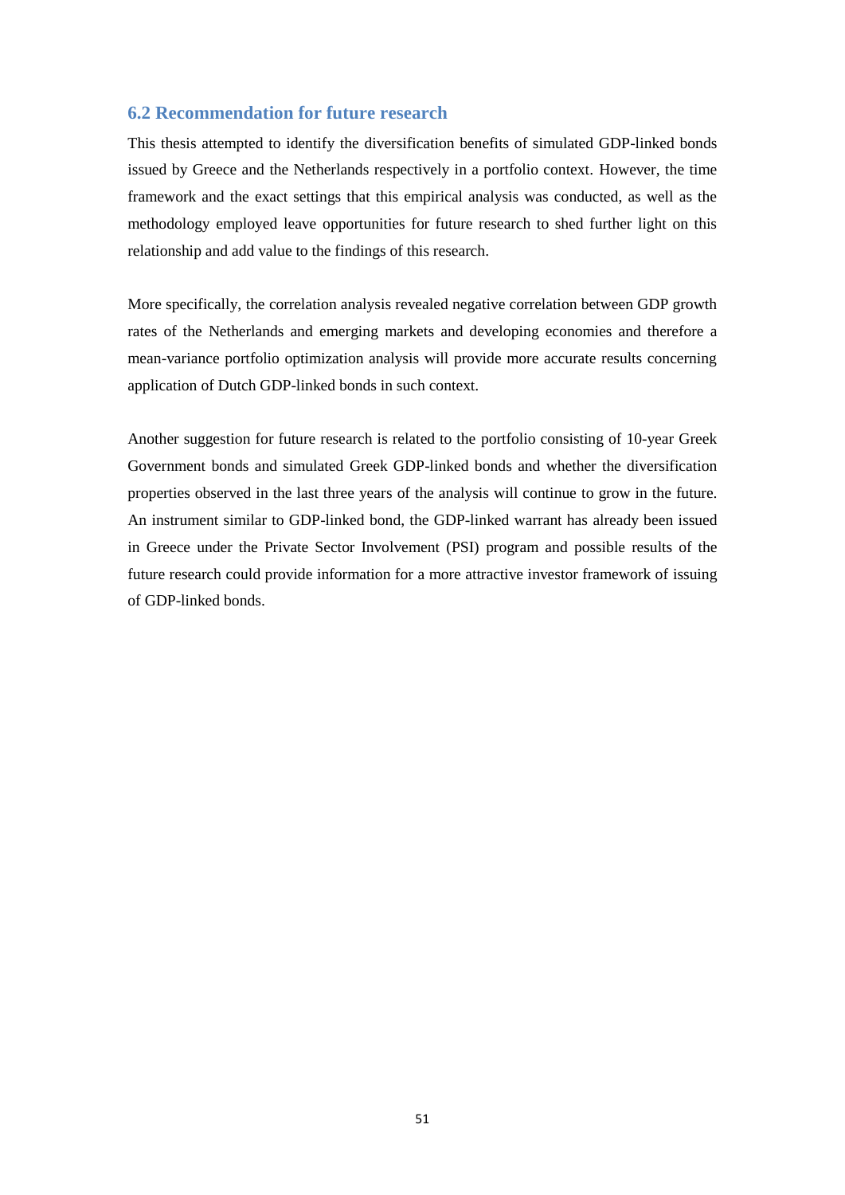## 6.2 Recommendation for future research

This thesis attempted to identify the diversification benefits of simulated GDP-linked bonds issued by Greece and the Netherlands respectively in a portfolio context. However, the time framework and the exact settings that this empirical analysis was conducted, as well as the methodology employed leave opportunities for future research to shed further light on this relationship and add value to the findings of this research.

More specifically, the correlation analysis revealed negative correlation between GDP growth rates of the Netherlands and emerging markets and developing economies and therefore a mean-variance portfolio optimization analysis will provide more accurate results concerning application of Dutch GDP-linked bonds in such context.

Another suggestion for future research is related to the portfolio consisting of 10-year Greek Government bonds and simulated Greek GDP-linked bonds and whether the diversification properties observed in the last three years of the analysis will continue to grow in the future. An instrument similar to GDP-linked bond, the GDP-linked warrant has already been issued in Greece under the Private Sector Involvement (PSI) program and possible results of the future research could provide information for a more attractive investor framework of issuing of GDP-linked bonds.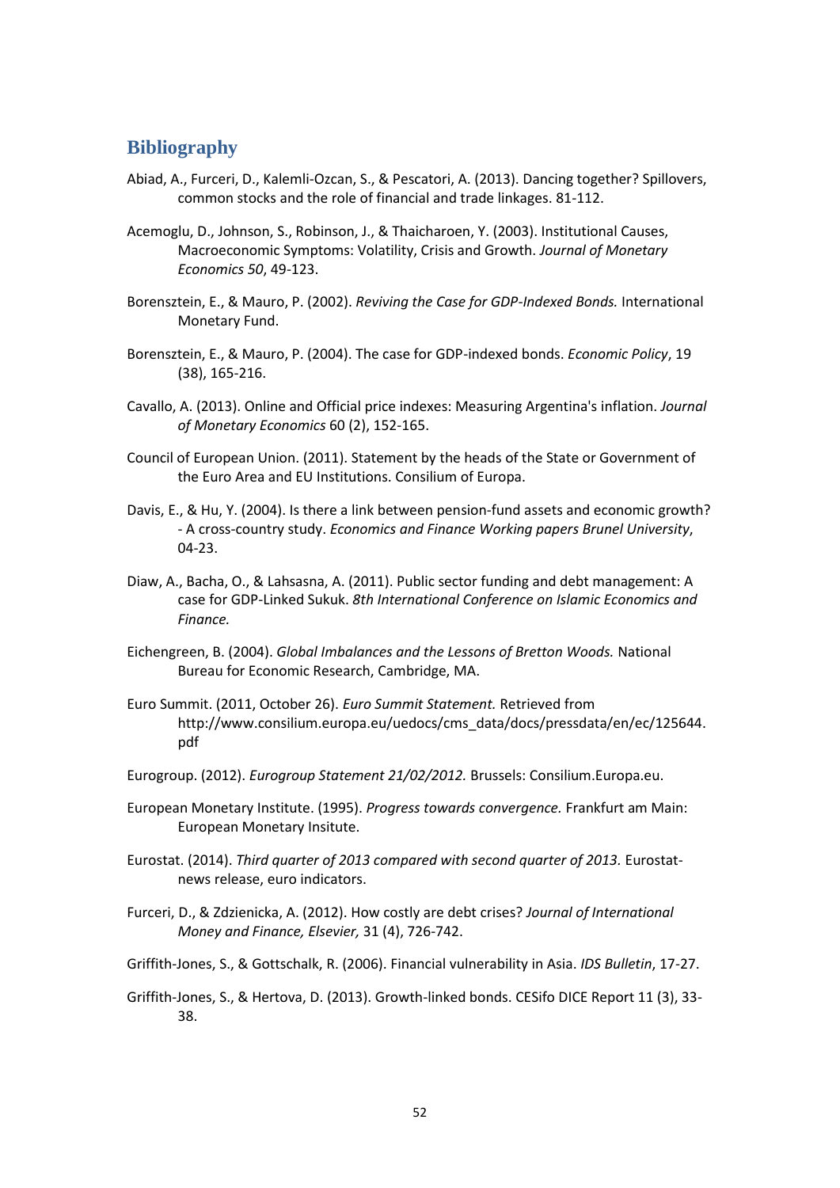## Bibliography

Abiad, A., Furceri, D., Kalemli-Ozcan, S., & Pescatori, A. (2013). Dancing together? Spillovers, common stocks and the role of financial and trade linkages. 81-112.

Acemoglu, D., Johnson, S., Robinson, J., & Thaicharoen, Y. (2003). Institutional Causes, Macroeconomic Symptoms: Volatility, Crisis and Growth. *Journal of Monetary Economics 50*, 49-123.

Borensztein, E., & Mauro, P. (2002). *Reviving the Case for GDP-Indexed Bonds.* International Monetary Fund.

Borensztein, E., & Mauro, P. (2004). The case for GDP-indexed bonds. *Economic Policy*, 19 (38), 165-216.

Cavallo, A. (2013). Online and Official price indexes: Measuring Argentina's inflation. *Journal of Monetary Economics* 60 (2), 152-165.

Council of European Union. (2011). Statement by the heads of the State or Government of the Euro Area and EU Institutions. Consilium of Europa.

Davis, E., & Hu, Y. (2004). Is there a link between pension-fund assets and economic growth? - A cross-country study. *Economics and Finance Working papers Brunel University*, 04-23.

Diaw, A., Bacha, O., & Lahsasna, A. (2011). Public sector funding and debt management: A case for GDP-Linked Sukuk. *8th International Conference on Islamic Economics and Finance.*

Eichengreen, B. (2004). *Global Imbalances and the Lessons of Bretton Woods.* National Bureau for Economic Research, Cambridge, MA.

Euro Summit. (2011, October 26). *Euro Summit Statement.* Retrieved from http://www.consilium.europa.eu/uedocs/cms_data/docs/pressdata/en/ec/125644.pdf

Eurogroup. (2012). *Eurogroup Statement 21/02/2012.* Brussels: Consilium.Europa.eu.

European Monetary Institute. (1995). *Progress towards convergence.* Frankfurt am Main: European Monetary Insitute.

Eurostat. (2014). *Third quarter of 2013 compared with second quarter of 2013.* Eurostat-news release, euro indicators.

Furceri, D., & Zdzienicka, A. (2012). How costly are debt crises? *Journal of International Money and Finance, Elsevier,* 31 (4), 726-742.

Griffith-Jones, S., & Gottschalk, R. (2006). Financial vulnerability in Asia. *IDS Bulletin*, 17-27.

Griffith-Jones, S., & Hertova, D. (2013). Growth-linked bonds. CESifo DICE Report 11 (3), 33-38.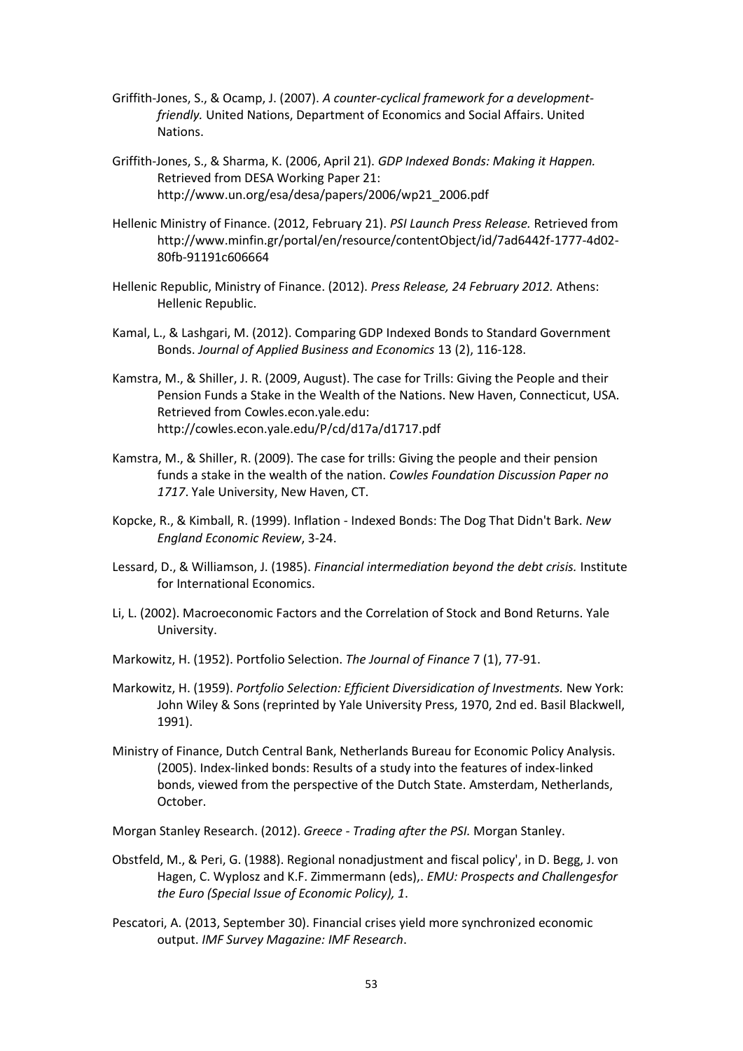Griffith-Jones, S., & Ocamp, J. (2007). *A counter-cyclical framework for a development-friendly.* United Nations, Department of Economics and Social Affairs. United Nations.

Griffith-Jones, S., & Sharma, K. (2006, April 21). *GDP Indexed Bonds: Making it Happen.* Retrieved from DESA Working Paper 21: http://www.un.org/esa/desa/papers/2006/wp21_2006.pdf

Hellenic Ministry of Finance. (2012, February 21). *PSI Launch Press Release.* Retrieved from http://www.minfin.gr/portal/en/resource/contentObject/id/7ad6442f-1777-4d02-80fb-91191c606664

Hellenic Republic, Ministry of Finance. (2012). *Press Release, 24 February 2012.* Athens: Hellenic Republic.

Kamal, L., & Lashgari, M. (2012). Comparing GDP Indexed Bonds to Standard Government Bonds. *Journal of Applied Business and Economics* 13 (2), 116-128.

Kamstra, M., & Shiller, J. R. (2009, August). The case for Trills: Giving the People and their Pension Funds a Stake in the Wealth of the Nations. New Haven, Connecticut, USA. Retrieved from Cowles.econ.yale.edu: http://cowles.econ.yale.edu/P/cd/d17a/d1717.pdf

Kamstra, M., & Shiller, R. (2009). The case for trills: Giving the people and their pension funds a stake in the wealth of the nation. *Cowles Foundation Discussion Paper no 1717*. Yale University, New Haven, CT.

Kopcke, R., & Kimball, R. (1999). Inflation - Indexed Bonds: The Dog That Didn't Bark. *New England Economic Review*, 3-24.

Lessard, D., & Williamson, J. (1985). *Financial intermediation beyond the debt crisis.* Institute for International Economics.

Li, L. (2002). Macroeconomic Factors and the Correlation of Stock and Bond Returns. Yale University.

Markowitz, H. (1952). Portfolio Selection. *The Journal of Finance* 7 (1), 77-91.

Markowitz, H. (1959). *Portfolio Selection: Efficient Diversidication of Investments.* New York: John Wiley & Sons (reprinted by Yale University Press, 1970, 2nd ed. Basil Blackwell, 1991).

Ministry of Finance, Dutch Central Bank, Netherlands Bureau for Economic Policy Analysis. (2005). Index-linked bonds: Results of a study into the features of index-linked bonds, viewed from the perspective of the Dutch State. Amsterdam, Netherlands, October.

Morgan Stanley Research. (2012). *Greece - Trading after the PSI.* Morgan Stanley.

Obstfeld, M., & Peri, G. (1988). Regional nonadjustment and fiscal policy', in D. Begg, J. von Hagen, C. Wyplosz and K.F. Zimmermann (eds),. *EMU: Prospects and Challengesfor the Euro (Special Issue of Economic Policy), 1*.

Pescatori, A. (2013, September 30). Financial crises yield more synchronized economic output. *IMF Survey Magazine: IMF Research*.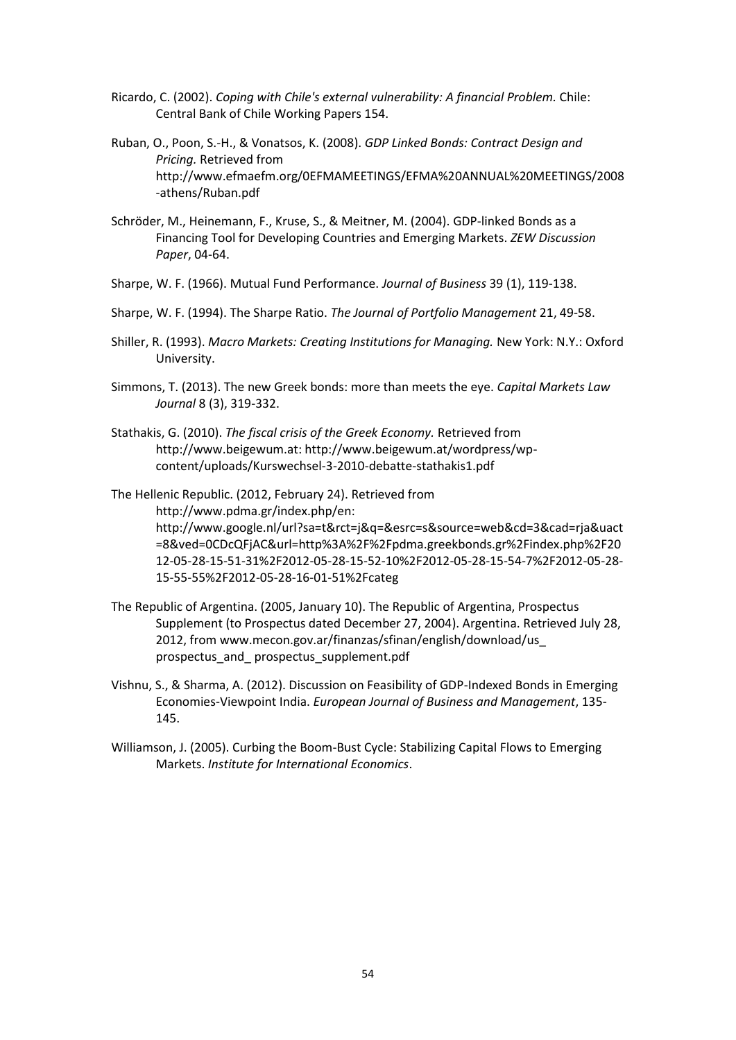Ricardo, C. (2002). *Coping with Chile's external vulnerability: A financial Problem.* Chile: Central Bank of Chile Working Papers 154.

Ruban, O., Poon, S.-H., & Vonatsos, K. (2008). *GDP Linked Bonds: Contract Design and Pricing.* Retrieved from http://www.efmaefm.org/0EFMAMEETINGS/EFMA%20ANNUAL%20MEETINGS/2008-athens/Ruban.pdf

Schröder, M., Heinemann, F., Kruse, S., & Meitner, M. (2004). GDP-linked Bonds as a Financing Tool for Developing Countries and Emerging Markets. *ZEW Discussion Paper*, 04-64.

Sharpe, W. F. (1966). Mutual Fund Performance. *Journal of Business* 39 (1), 119-138.

Sharpe, W. F. (1994). The Sharpe Ratio. *The Journal of Portfolio Management* 21, 49-58.

Shiller, R. (1993). *Macro Markets: Creating Institutions for Managing.* New York: N.Y.: Oxford University.

Simmons, T. (2013). The new Greek bonds: more than meets the eye. *Capital Markets Law Journal* 8 (3), 319-332.

Stathakis, G. (2010). *The fiscal crisis of the Greek Economy.* Retrieved from http://www.beigewum.at: http://www.beigewum.at/wordpress/wp-content/uploads/Kurswechsel-3-2010-debatte-stathakis1.pdf

The Hellenic Republic. (2012, February 24). Retrieved from http://www.pdma.gr/index.php/en: http://www.google.nl/url?sa=t&rct=j&q=&esrc=s&source=web&cd=3&cad=rja&uact=8&ved=0CDcQFjAC&url=http%3A%2F%2Fpdma.greekbonds.gr%2Findex.php%2F2012-05-28-15-51-31%2F2012-05-28-15-52-10%2F2012-05-28-15-54-7%2F2012-05-28-15-55-55%2F2012-05-28-16-01-51%2Fcateg

The Republic of Argentina. (2005, January 10). The Republic of Argentina, Prospectus Supplement (to Prospectus dated December 27, 2004). Argentina. Retrieved July 28, 2012, from www.mecon.gov.ar/finanzas/sfinan/english/download/us_ prospectus_and_ prospectus_supplement.pdf

Vishnu, S., & Sharma, A. (2012). Discussion on Feasibility of GDP-Indexed Bonds in Emerging Economies-Viewpoint India. *European Journal of Business and Management*, 135-145.

Williamson, J. (2005). Curbing the Boom-Bust Cycle: Stabilizing Capital Flows to Emerging Markets. *Institute for International Economics*.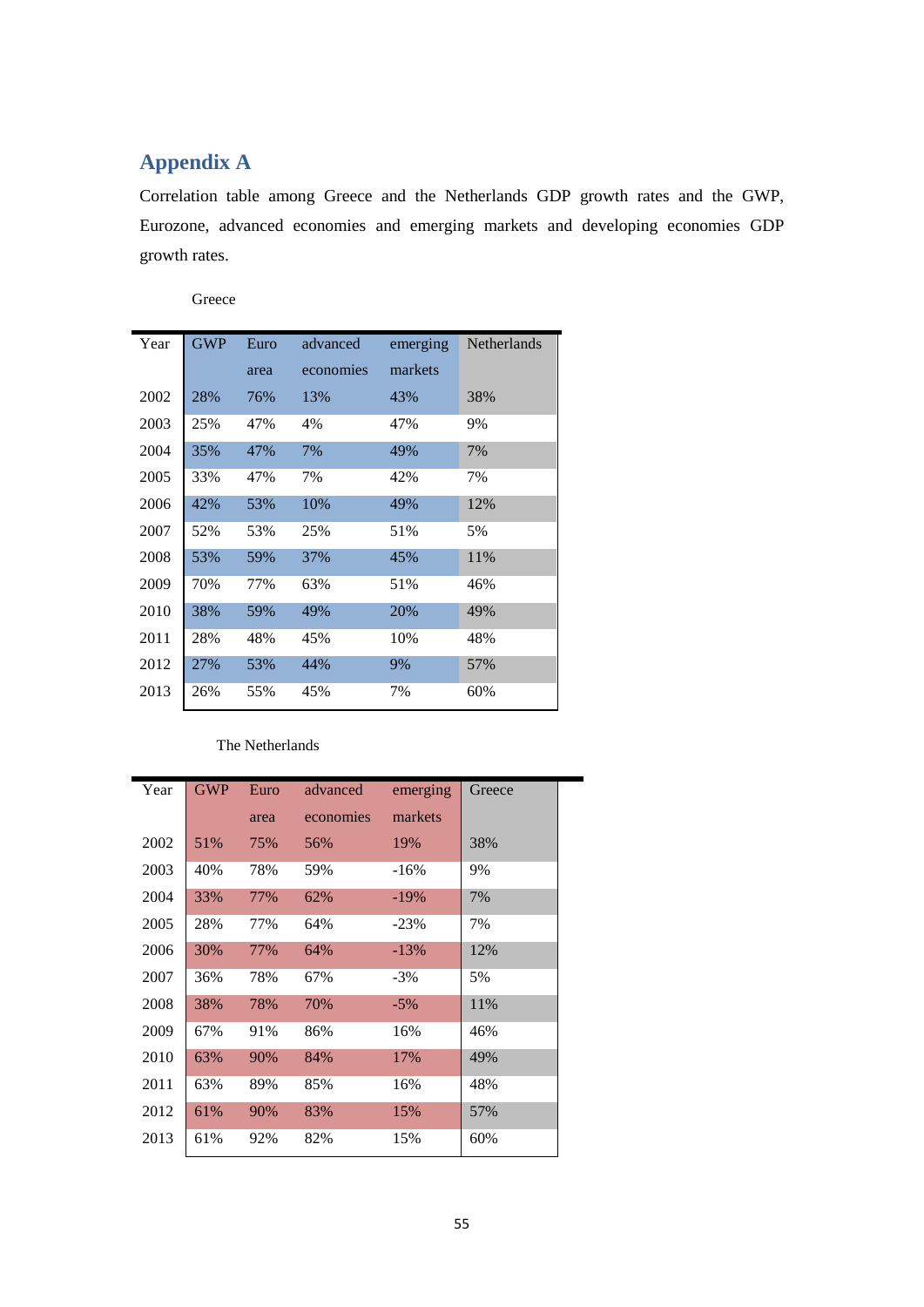## Appendix A

Correlation table among Greece and the Netherlands GDP growth rates and the GWP, Eurozone, advanced economies and emerging markets and developing economies GDP growth rates.

Greece

| Year | GWP | Euro area | advanced economies | emerging markets | Netherlands |
|---|---|---|---|---|---|
| 2002 | 28% | 76% | 13% | 43% | 38% |
| 2003 | 25% | 47% | 4% | 47% | 9% |
| 2004 | 35% | 47% | 7% | 49% | 7% |
| 2005 | 33% | 47% | 7% | 42% | 7% |
| 2006 | 42% | 53% | 10% | 49% | 12% |
| 2007 | 52% | 53% | 25% | 51% | 5% |
| 2008 | 53% | 59% | 37% | 45% | 11% |
| 2009 | 70% | 77% | 63% | 51% | 46% |
| 2010 | 38% | 59% | 49% | 20% | 49% |
| 2011 | 28% | 48% | 45% | 10% | 48% |
| 2012 | 27% | 53% | 44% | 9% | 57% |
| 2013 | 26% | 55% | 45% | 7% | 60% |

The Netherlands

| Year | GWP | Euro area | advanced economies | emerging markets | Greece |
|---|---|---|---|---|---|
| 2002 | 51% | 75% | 56% | 19% | 38% |
| 2003 | 40% | 78% | 59% | -16% | 9% |
| 2004 | 33% | 77% | 62% | -19% | 7% |
| 2005 | 28% | 77% | 64% | -23% | 7% |
| 2006 | 30% | 77% | 64% | -13% | 12% |
| 2007 | 36% | 78% | 67% | -3% | 5% |
| 2008 | 38% | 78% | 70% | -5% | 11% |
| 2009 | 67% | 91% | 86% | 16% | 46% |
| 2010 | 63% | 90% | 84% | 17% | 49% |
| 2011 | 63% | 89% | 85% | 16% | 48% |
| 2012 | 61% | 90% | 83% | 15% | 57% |
| 2013 | 61% | 92% | 82% | 15% | 60% |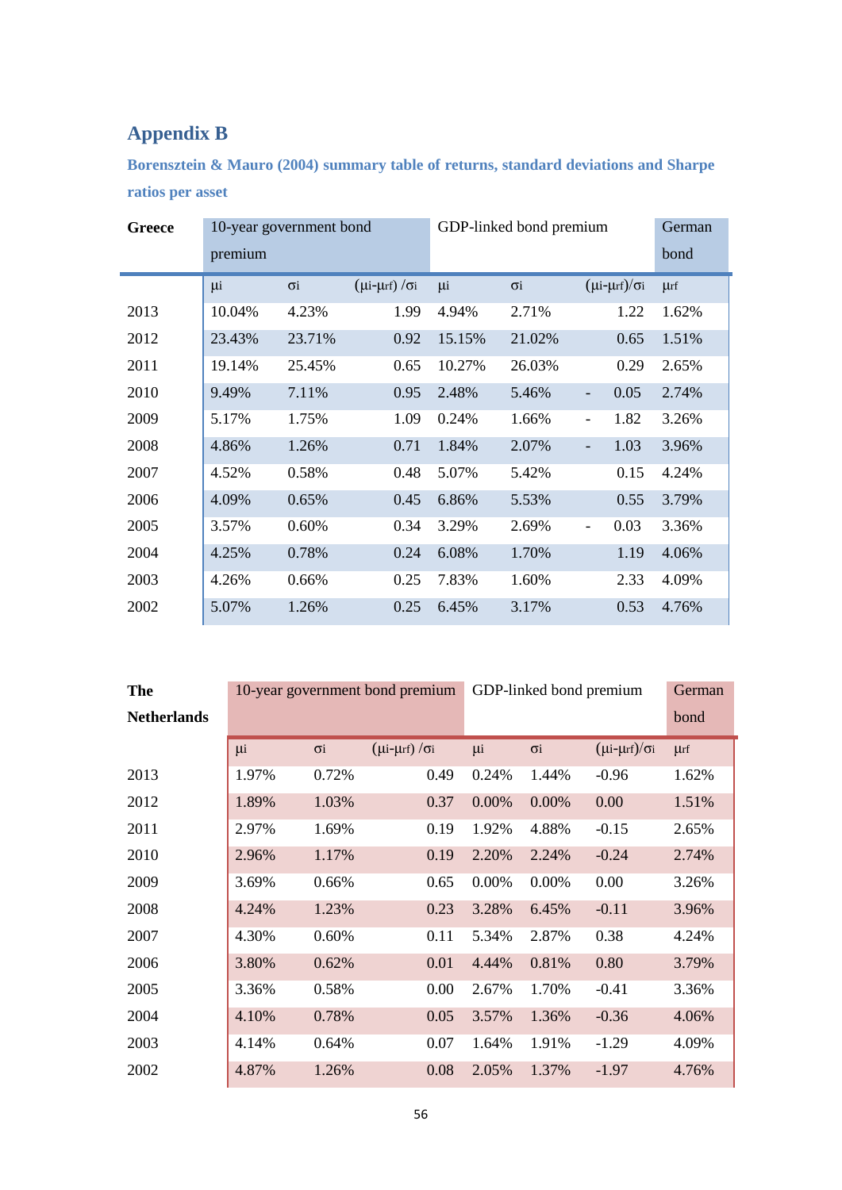## Appendix B

**Borensztein & Mauro (2004) summary table of returns, standard deviations and Sharpe ratios per asset**

| Greece | 10-year government bond premium | | | GDP-linked bond premium | | | German bond |
|---|---|---|---|---|---|---|---|
| | $\mu_i$ | $\sigma_i$ | $(\mu_i-\mu_{rf})/\sigma_i$ | $\mu_i$ | $\sigma_i$ | $(\mu_i-\mu_{rf})/\sigma_i$ | $\mu_{rf}$ |
| 2013 | 10.04% | 4.23% | 1.99 | 4.94% | 2.71% | 1.22 | 1.62% |
| 2012 | 23.43% | 23.71% | 0.92 | 15.15% | 21.02% | 0.65 | 1.51% |
| 2011 | 19.14% | 25.45% | 0.65 | 10.27% | 26.03% | 0.29 | 2.65% |
| 2010 | 9.49% | 7.11% | 0.95 | 2.48% | 5.46% | - 0.05 | 2.74% |
| 2009 | 5.17% | 1.75% | 1.09 | 0.24% | 1.66% | - 1.82 | 3.26% |
| 2008 | 4.86% | 1.26% | 0.71 | 1.84% | 2.07% | - 1.03 | 3.96% |
| 2007 | 4.52% | 0.58% | 0.48 | 5.07% | 5.42% | 0.15 | 4.24% |
| 2006 | 4.09% | 0.65% | 0.45 | 6.86% | 5.53% | 0.55 | 3.79% |
| 2005 | 3.57% | 0.60% | 0.34 | 3.29% | 2.69% | - 0.03 | 3.36% |
| 2004 | 4.25% | 0.78% | 0.24 | 6.08% | 1.70% | 1.19 | 4.06% |
| 2003 | 4.26% | 0.66% | 0.25 | 7.83% | 1.60% | 2.33 | 4.09% |
| 2002 | 5.07% | 1.26% | 0.25 | 6.45% | 3.17% | 0.53 | 4.76% |

| The Netherlands | 10-year government bond premium | | | GDP-linked bond premium | | | German bond |
|---|---|---|---|---|---|---|---|
| | $\mu_i$ | $\sigma_i$ | $(\mu_i-\mu_{rf})/\sigma_i$ | $\mu_i$ | $\sigma_i$ | $(\mu_i-\mu_{rf})/\sigma_i$ | $\mu_{rf}$ |
| 2013 | 1.97% | 0.72% | 0.49 | 0.24% | 1.44% | -0.96 | 1.62% |
| 2012 | 1.89% | 1.03% | 0.37 | 0.00% | 0.00% | 0.00 | 1.51% |
| 2011 | 2.97% | 1.69% | 0.19 | 1.92% | 4.88% | -0.15 | 2.65% |
| 2010 | 2.96% | 1.17% | 0.19 | 2.20% | 2.24% | -0.24 | 2.74% |
| 2009 | 3.69% | 0.66% | 0.65 | 0.00% | 0.00% | 0.00 | 3.26% |
| 2008 | 4.24% | 1.23% | 0.23 | 3.28% | 6.45% | -0.11 | 3.96% |
| 2007 | 4.30% | 0.60% | 0.11 | 5.34% | 2.87% | 0.38 | 4.24% |
| 2006 | 3.80% | 0.62% | 0.01 | 4.44% | 0.81% | 0.80 | 3.79% |
| 2005 | 3.36% | 0.58% | 0.00 | 2.67% | 1.70% | -0.41 | 3.36% |
| 2004 | 4.10% | 0.78% | 0.05 | 3.57% | 1.36% | -0.36 | 4.06% |
| 2003 | 4.14% | 0.64% | 0.07 | 1.64% | 1.91% | -1.29 | 4.09% |
| 2002 | 4.87% | 1.26% | 0.08 | 2.05% | 1.37% | -1.97 | 4.76% |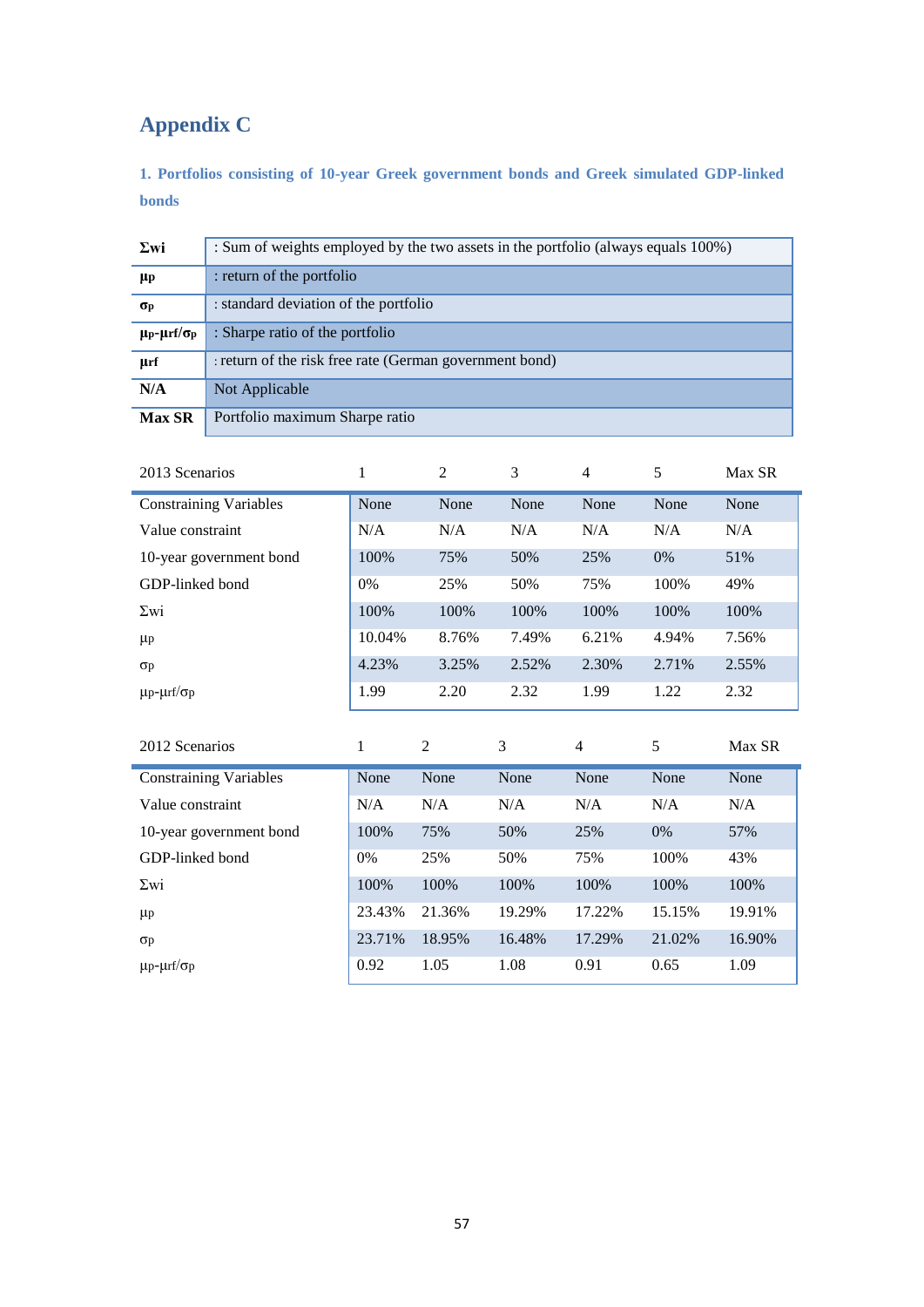# Appendix C

## 1. Portfolios consisting of 10-year Greek government bonds and Greek simulated GDP-linked bonds

| | |
|---|---|
| **Σwi** | : Sum of weights employed by the two assets in the portfolio (always equals 100%) |
| **$\mu_p$** | : return of the portfolio |
| **$\sigma_p$** | : standard deviation of the portfolio |
| **$\mu_p$-$\mu_{rf}$/$\sigma_p$** | : Sharpe ratio of the portfolio |
| **$\mu_{rf}$** | : return of the risk free rate (German government bond) |
| **N/A** | Not Applicable |
| **Max SR** | Portfolio maximum Sharpe ratio |

| 2013 Scenarios | 1 | 2 | 3 | 4 | 5 | Max SR |
|---|---|---|---|---|---|---|
| Constraining Variables | None | None | None | None | None | None |
| Value constraint | N/A | N/A | N/A | N/A | N/A | N/A |
| 10-year government bond | 100% | 75% | 50% | 25% | 0% | 51% |
| GDP-linked bond | 0% | 25% | 50% | 75% | 100% | 49% |
| Σwi | 100% | 100% | 100% | 100% | 100% | 100% |
| $\mu_p$ | 10.04% | 8.76% | 7.49% | 6.21% | 4.94% | 7.56% |
| $\sigma_p$ | 4.23% | 3.25% | 2.52% | 2.30% | 2.71% | 2.55% |
| $\mu_p$-$\mu_{rf}$/$\sigma_p$ | 1.99 | 2.20 | 2.32 | 1.99 | 1.22 | 2.32 |

| 2012 Scenarios | 1 | 2 | 3 | 4 | 5 | Max SR |
|---|---|---|---|---|---|---|
| Constraining Variables | None | None | None | None | None | None |
| Value constraint | N/A | N/A | N/A | N/A | N/A | N/A |
| 10-year government bond | 100% | 75% | 50% | 25% | 0% | 57% |
| GDP-linked bond | 0% | 25% | 50% | 75% | 100% | 43% |
| Σwi | 100% | 100% | 100% | 100% | 100% | 100% |
| $\mu_p$ | 23.43% | 21.36% | 19.29% | 17.22% | 15.15% | 19.91% |
| $\sigma_p$ | 23.71% | 18.95% | 16.48% | 17.29% | 21.02% | 16.90% |
| $\mu_p$-$\mu_{rf}$/$\sigma_p$ | 0.92 | 1.05 | 1.08 | 0.91 | 0.65 | 1.09 |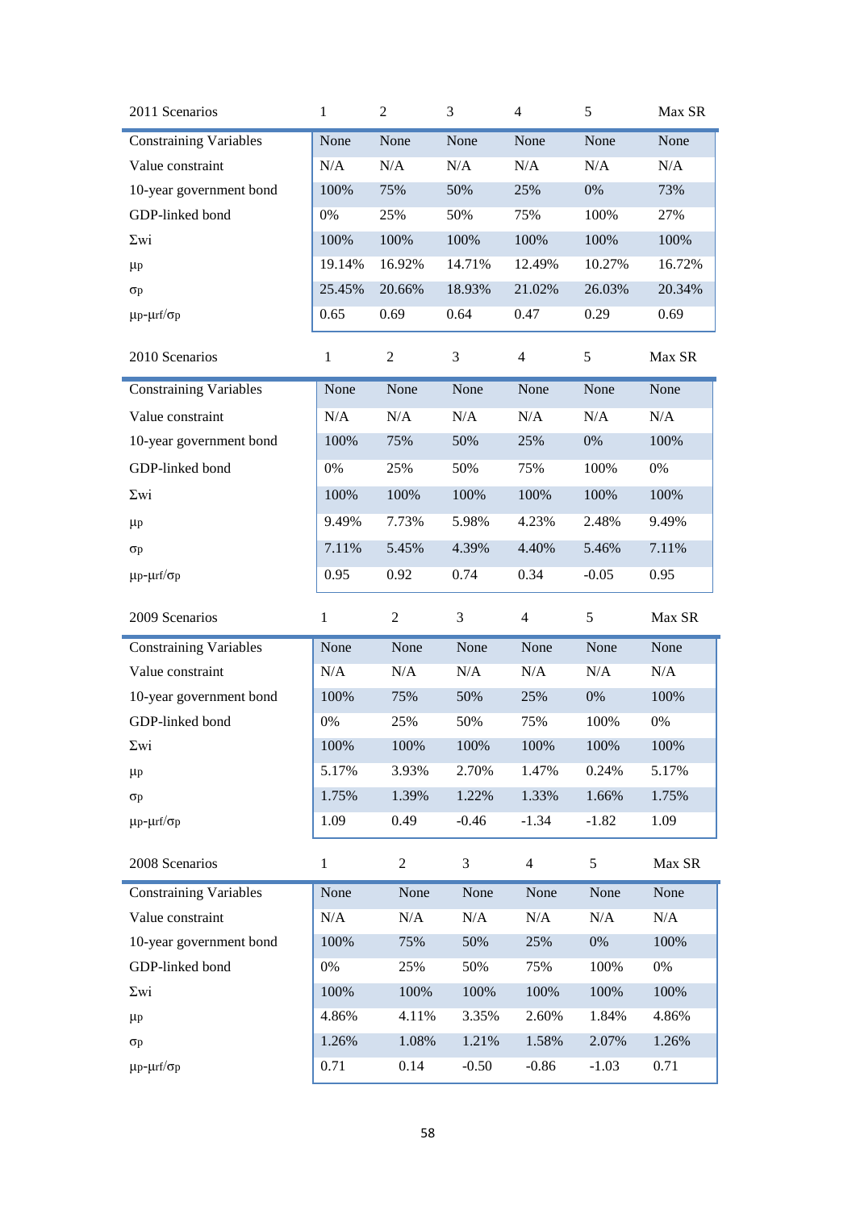| 2011 Scenarios | 1 | 2 | 3 | 4 | 5 | Max SR |
|---|---|---|---|---|---|---|
| Constraining Variables | None | None | None | None | None | None |
| Value constraint | N/A | N/A | N/A | N/A | N/A | N/A |
| 10-year government bond | 100% | 75% | 50% | 25% | 0% | 73% |
| GDP-linked bond | 0% | 25% | 50% | 75% | 100% | 27% |
| $\Sigma wi$ | 100% | 100% | 100% | 100% | 100% | 100% |
| $\mu p$ | 19.14% | 16.92% | 14.71% | 12.49% | 10.27% | 16.72% |
| $\sigma p$ | 25.45% | 20.66% | 18.93% | 21.02% | 26.03% | 20.34% |
| $\mu p$-$\mu rf/\sigma p$ | 0.65 | 0.69 | 0.64 | 0.47 | 0.29 | 0.69 |

| 2010 Scenarios | 1 | 2 | 3 | 4 | 5 | Max SR |
|---|---|---|---|---|---|---|
| Constraining Variables | None | None | None | None | None | None |
| Value constraint | N/A | N/A | N/A | N/A | N/A | N/A |
| 10-year government bond | 100% | 75% | 50% | 25% | 0% | 100% |
| GDP-linked bond | 0% | 25% | 50% | 75% | 100% | 0% |
| $\Sigma wi$ | 100% | 100% | 100% | 100% | 100% | 100% |
| $\mu p$ | 9.49% | 7.73% | 5.98% | 4.23% | 2.48% | 9.49% |
| $\sigma p$ | 7.11% | 5.45% | 4.39% | 4.40% | 5.46% | 7.11% |
| $\mu p$-$\mu rf/\sigma p$ | 0.95 | 0.92 | 0.74 | 0.34 | -0.05 | 0.95 |

| 2009 Scenarios | 1 | 2 | 3 | 4 | 5 | Max SR |
|---|---|---|---|---|---|---|
| Constraining Variables | None | None | None | None | None | None |
| Value constraint | N/A | N/A | N/A | N/A | N/A | N/A |
| 10-year government bond | 100% | 75% | 50% | 25% | 0% | 100% |
| GDP-linked bond | 0% | 25% | 50% | 75% | 100% | 0% |
| $\Sigma wi$ | 100% | 100% | 100% | 100% | 100% | 100% |
| $\mu p$ | 5.17% | 3.93% | 2.70% | 1.47% | 0.24% | 5.17% |
| $\sigma p$ | 1.75% | 1.39% | 1.22% | 1.33% | 1.66% | 1.75% |
| $\mu p$-$\mu rf/\sigma p$ | 1.09 | 0.49 | -0.46 | -1.34 | -1.82 | 1.09 |

| 2008 Scenarios | 1 | 2 | 3 | 4 | 5 | Max SR |
|---|---|---|---|---|---|---|
| Constraining Variables | None | None | None | None | None | None |
| Value constraint | N/A | N/A | N/A | N/A | N/A | N/A |
| 10-year government bond | 100% | 75% | 50% | 25% | 0% | 100% |
| GDP-linked bond | 0% | 25% | 50% | 75% | 100% | 0% |
| $\Sigma wi$ | 100% | 100% | 100% | 100% | 100% | 100% |
| $\mu p$ | 4.86% | 4.11% | 3.35% | 2.60% | 1.84% | 4.86% |
| $\sigma p$ | 1.26% | 1.08% | 1.21% | 1.58% | 2.07% | 1.26% |
| $\mu p$-$\mu rf/\sigma p$ | 0.71 | 0.14 | -0.50 | -0.86 | -1.03 | 0.71 |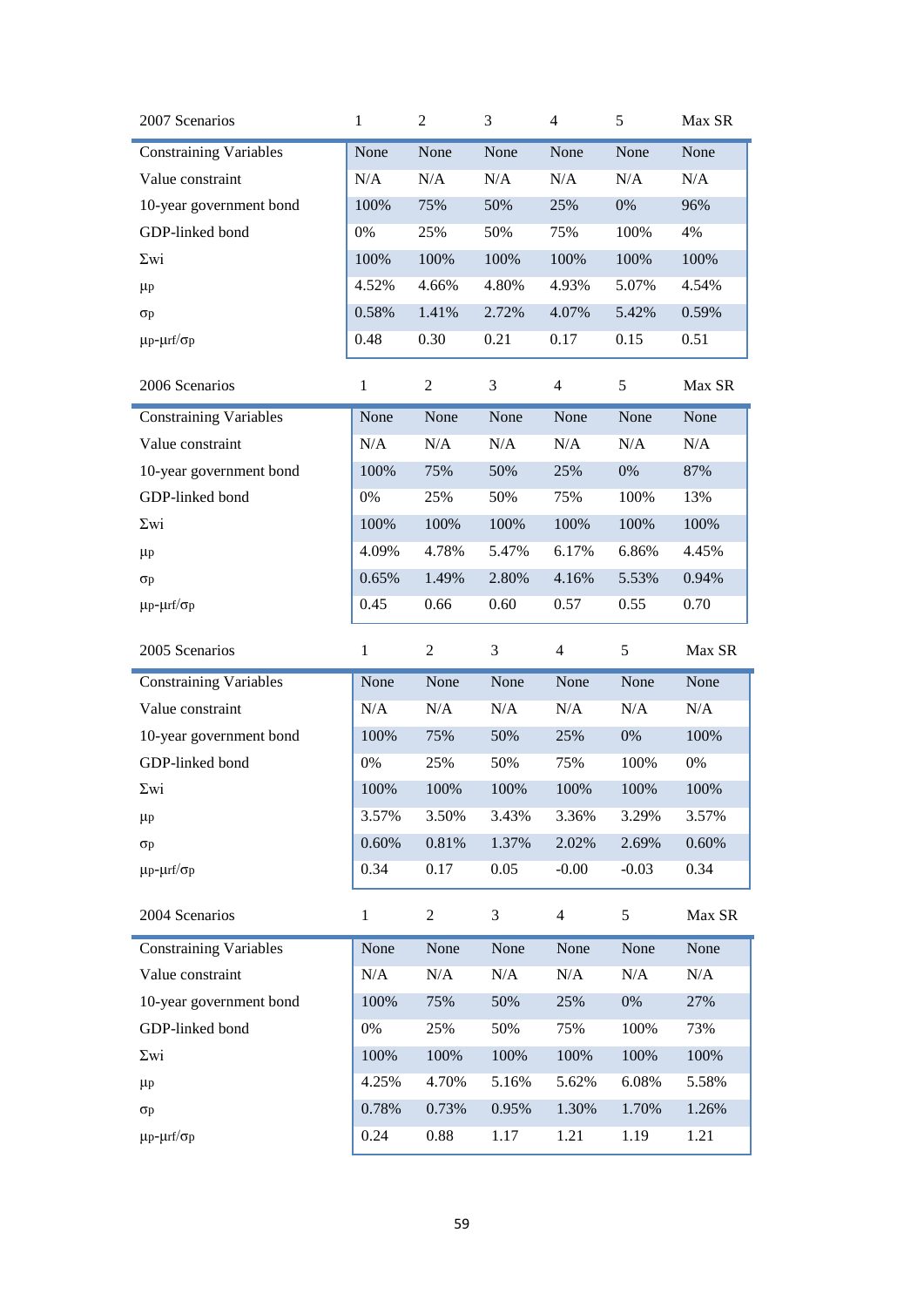| 2007 Scenarios | 1 | 2 | 3 | 4 | 5 | Max SR |
|---|---|---|---|---|---|---|
| Constraining Variables | None | None | None | None | None | None |
| Value constraint | N/A | N/A | N/A | N/A | N/A | N/A |
| 10-year government bond | 100% | 75% | 50% | 25% | 0% | 96% |
| GDP-linked bond | 0% | 25% | 50% | 75% | 100% | 4% |
| Σwi | 100% | 100% | 100% | 100% | 100% | 100% |
| μp | 4.52% | 4.66% | 4.80% | 4.93% | 5.07% | 4.54% |
| σp | 0.58% | 1.41% | 2.72% | 4.07% | 5.42% | 0.59% |
| μp-μrf/σp | 0.48 | 0.30 | 0.21 | 0.17 | 0.15 | 0.51 |

| 2006 Scenarios | 1 | 2 | 3 | 4 | 5 | Max SR |
|---|---|---|---|---|---|---|
| Constraining Variables | None | None | None | None | None | None |
| Value constraint | N/A | N/A | N/A | N/A | N/A | N/A |
| 10-year government bond | 100% | 75% | 50% | 25% | 0% | 87% |
| GDP-linked bond | 0% | 25% | 50% | 75% | 100% | 13% |
| Σwi | 100% | 100% | 100% | 100% | 100% | 100% |
| μp | 4.09% | 4.78% | 5.47% | 6.17% | 6.86% | 4.45% |
| σp | 0.65% | 1.49% | 2.80% | 4.16% | 5.53% | 0.94% |
| μp-μrf/σp | 0.45 | 0.66 | 0.60 | 0.57 | 0.55 | 0.70 |

| 2005 Scenarios | 1 | 2 | 3 | 4 | 5 | Max SR |
|---|---|---|---|---|---|---|
| Constraining Variables | None | None | None | None | None | None |
| Value constraint | N/A | N/A | N/A | N/A | N/A | N/A |
| 10-year government bond | 100% | 75% | 50% | 25% | 0% | 100% |
| GDP-linked bond | 0% | 25% | 50% | 75% | 100% | 0% |
| Σwi | 100% | 100% | 100% | 100% | 100% | 100% |
| μp | 3.57% | 3.50% | 3.43% | 3.36% | 3.29% | 3.57% |
| σp | 0.60% | 0.81% | 1.37% | 2.02% | 2.69% | 0.60% |
| μp-μrf/σp | 0.34 | 0.17 | 0.05 | -0.00 | -0.03 | 0.34 |

| 2004 Scenarios | 1 | 2 | 3 | 4 | 5 | Max SR |
|---|---|---|---|---|---|---|
| Constraining Variables | None | None | None | None | None | None |
| Value constraint | N/A | N/A | N/A | N/A | N/A | N/A |
| 10-year government bond | 100% | 75% | 50% | 25% | 0% | 27% |
| GDP-linked bond | 0% | 25% | 50% | 75% | 100% | 73% |
| Σwi | 100% | 100% | 100% | 100% | 100% | 100% |
| μp | 4.25% | 4.70% | 5.16% | 5.62% | 6.08% | 5.58% |
| σp | 0.78% | 0.73% | 0.95% | 1.30% | 1.70% | 1.26% |
| μp-μrf/σp | 0.24 | 0.88 | 1.17 | 1.21 | 1.19 | 1.21 |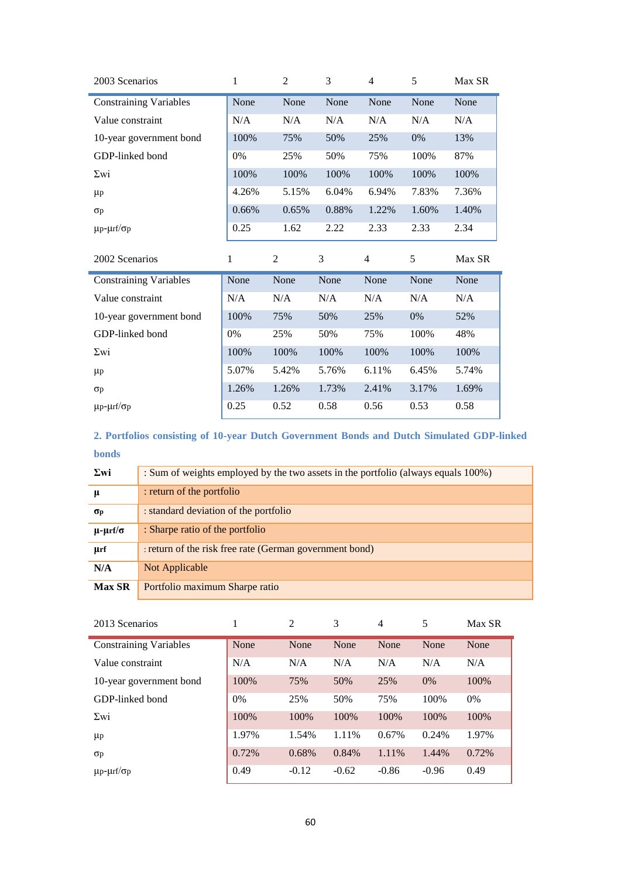| 2003 Scenarios | 1 | 2 | 3 | 4 | 5 | Max SR |
|---|---|---|---|---|---|---|
| Constraining Variables | None | None | None | None | None | None |
| Value constraint | N/A | N/A | N/A | N/A | N/A | N/A |
| 10-year government bond | 100% | 75% | 50% | 25% | 0% | 13% |
| GDP-linked bond | 0% | 25% | 50% | 75% | 100% | 87% |
| Σwi | 100% | 100% | 100% | 100% | 100% | 100% |
| μp | 4.26% | 5.15% | 6.04% | 6.94% | 7.83% | 7.36% |
| σp | 0.66% | 0.65% | 0.88% | 1.22% | 1.60% | 1.40% |
| μp-μrf/σp | 0.25 | 1.62 | 2.22 | 2.33 | 2.33 | 2.34 |

| 2002 Scenarios | 1 | 2 | 3 | 4 | 5 | Max SR |
|---|---|---|---|---|---|---|
| Constraining Variables | None | None | None | None | None | None |
| Value constraint | N/A | N/A | N/A | N/A | N/A | N/A |
| 10-year government bond | 100% | 75% | 50% | 25% | 0% | 52% |
| GDP-linked bond | 0% | 25% | 50% | 75% | 100% | 48% |
| Σwi | 100% | 100% | 100% | 100% | 100% | 100% |
| μp | 5.07% | 5.42% | 5.76% | 6.11% | 6.45% | 5.74% |
| σp | 1.26% | 1.26% | 1.73% | 2.41% | 3.17% | 1.69% |
| μp-μrf/σp | 0.25 | 0.52 | 0.58 | 0.56 | 0.53 | 0.58 |

### 2. Portfolios consisting of 10-year Dutch Government Bonds and Dutch Simulated GDP-linked bonds

| | |
|---|---|
| **Σwi** | : Sum of weights employed by the two assets in the portfolio (always equals 100%) |
| **μ** | : return of the portfolio |
| **σp** | : standard deviation of the portfolio |
| **μ-μrf/σ** | : Sharpe ratio of the portfolio |
| **μrf** | : return of the risk free rate (German government bond) |
| **N/A** | Not Applicable |
| **Max SR** | Portfolio maximum Sharpe ratio |

| 2013 Scenarios | 1 | 2 | 3 | 4 | 5 | Max SR |
|---|---|---|---|---|---|---|
| Constraining Variables | None | None | None | None | None | None |
| Value constraint | N/A | N/A | N/A | N/A | N/A | N/A |
| 10-year government bond | 100% | 75% | 50% | 25% | 0% | 100% |
| GDP-linked bond | 0% | 25% | 50% | 75% | 100% | 0% |
| Σwi | 100% | 100% | 100% | 100% | 100% | 100% |
| μp | 1.97% | 1.54% | 1.11% | 0.67% | 0.24% | 1.97% |
| σp | 0.72% | 0.68% | 0.84% | 1.11% | 1.44% | 0.72% |
| μp-μrf/σp | 0.49 | -0.12 | -0.62 | -0.86 | -0.96 | 0.49 |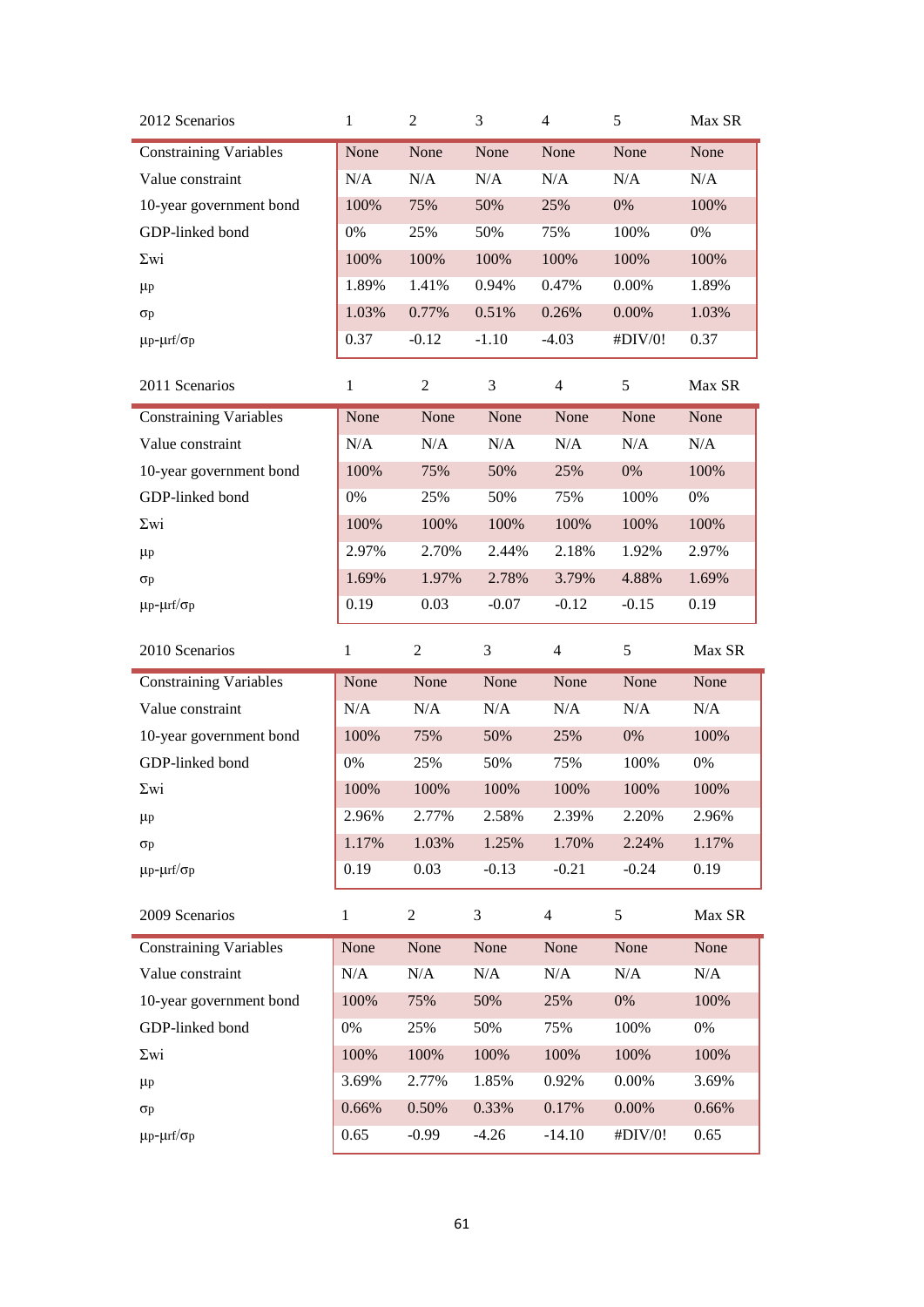| 2012 Scenarios | 1 | 2 | 3 | 4 | 5 | Max SR |
|---|---|---|---|---|---|---|
| Constraining Variables | None | None | None | None | None | None |
| Value constraint | N/A | N/A | N/A | N/A | N/A | N/A |
| 10-year government bond | 100% | 75% | 50% | 25% | 0% | 100% |
| GDP-linked bond | 0% | 25% | 50% | 75% | 100% | 0% |
| Σwi | 100% | 100% | 100% | 100% | 100% | 100% |
| μp | 1.89% | 1.41% | 0.94% | 0.47% | 0.00% | 1.89% |
| σp | 1.03% | 0.77% | 0.51% | 0.26% | 0.00% | 1.03% |
| μp-μrf/σp | 0.37 | -0.12 | -1.10 | -4.03 | #DIV/0! | 0.37 |

| 2011 Scenarios | 1 | 2 | 3 | 4 | 5 | Max SR |
|---|---|---|---|---|---|---|
| Constraining Variables | None | None | None | None | None | None |
| Value constraint | N/A | N/A | N/A | N/A | N/A | N/A |
| 10-year government bond | 100% | 75% | 50% | 25% | 0% | 100% |
| GDP-linked bond | 0% | 25% | 50% | 75% | 100% | 0% |
| Σwi | 100% | 100% | 100% | 100% | 100% | 100% |
| μp | 2.97% | 2.70% | 2.44% | 2.18% | 1.92% | 2.97% |
| σp | 1.69% | 1.97% | 2.78% | 3.79% | 4.88% | 1.69% |
| μp-μrf/σp | 0.19 | 0.03 | -0.07 | -0.12 | -0.15 | 0.19 |

| 2010 Scenarios | 1 | 2 | 3 | 4 | 5 | Max SR |
|---|---|---|---|---|---|---|
| Constraining Variables | None | None | None | None | None | None |
| Value constraint | N/A | N/A | N/A | N/A | N/A | N/A |
| 10-year government bond | 100% | 75% | 50% | 25% | 0% | 100% |
| GDP-linked bond | 0% | 25% | 50% | 75% | 100% | 0% |
| Σwi | 100% | 100% | 100% | 100% | 100% | 100% |
| μp | 2.96% | 2.77% | 2.58% | 2.39% | 2.20% | 2.96% |
| σp | 1.17% | 1.03% | 1.25% | 1.70% | 2.24% | 1.17% |
| μp-μrf/σp | 0.19 | 0.03 | -0.13 | -0.21 | -0.24 | 0.19 |

| 2009 Scenarios | 1 | 2 | 3 | 4 | 5 | Max SR |
|---|---|---|---|---|---|---|
| Constraining Variables | None | None | None | None | None | None |
| Value constraint | N/A | N/A | N/A | N/A | N/A | N/A |
| 10-year government bond | 100% | 75% | 50% | 25% | 0% | 100% |
| GDP-linked bond | 0% | 25% | 50% | 75% | 100% | 0% |
| Σwi | 100% | 100% | 100% | 100% | 100% | 100% |
| μp | 3.69% | 2.77% | 1.85% | 0.92% | 0.00% | 3.69% |
| σp | 0.66% | 0.50% | 0.33% | 0.17% | 0.00% | 0.66% |
| μp-μrf/σp | 0.65 | -0.99 | -4.26 | -14.10 | #DIV/0! | 0.65 |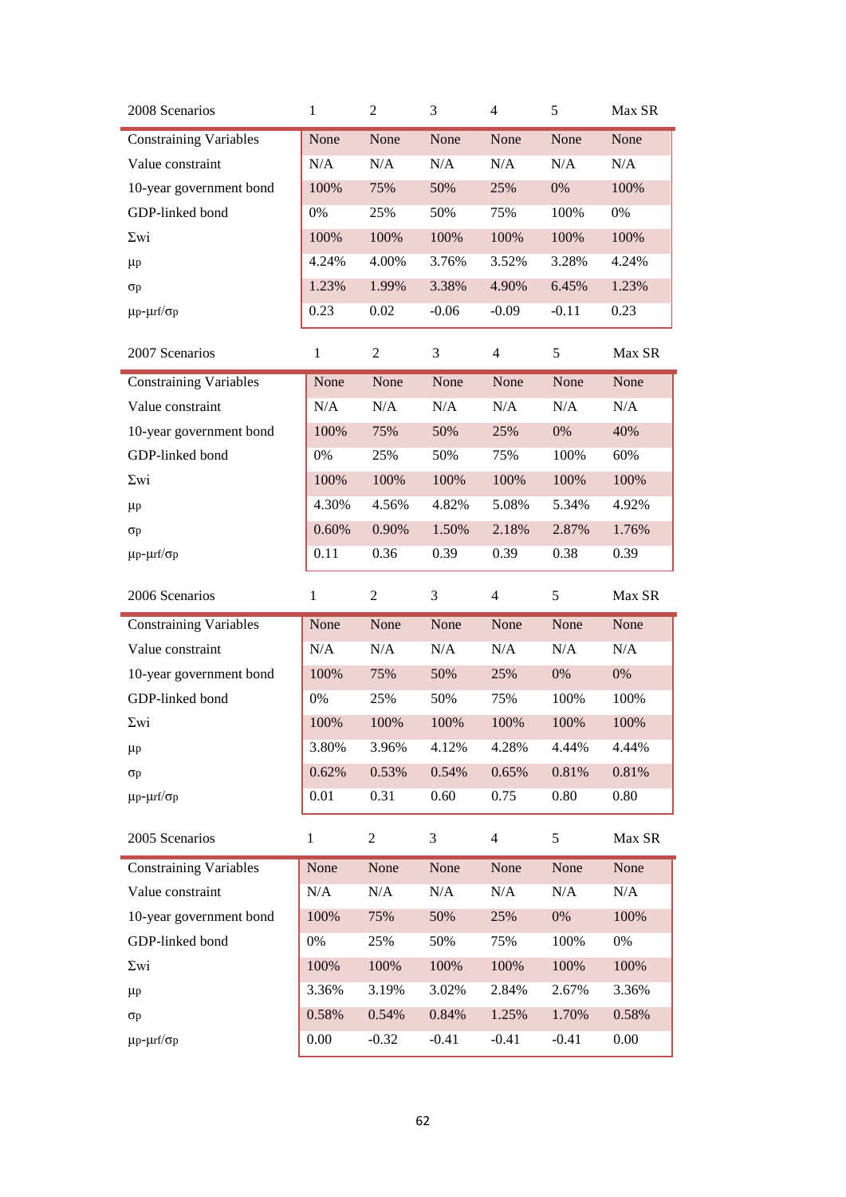| 2008 Scenarios | 1 | 2 | 3 | 4 | 5 | Max SR |
|---|---|---|---|---|---|---|
| Constraining Variables | None | None | None | None | None | None |
| Value constraint | N/A | N/A | N/A | N/A | N/A | N/A |
| 10-year government bond | 100% | 75% | 50% | 25% | 0% | 100% |
| GDP-linked bond | 0% | 25% | 50% | 75% | 100% | 0% |
| $\Sigma wi$ | 100% | 100% | 100% | 100% | 100% | 100% |
| $\mu p$ | 4.24% | 4.00% | 3.76% | 3.52% | 3.28% | 4.24% |
| $\sigma p$ | 1.23% | 1.99% | 3.38% | 4.90% | 6.45% | 1.23% |
| $\mu p\text{-}\mu rf/\sigma p$ | 0.23 | 0.02 | -0.06 | -0.09 | -0.11 | 0.23 |

| 2007 Scenarios | 1 | 2 | 3 | 4 | 5 | Max SR |
|---|---|---|---|---|---|---|
| Constraining Variables | None | None | None | None | None | None |
| Value constraint | N/A | N/A | N/A | N/A | N/A | N/A |
| 10-year government bond | 100% | 75% | 50% | 25% | 0% | 40% |
| GDP-linked bond | 0% | 25% | 50% | 75% | 100% | 60% |
| $\Sigma wi$ | 100% | 100% | 100% | 100% | 100% | 100% |
| $\mu p$ | 4.30% | 4.56% | 4.82% | 5.08% | 5.34% | 4.92% |
| $\sigma p$ | 0.60% | 0.90% | 1.50% | 2.18% | 2.87% | 1.76% |
| $\mu p\text{-}\mu rf/\sigma p$ | 0.11 | 0.36 | 0.39 | 0.39 | 0.38 | 0.39 |

| 2006 Scenarios | 1 | 2 | 3 | 4 | 5 | Max SR |
|---|---|---|---|---|---|---|
| Constraining Variables | None | None | None | None | None | None |
| Value constraint | N/A | N/A | N/A | N/A | N/A | N/A |
| 10-year government bond | 100% | 75% | 50% | 25% | 0% | 0% |
| GDP-linked bond | 0% | 25% | 50% | 75% | 100% | 100% |
| $\Sigma wi$ | 100% | 100% | 100% | 100% | 100% | 100% |
| $\mu p$ | 3.80% | 3.96% | 4.12% | 4.28% | 4.44% | 4.44% |
| $\sigma p$ | 0.62% | 0.53% | 0.54% | 0.65% | 0.81% | 0.81% |
| $\mu p\text{-}\mu rf/\sigma p$ | 0.01 | 0.31 | 0.60 | 0.75 | 0.80 | 0.80 |

| 2005 Scenarios | 1 | 2 | 3 | 4 | 5 | Max SR |
|---|---|---|---|---|---|---|
| Constraining Variables | None | None | None | None | None | None |
| Value constraint | N/A | N/A | N/A | N/A | N/A | N/A |
| 10-year government bond | 100% | 75% | 50% | 25% | 0% | 100% |
| GDP-linked bond | 0% | 25% | 50% | 75% | 100% | 0% |
| $\Sigma wi$ | 100% | 100% | 100% | 100% | 100% | 100% |
| $\mu p$ | 3.36% | 3.19% | 3.02% | 2.84% | 2.67% | 3.36% |
| $\sigma p$ | 0.58% | 0.54% | 0.84% | 1.25% | 1.70% | 0.58% |
| $\mu p\text{-}\mu rf/\sigma p$ | 0.00 | -0.32 | -0.41 | -0.41 | -0.41 | 0.00 |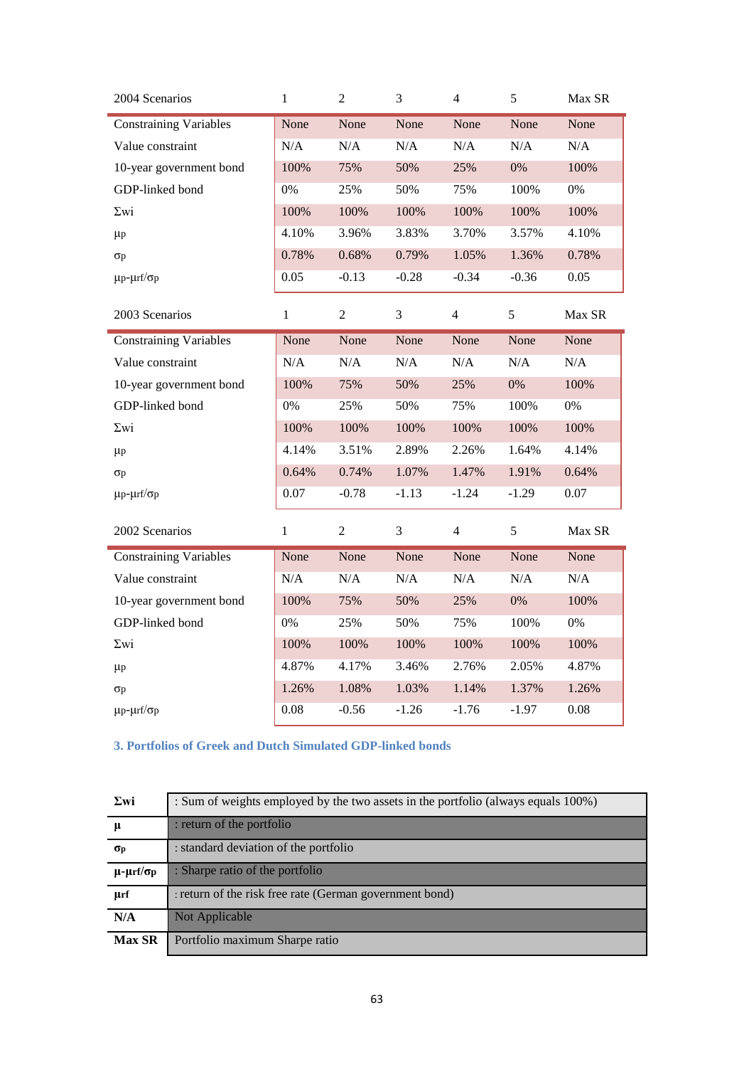| 2004 Scenarios | 1 | 2 | 3 | 4 | 5 | Max SR |
|---|---|---|---|---|---|---|
| Constraining Variables | None | None | None | None | None | None |
| Value constraint | N/A | N/A | N/A | N/A | N/A | N/A |
| 10-year government bond | 100% | 75% | 50% | 25% | 0% | 100% |
| GDP-linked bond | 0% | 25% | 50% | 75% | 100% | 0% |
| Σwi | 100% | 100% | 100% | 100% | 100% | 100% |
| μp | 4.10% | 3.96% | 3.83% | 3.70% | 3.57% | 4.10% |
| σp | 0.78% | 0.68% | 0.79% | 1.05% | 1.36% | 0.78% |
| μp-μrf/σp | 0.05 | -0.13 | -0.28 | -0.34 | -0.36 | 0.05 |

| 2003 Scenarios | 1 | 2 | 3 | 4 | 5 | Max SR |
|---|---|---|---|---|---|---|
| Constraining Variables | None | None | None | None | None | None |
| Value constraint | N/A | N/A | N/A | N/A | N/A | N/A |
| 10-year government bond | 100% | 75% | 50% | 25% | 0% | 100% |
| GDP-linked bond | 0% | 25% | 50% | 75% | 100% | 0% |
| Σwi | 100% | 100% | 100% | 100% | 100% | 100% |
| μp | 4.14% | 3.51% | 2.89% | 2.26% | 1.64% | 4.14% |
| σp | 0.64% | 0.74% | 1.07% | 1.47% | 1.91% | 0.64% |
| μp-μrf/σp | 0.07 | -0.78 | -1.13 | -1.24 | -1.29 | 0.07 |

| 2002 Scenarios | 1 | 2 | 3 | 4 | 5 | Max SR |
|---|---|---|---|---|---|---|
| Constraining Variables | None | None | None | None | None | None |
| Value constraint | N/A | N/A | N/A | N/A | N/A | N/A |
| 10-year government bond | 100% | 75% | 50% | 25% | 0% | 100% |
| GDP-linked bond | 0% | 25% | 50% | 75% | 100% | 0% |
| Σwi | 100% | 100% | 100% | 100% | 100% | 100% |
| μp | 4.87% | 4.17% | 3.46% | 2.76% | 2.05% | 4.87% |
| σp | 1.26% | 1.08% | 1.03% | 1.14% | 1.37% | 1.26% |
| μp-μrf/σp | 0.08 | -0.56 | -1.26 | -1.76 | -1.97 | 0.08 |

### 3. Portfolios of Greek and Dutch Simulated GDP-linked bonds

| | |
|---|---|
| **Σwi** | : Sum of weights employed by the two assets in the portfolio (always equals 100%) |
| **μ** | : return of the portfolio |
| **σp** | : standard deviation of the portfolio |
| **μ-μrf/σp** | : Sharpe ratio of the portfolio |
| **μrf** | : return of the risk free rate (German government bond) |
| **N/A** | Not Applicable |
| **Max SR** | Portfolio maximum Sharpe ratio |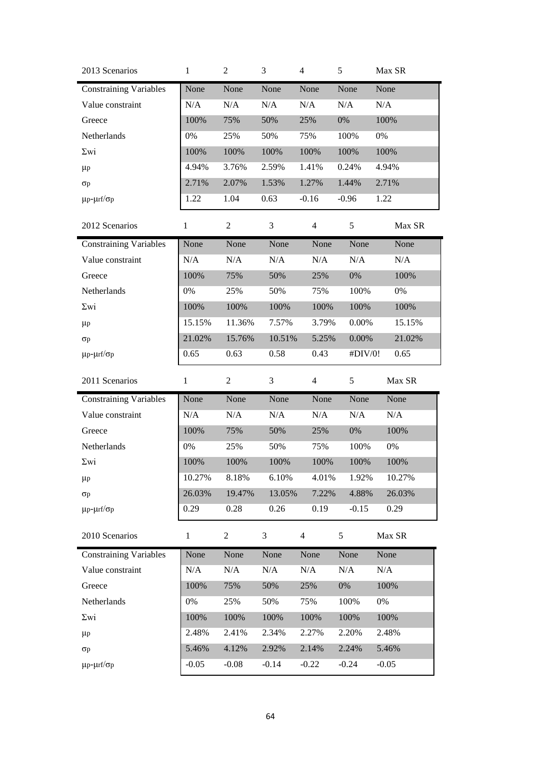| 2013 Scenarios | 1 | 2 | 3 | 4 | 5 | Max SR |
|---|---|---|---|---|---|---|
| Constraining Variables | None | None | None | None | None | None |
| Value constraint | N/A | N/A | N/A | N/A | N/A | N/A |
| Greece | 100% | 75% | 50% | 25% | 0% | 100% |
| Netherlands | 0% | 25% | 50% | 75% | 100% | 0% |
| Σwi | 100% | 100% | 100% | 100% | 100% | 100% |
| $\mu_p$ | 4.94% | 3.76% | 2.59% | 1.41% | 0.24% | 4.94% |
| $\sigma_p$ | 2.71% | 2.07% | 1.53% | 1.27% | 1.44% | 2.71% |
| $\mu_p$-$\mu_{rf}$/$\sigma_p$ | 1.22 | 1.04 | 0.63 | -0.16 | -0.96 | 1.22 |

| 2012 Scenarios | 1 | 2 | 3 | 4 | 5 | Max SR |
|---|---|---|---|---|---|---|
| Constraining Variables | None | None | None | None | None | None |
| Value constraint | N/A | N/A | N/A | N/A | N/A | N/A |
| Greece | 100% | 75% | 50% | 25% | 0% | 100% |
| Netherlands | 0% | 25% | 50% | 75% | 100% | 0% |
| Σwi | 100% | 100% | 100% | 100% | 100% | 100% |
| $\mu_p$ | 15.15% | 11.36% | 7.57% | 3.79% | 0.00% | 15.15% |
| $\sigma_p$ | 21.02% | 15.76% | 10.51% | 5.25% | 0.00% | 21.02% |
| $\mu_p$-$\mu_{rf}$/$\sigma_p$ | 0.65 | 0.63 | 0.58 | 0.43 | #DIV/0! | 0.65 |

| 2011 Scenarios | 1 | 2 | 3 | 4 | 5 | Max SR |
|---|---|---|---|---|---|---|
| Constraining Variables | None | None | None | None | None | None |
| Value constraint | N/A | N/A | N/A | N/A | N/A | N/A |
| Greece | 100% | 75% | 50% | 25% | 0% | 100% |
| Netherlands | 0% | 25% | 50% | 75% | 100% | 0% |
| Σwi | 100% | 100% | 100% | 100% | 100% | 100% |
| $\mu_p$ | 10.27% | 8.18% | 6.10% | 4.01% | 1.92% | 10.27% |
| $\sigma_p$ | 26.03% | 19.47% | 13.05% | 7.22% | 4.88% | 26.03% |
| $\mu_p$-$\mu_{rf}$/$\sigma_p$ | 0.29 | 0.28 | 0.26 | 0.19 | -0.15 | 0.29 |

| 2010 Scenarios | 1 | 2 | 3 | 4 | 5 | Max SR |
|---|---|---|---|---|---|---|
| Constraining Variables | None | None | None | None | None | None |
| Value constraint | N/A | N/A | N/A | N/A | N/A | N/A |
| Greece | 100% | 75% | 50% | 25% | 0% | 100% |
| Netherlands | 0% | 25% | 50% | 75% | 100% | 0% |
| Σwi | 100% | 100% | 100% | 100% | 100% | 100% |
| $\mu_p$ | 2.48% | 2.41% | 2.34% | 2.27% | 2.20% | 2.48% |
| $\sigma_p$ | 5.46% | 4.12% | 2.92% | 2.14% | 2.24% | 5.46% |
| $\mu_p$-$\mu_{rf}$/$\sigma_p$ | -0.05 | -0.08 | -0.14 | -0.22 | -0.24 | -0.05 |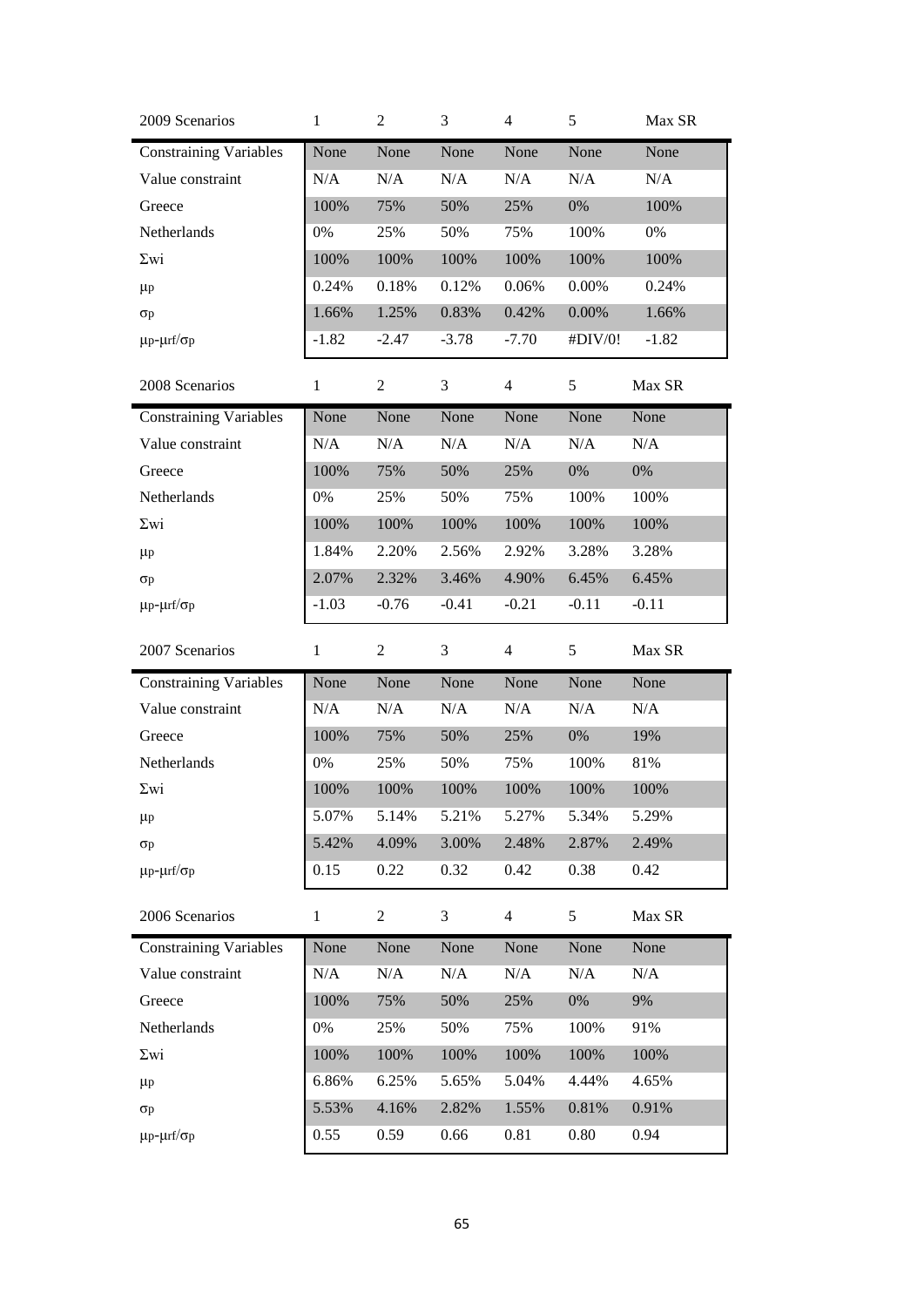| 2009 Scenarios | 1 | 2 | 3 | 4 | 5 | Max SR |
|---|---|---|---|---|---|---|
| Constraining Variables | None | None | None | None | None | None |
| Value constraint | N/A | N/A | N/A | N/A | N/A | N/A |
| Greece | 100% | 75% | 50% | 25% | 0% | 100% |
| Netherlands | 0% | 25% | 50% | 75% | 100% | 0% |
| $\Sigma wi$ | 100% | 100% | 100% | 100% | 100% | 100% |
| $\mu p$ | 0.24% | 0.18% | 0.12% | 0.06% | 0.00% | 0.24% |
| $\sigma p$ | 1.66% | 1.25% | 0.83% | 0.42% | 0.00% | 1.66% |
| $\mu p\text{-}\mu rf/\sigma p$ | -1.82 | -2.47 | -3.78 | -7.70 | #DIV/0! | -1.82 |

| 2008 Scenarios | 1 | 2 | 3 | 4 | 5 | Max SR |
|---|---|---|---|---|---|---|
| Constraining Variables | None | None | None | None | None | None |
| Value constraint | N/A | N/A | N/A | N/A | N/A | N/A |
| Greece | 100% | 75% | 50% | 25% | 0% | 0% |
| Netherlands | 0% | 25% | 50% | 75% | 100% | 100% |
| $\Sigma wi$ | 100% | 100% | 100% | 100% | 100% | 100% |
| $\mu p$ | 1.84% | 2.20% | 2.56% | 2.92% | 3.28% | 3.28% |
| $\sigma p$ | 2.07% | 2.32% | 3.46% | 4.90% | 6.45% | 6.45% |
| $\mu p\text{-}\mu rf/\sigma p$ | -1.03 | -0.76 | -0.41 | -0.21 | -0.11 | -0.11 |

| 2007 Scenarios | 1 | 2 | 3 | 4 | 5 | Max SR |
|---|---|---|---|---|---|---|
| Constraining Variables | None | None | None | None | None | None |
| Value constraint | N/A | N/A | N/A | N/A | N/A | N/A |
| Greece | 100% | 75% | 50% | 25% | 0% | 19% |
| Netherlands | 0% | 25% | 50% | 75% | 100% | 81% |
| $\Sigma wi$ | 100% | 100% | 100% | 100% | 100% | 100% |
| $\mu p$ | 5.07% | 5.14% | 5.21% | 5.27% | 5.34% | 5.29% |
| $\sigma p$ | 5.42% | 4.09% | 3.00% | 2.48% | 2.87% | 2.49% |
| $\mu p\text{-}\mu rf/\sigma p$ | 0.15 | 0.22 | 0.32 | 0.42 | 0.38 | 0.42 |

| 2006 Scenarios | 1 | 2 | 3 | 4 | 5 | Max SR |
|---|---|---|---|---|---|---|
| Constraining Variables | None | None | None | None | None | None |
| Value constraint | N/A | N/A | N/A | N/A | N/A | N/A |
| Greece | 100% | 75% | 50% | 25% | 0% | 9% |
| Netherlands | 0% | 25% | 50% | 75% | 100% | 91% |
| $\Sigma wi$ | 100% | 100% | 100% | 100% | 100% | 100% |
| $\mu p$ | 6.86% | 6.25% | 5.65% | 5.04% | 4.44% | 4.65% |
| $\sigma p$ | 5.53% | 4.16% | 2.82% | 1.55% | 0.81% | 0.91% |
| $\mu p\text{-}\mu rf/\sigma p$ | 0.55 | 0.59 | 0.66 | 0.81 | 0.80 | 0.94 |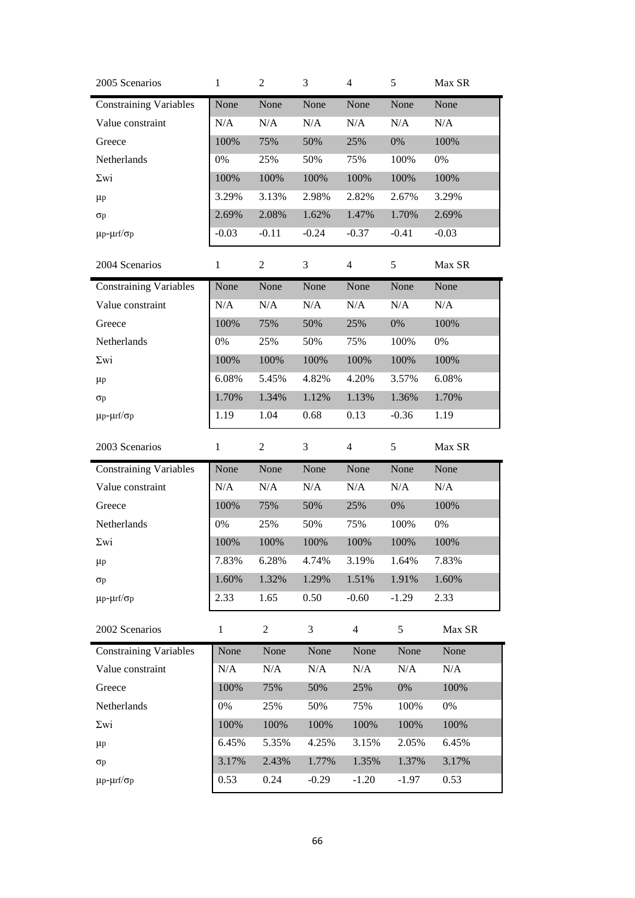| 2005 Scenarios | 1 | 2 | 3 | 4 | 5 | Max SR |
|---|---|---|---|---|---|---|
| Constraining Variables | None | None | None | None | None | None |
| Value constraint | N/A | N/A | N/A | N/A | N/A | N/A |
| Greece | 100% | 75% | 50% | 25% | 0% | 100% |
| Netherlands | 0% | 25% | 50% | 75% | 100% | 0% |
| $\Sigma w_i$ | 100% | 100% | 100% | 100% | 100% | 100% |
| $\mu_p$ | 3.29% | 3.13% | 2.98% | 2.82% | 2.67% | 3.29% |
| $\sigma_p$ | 2.69% | 2.08% | 1.62% | 1.47% | 1.70% | 2.69% |
| $\mu_p\text{-}\mu_{rf}/\sigma_p$ | -0.03 | -0.11 | -0.24 | -0.37 | -0.41 | -0.03 |

| 2004 Scenarios | 1 | 2 | 3 | 4 | 5 | Max SR |
|---|---|---|---|---|---|---|
| Constraining Variables | None | None | None | None | None | None |
| Value constraint | N/A | N/A | N/A | N/A | N/A | N/A |
| Greece | 100% | 75% | 50% | 25% | 0% | 100% |
| Netherlands | 0% | 25% | 50% | 75% | 100% | 0% |
| $\Sigma w_i$ | 100% | 100% | 100% | 100% | 100% | 100% |
| $\mu_p$ | 6.08% | 5.45% | 4.82% | 4.20% | 3.57% | 6.08% |
| $\sigma_p$ | 1.70% | 1.34% | 1.12% | 1.13% | 1.36% | 1.70% |
| $\mu_p\text{-}\mu_{rf}/\sigma_p$ | 1.19 | 1.04 | 0.68 | 0.13 | -0.36 | 1.19 |

| 2003 Scenarios | 1 | 2 | 3 | 4 | 5 | Max SR |
|---|---|---|---|---|---|---|
| Constraining Variables | None | None | None | None | None | None |
| Value constraint | N/A | N/A | N/A | N/A | N/A | N/A |
| Greece | 100% | 75% | 50% | 25% | 0% | 100% |
| Netherlands | 0% | 25% | 50% | 75% | 100% | 0% |
| $\Sigma w_i$ | 100% | 100% | 100% | 100% | 100% | 100% |
| $\mu_p$ | 7.83% | 6.28% | 4.74% | 3.19% | 1.64% | 7.83% |
| $\sigma_p$ | 1.60% | 1.32% | 1.29% | 1.51% | 1.91% | 1.60% |
| $\mu_p\text{-}\mu_{rf}/\sigma_p$ | 2.33 | 1.65 | 0.50 | -0.60 | -1.29 | 2.33 |

| 2002 Scenarios | 1 | 2 | 3 | 4 | 5 | Max SR |
|---|---|---|---|---|---|---|
| Constraining Variables | None | None | None | None | None | None |
| Value constraint | N/A | N/A | N/A | N/A | N/A | N/A |
| Greece | 100% | 75% | 50% | 25% | 0% | 100% |
| Netherlands | 0% | 25% | 50% | 75% | 100% | 0% |
| $\Sigma w_i$ | 100% | 100% | 100% | 100% | 100% | 100% |
| $\mu_p$ | 6.45% | 5.35% | 4.25% | 3.15% | 2.05% | 6.45% |
| $\sigma_p$ | 3.17% | 2.43% | 1.77% | 1.35% | 1.37% | 3.17% |
| $\mu_p\text{-}\mu_{rf}/\sigma_p$ | 0.53 | 0.24 | -0.29 | -1.20 | -1.97 | 0.53 |